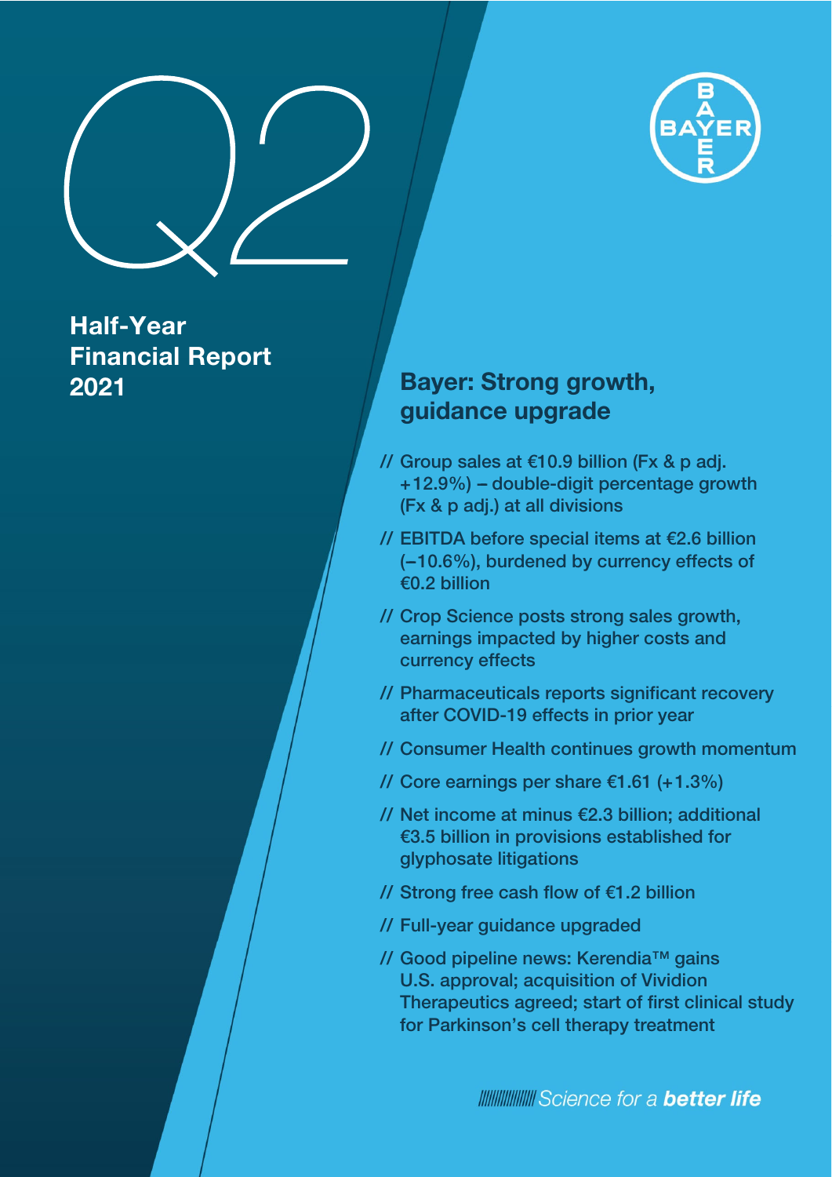Q2

BAYER

# Half-Year Financial Report 2021

## Bayer: Strong growth, guidance upgrade

- // Group sales at €10.9 billion (Fx & p adj. +12.9%) – double-digit percentage growth (Fx & p adj.) at all divisions
- // EBITDA before special items at €2.6 billion (–10.6%), burdened by currency effects of €0.2 billion
- // Crop Science posts strong sales growth, earnings impacted by higher costs and currency effects
- // Pharmaceuticals reports significant recovery after COVID-19 effects in prior year
- // Consumer Health continues growth momentum
- // Core earnings per share €1.61 (+1.3%)
- // Net income at minus €2.3 billion; additional €3.5 billion in provisions established for glyphosate litigations
- // Strong free cash flow of €1.2 billion
- // Full-year guidance upgraded
- // Good pipeline news: Kerendia™ gains U.S. approval; acquisition of Vividion Therapeutics agreed; start of first clinical study for Parkinson's cell therapy treatment

*Science for a **better life***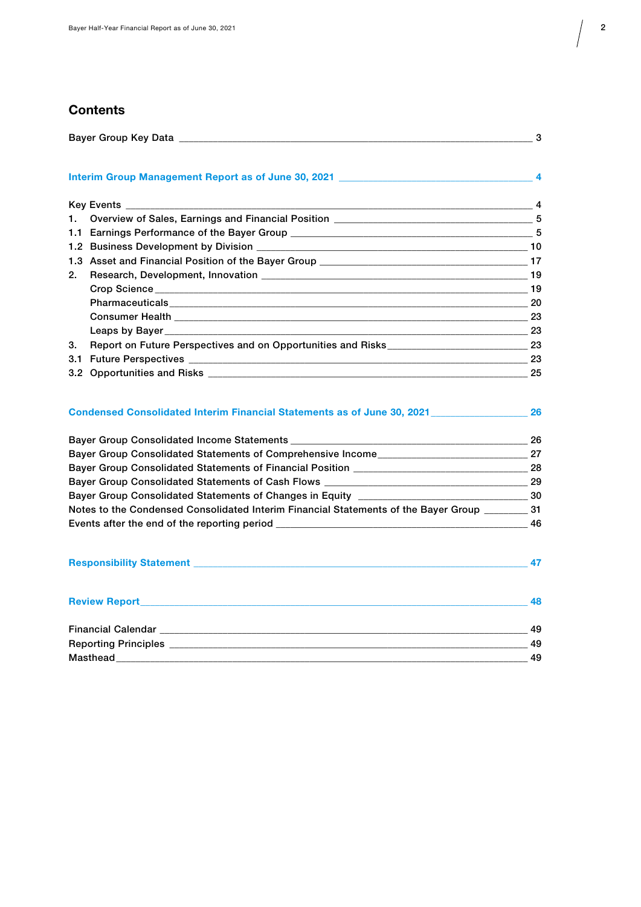## Contents

| | |
|---|---|
| Bayer Group Key Data | 3 |
| **Interim Group Management Report as of June 30, 2021** | **4** |
| Key Events | 4 |
| 1. Overview of Sales, Earnings and Financial Position | 5 |
| 1.1 Earnings Performance of the Bayer Group | 5 |
| 1.2 Business Development by Division | 10 |
| 1.3 Asset and Financial Position of the Bayer Group | 17 |
| 2. Research, Development, Innovation | 19 |
| Crop Science | 19 |
| Pharmaceuticals | 20 |
| Consumer Health | 23 |
| Leaps by Bayer | 23 |
| 3. Report on Future Perspectives and on Opportunities and Risks | 23 |
| 3.1 Future Perspectives | 23 |
| 3.2 Opportunities and Risks | 25 |
| **Condensed Consolidated Interim Financial Statements as of June 30, 2021** | **26** |
| Bayer Group Consolidated Income Statements | 26 |
| Bayer Group Consolidated Statements of Comprehensive Income | 27 |
| Bayer Group Consolidated Statements of Financial Position | 28 |
| Bayer Group Consolidated Statements of Cash Flows | 29 |
| Bayer Group Consolidated Statements of Changes in Equity | 30 |
| Notes to the Condensed Consolidated Interim Financial Statements of the Bayer Group | 31 |
| Events after the end of the reporting period | 46 |
| **Responsibility Statement** | **47** |
| **Review Report** | **48** |
| Financial Calendar | 49 |
| Reporting Principles | 49 |
| Masthead | 49 |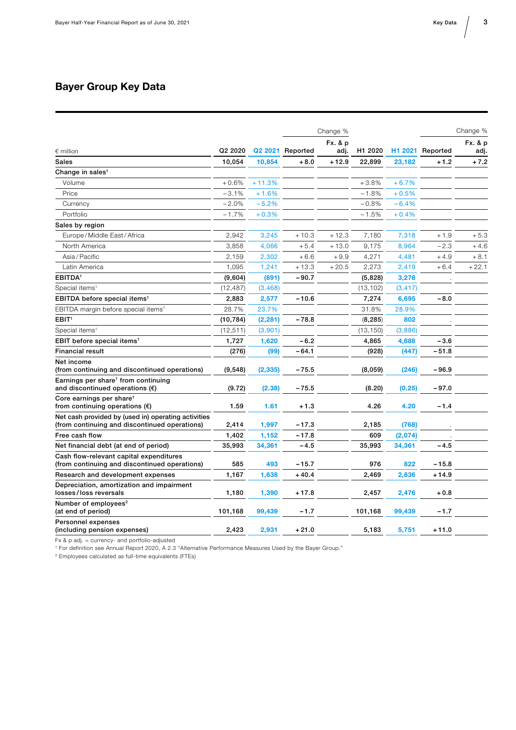## Bayer Group Key Data

| € million | Q2 2020 | Q2 2021 | Change % Reported | Change % Fx. & p adj. | H1 2020 | H1 2021 | Change % Reported | Change % Fx. & p adj. |
|---|---|---|---|---|---|---|---|---|
| **Sales** | **10,054** | **10,854** | **+8.0** | **+12.9** | **22,899** | **23,182** | **+1.2** | **+7.2** |
| **Change in sales**[1] | | | | | | | | |
| Volume | +0.6% | +11.3% | | | +3.8% | +6.7% | | |
| Price | −3.1% | +1.6% | | | −1.8% | +0.5% | | |
| Currency | −2.0% | −5.2% | | | −0.8% | −6.4% | | |
| Portfolio | −1.7% | +0.3% | | | −1.5% | +0.4% | | |
| **Sales by region** | | | | | | | | |
| Europe/Middle East/Africa | 2,942 | 3,245 | +10.3 | +12.3 | 7,180 | 7,318 | +1.9 | +5.3 |
| North America | 3,858 | 4,066 | +5.4 | +13.0 | 9,175 | 8,964 | −2.3 | +4.6 |
| Asia/Pacific | 2,159 | 2,302 | +6.6 | +9.9 | 4,271 | 4,481 | +4.9 | +8.1 |
| Latin America | 1,095 | 1,241 | +13.3 | +20.5 | 2,273 | 2,419 | +6.4 | +22.1 |
| **EBITDA**[1] | **(9,604)** | **(891)** | **−90.7** | | **(5,828)** | **3,278** | **.** | |
| Special items[1] | (12,487) | (3,468) | | | (13,102) | (3,417) | | |
| **EBITDA before special items**[1] | **2,883** | **2,577** | **−10.6** | | **7,274** | **6,695** | **−8.0** | |
| EBITDA margin before special items[1] | 28.7% | 23.7% | | | 31.8% | 28.9% | | |
| **EBIT**[1] | **(10,784)** | **(2,281)** | **−78.8** | | **(8,285)** | **802** | **.** | |
| Special items[1] | (12,511) | (3,901) | | | (13,150) | (3,886) | | |
| **EBIT before special items**[1] | **1,727** | **1,620** | **−6.2** | | **4,865** | **4,688** | **−3.6** | |
| **Financial result** | **(276)** | **(99)** | **−64.1** | | **(928)** | **(447)** | **−51.8** | |
| **Net income (from continuing and discontinued operations)** | **(9,548)** | **(2,335)** | **−75.5** | | **(8,059)** | **(246)** | **−96.9** | |
| **Earnings per share**[1] **from continuing and discontinued operations (€)** | **(9.72)** | **(2.38)** | **−75.5** | | **(8.20)** | **(0.25)** | **−97.0** | |
| **Core earnings per share**[1] **from continuing operations (€)** | **1.59** | **1.61** | **+1.3** | | **4.26** | **4.20** | **−1.4** | |
| **Net cash provided by (used in) operating activities (from continuing and discontinued operations)** | **2,414** | **1,997** | **−17.3** | | **2,185** | **(768)** | **.** | |
| **Free cash flow** | **1,402** | **1,152** | **−17.8** | | **609** | **(2,074)** | **.** | |
| **Net financial debt (at end of period)** | **35,993** | **34,361** | **−4.5** | | **35,993** | **34,361** | **−4.5** | |
| **Cash flow-relevant capital expenditures (from continuing and discontinued operations)** | **585** | **493** | **−15.7** | | **976** | **822** | **−15.8** | |
| **Research and development expenses** | **1,167** | **1,638** | **+40.4** | | **2,469** | **2,836** | **+14.9** | |
| **Depreciation, amortization and impairment losses/loss reversals** | **1,180** | **1,390** | **+17.8** | | **2,457** | **2,476** | **+0.8** | |
| **Number of employees**[2] **(at end of period)** | **101,168** | **99,439** | **−1.7** | | **101,168** | **99,439** | **−1.7** | |
| **Personnel expenses (including pension expenses)** | **2,423** | **2,931** | **+21.0** | | **5,183** | **5,751** | **+11.0** | |

Fx & p adj. = currency- and portfolio-adjusted

[1] For definition see Annual Report 2020, A 2.3 "Alternative Performance Measures Used by the Bayer Group."

[2] Employees calculated as full-time equivalents (FTEs)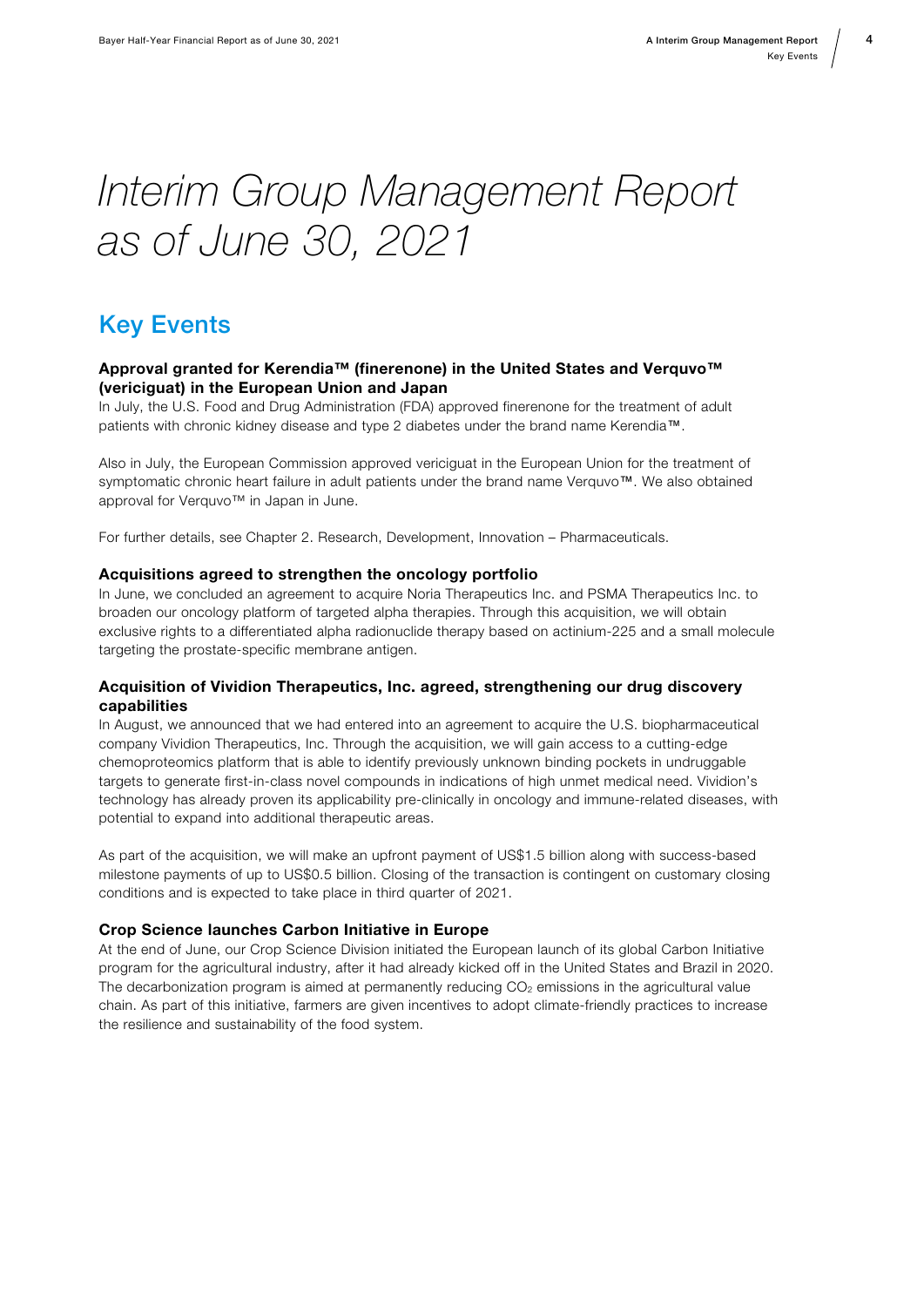# Interim Group Management Report as of June 30, 2021

## Key Events

### Approval granted for Kerendia™ (finerenone) in the United States and Verquvo™ (vericiguat) in the European Union and Japan

In July, the U.S. Food and Drug Administration (FDA) approved finerenone for the treatment of adult patients with chronic kidney disease and type 2 diabetes under the brand name Kerendia™.

Also in July, the European Commission approved vericiguat in the European Union for the treatment of symptomatic chronic heart failure in adult patients under the brand name Verquvo™. We also obtained approval for Verquvo™ in Japan in June.

For further details, see Chapter 2. Research, Development, Innovation – Pharmaceuticals.

### Acquisitions agreed to strengthen the oncology portfolio

In June, we concluded an agreement to acquire Noria Therapeutics Inc. and PSMA Therapeutics Inc. to broaden our oncology platform of targeted alpha therapies. Through this acquisition, we will obtain exclusive rights to a differentiated alpha radionuclide therapy based on actinium-225 and a small molecule targeting the prostate-specific membrane antigen.

### Acquisition of Vividion Therapeutics, Inc. agreed, strengthening our drug discovery capabilities

In August, we announced that we had entered into an agreement to acquire the U.S. biopharmaceutical company Vividion Therapeutics, Inc. Through the acquisition, we will gain access to a cutting-edge chemoproteomics platform that is able to identify previously unknown binding pockets in undruggable targets to generate first-in-class novel compounds in indications of high unmet medical need. Vividion's technology has already proven its applicability pre-clinically in oncology and immune-related diseases, with potential to expand into additional therapeutic areas.

As part of the acquisition, we will make an upfront payment of US$1.5 billion along with success-based milestone payments of up to US$0.5 billion. Closing of the transaction is contingent on customary closing conditions and is expected to take place in third quarter of 2021.

### Crop Science launches Carbon Initiative in Europe

At the end of June, our Crop Science Division initiated the European launch of its global Carbon Initiative program for the agricultural industry, after it had already kicked off in the United States and Brazil in 2020. The decarbonization program is aimed at permanently reducing $CO_2$ emissions in the agricultural value chain. As part of this initiative, farmers are given incentives to adopt climate-friendly practices to increase the resilience and sustainability of the food system.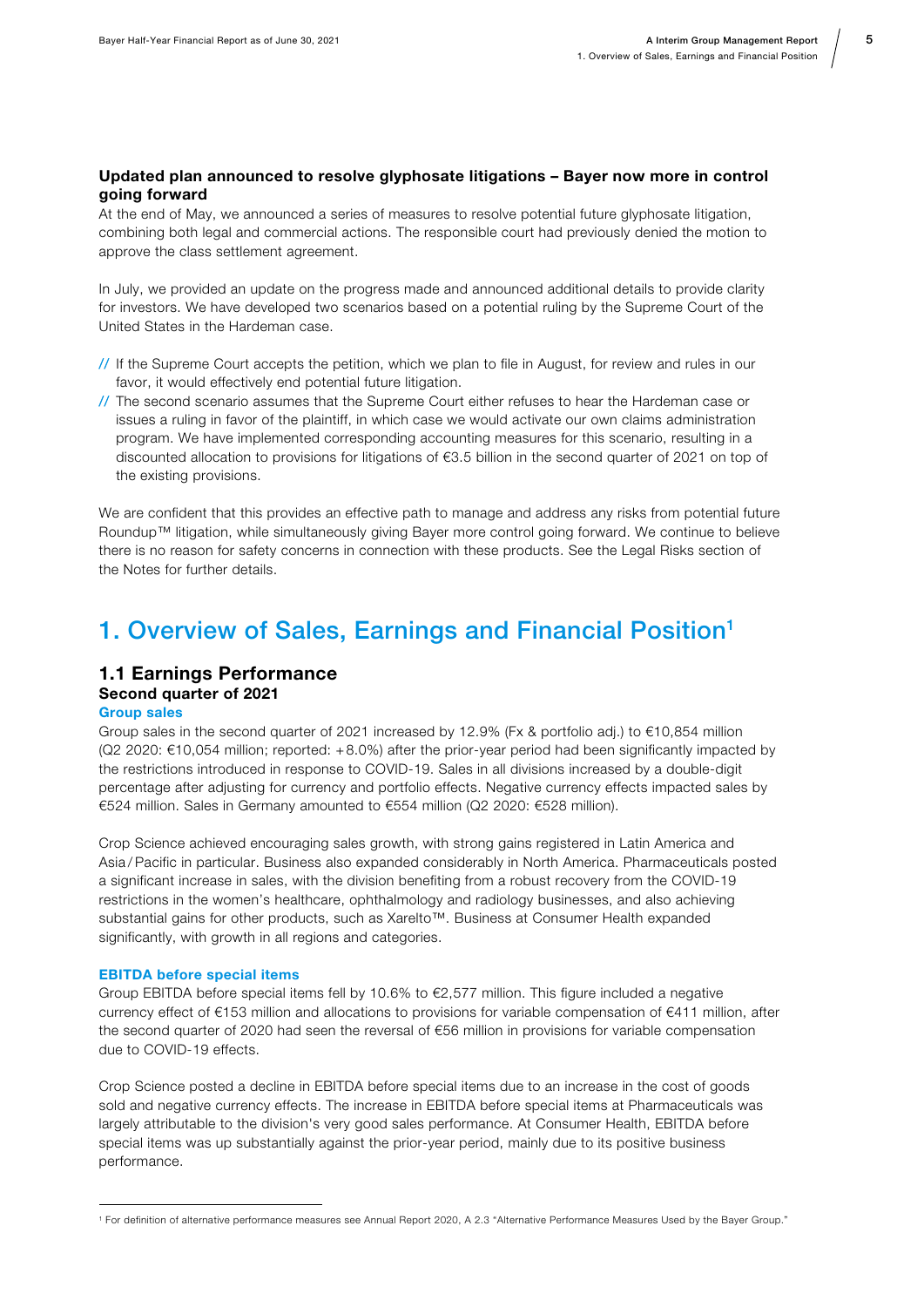**Updated plan announced to resolve glyphosate litigations – Bayer now more in control going forward**

At the end of May, we announced a series of measures to resolve potential future glyphosate litigation, combining both legal and commercial actions. The responsible court had previously denied the motion to approve the class settlement agreement.

In July, we provided an update on the progress made and announced additional details to provide clarity for investors. We have developed two scenarios based on a potential ruling by the Supreme Court of the United States in the Hardeman case.

- If the Supreme Court accepts the petition, which we plan to file in August, for review and rules in our favor, it would effectively end potential future litigation.
- The second scenario assumes that the Supreme Court either refuses to hear the Hardeman case or issues a ruling in favor of the plaintiff, in which case we would activate our own claims administration program. We have implemented corresponding accounting measures for this scenario, resulting in a discounted allocation to provisions for litigations of €3.5 billion in the second quarter of 2021 on top of the existing provisions.

We are confident that this provides an effective path to manage and address any risks from potential future Roundup™ litigation, while simultaneously giving Bayer more control going forward. We continue to believe there is no reason for safety concerns in connection with these products. See the Legal Risks section of the Notes for further details.

# 1. Overview of Sales, Earnings and Financial Position[1]

## 1.1 Earnings Performance

### Second quarter of 2021

#### Group sales

Group sales in the second quarter of 2021 increased by 12.9% (Fx & portfolio adj.) to €10,854 million (Q2 2020: €10,054 million; reported: +8.0%) after the prior-year period had been significantly impacted by the restrictions introduced in response to COVID-19. Sales in all divisions increased by a double-digit percentage after adjusting for currency and portfolio effects. Negative currency effects impacted sales by €524 million. Sales in Germany amounted to €554 million (Q2 2020: €528 million).

Crop Science achieved encouraging sales growth, with strong gains registered in Latin America and Asia / Pacific in particular. Business also expanded considerably in North America. Pharmaceuticals posted a significant increase in sales, with the division benefiting from a robust recovery from the COVID-19 restrictions in the women's healthcare, ophthalmology and radiology businesses, and also achieving substantial gains for other products, such as Xarelto™. Business at Consumer Health expanded significantly, with growth in all regions and categories.

#### EBITDA before special items

Group EBITDA before special items fell by 10.6% to €2,577 million. This figure included a negative currency effect of €153 million and allocations to provisions for variable compensation of €411 million, after the second quarter of 2020 had seen the reversal of €56 million in provisions for variable compensation due to COVID-19 effects.

Crop Science posted a decline in EBITDA before special items due to an increase in the cost of goods sold and negative currency effects. The increase in EBITDA before special items at Pharmaceuticals was largely attributable to the division's very good sales performance. At Consumer Health, EBITDA before special items was up substantially against the prior-year period, mainly due to its positive business performance.

[1] For definition of alternative performance measures see Annual Report 2020, A 2.3 "Alternative Performance Measures Used by the Bayer Group."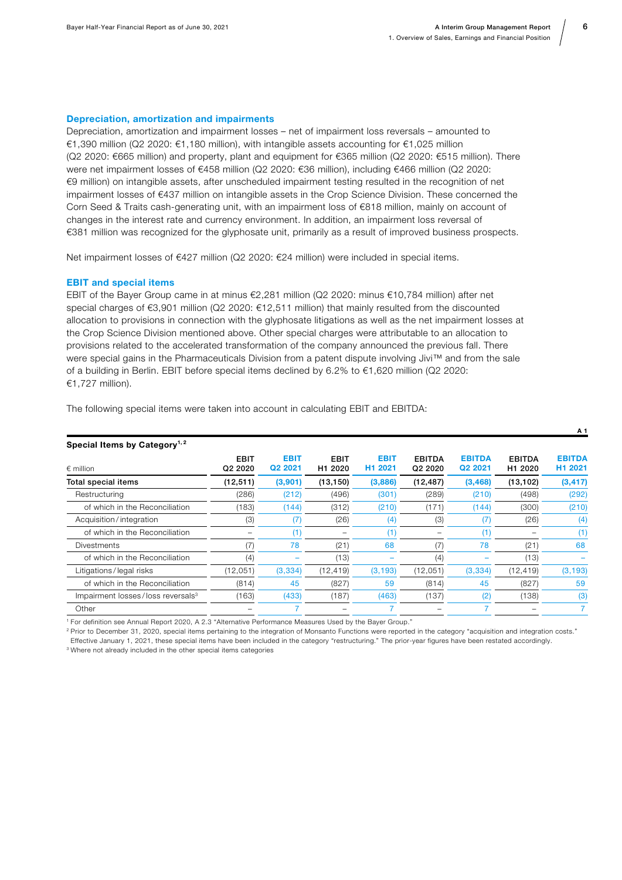### Depreciation, amortization and impairments

Depreciation, amortization and impairment losses – net of impairment loss reversals – amounted to €1,390 million (Q2 2020: €1,180 million), with intangible assets accounting for €1,025 million (Q2 2020: €665 million) and property, plant and equipment for €365 million (Q2 2020: €515 million). There were net impairment losses of €458 million (Q2 2020: €36 million), including €466 million (Q2 2020: €9 million) on intangible assets, after unscheduled impairment testing resulted in the recognition of net impairment losses of €437 million on intangible assets in the Crop Science Division. These concerned the Corn Seed & Traits cash-generating unit, with an impairment loss of €818 million, mainly on account of changes in the interest rate and currency environment. In addition, an impairment loss reversal of €381 million was recognized for the glyphosate unit, primarily as a result of improved business prospects.

Net impairment losses of €427 million (Q2 2020: €24 million) were included in special items.

### EBIT and special items

EBIT of the Bayer Group came in at minus €2,281 million (Q2 2020: minus €10,784 million) after net special charges of €3,901 million (Q2 2020: €12,511 million) that mainly resulted from the discounted allocation to provisions in connection with the glyphosate litigations as well as the net impairment losses at the Crop Science Division mentioned above. Other special charges were attributable to an allocation to provisions related to the accelerated transformation of the company announced the previous fall. There were special gains in the Pharmaceuticals Division from a patent dispute involving Jivi™ and from the sale of a building in Berlin. EBIT before special items declined by 6.2% to €1,620 million (Q2 2020: €1,727 million).

The following special items were taken into account in calculating EBIT and EBITDA:

A 1

**Special Items by Category[1,2]**

| € million | EBIT Q2 2020 | EBIT Q2 2021 | EBIT H1 2020 | EBIT H1 2021 | EBITDA Q2 2020 | EBITDA Q2 2021 | EBITDA H1 2020 | EBITDA H1 2021 |
|---|---|---|---|---|---|---|---|---|
| **Total special items** | **(12,511)** | **(3,901)** | **(13,150)** | **(3,886)** | **(12,487)** | **(3,468)** | **(13,102)** | **(3,417)** |
| Restructuring | (286) | (212) | (496) | (301) | (289) | (210) | (498) | (292) |
| of which in the Reconciliation | (183) | (144) | (312) | (210) | (171) | (144) | (300) | (210) |
| Acquisition/integration | (3) | (7) | (26) | (4) | (3) | (7) | (26) | (4) |
| of which in the Reconciliation | – | (1) | – | (1) | – | (1) | – | (1) |
| Divestments | (7) | 78 | (21) | 68 | (7) | 78 | (21) | 68 |
| of which in the Reconciliation | (4) | – | (13) | – | (4) | – | (13) | – |
| Litigations/legal risks | (12,051) | (3,334) | (12,419) | (3,193) | (12,051) | (3,334) | (12,419) | (3,193) |
| of which in the Reconciliation | (814) | 45 | (827) | 59 | (814) | 45 | (827) | 59 |
| Impairment losses/loss reversals[3] | (163) | (433) | (187) | (463) | (137) | (2) | (138) | (3) |
| Other | – | 7 | – | 7 | – | 7 | – | 7 |

[1] For definition see Annual Report 2020, A 2.3 "Alternative Performance Measures Used by the Bayer Group."
[2] Prior to December 31, 2020, special items pertaining to the integration of Monsanto Functions were reported in the category "acquisition and integration costs." Effective January 1, 2021, these special items have been included in the category "restructuring." The prior-year figures have been restated accordingly.
[3] Where not already included in the other special items categories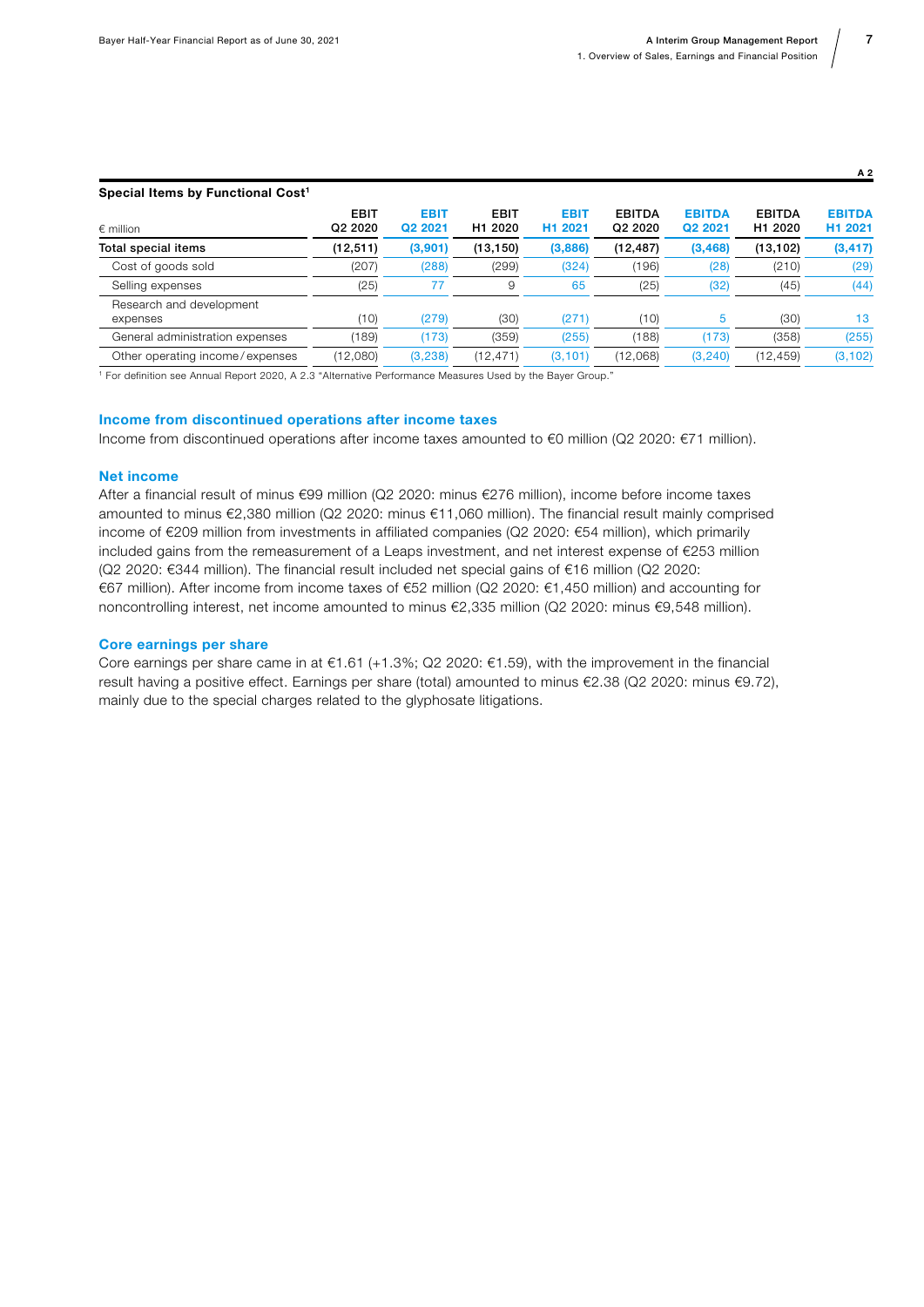A 2

**Special Items by Functional Cost[1]**

| € million | EBIT Q2 2020 | EBIT Q2 2021 | EBIT H1 2020 | EBIT H1 2021 | EBITDA Q2 2020 | EBITDA Q2 2021 | EBITDA H1 2020 | EBITDA H1 2021 |
|---|---|---|---|---|---|---|---|---|
| **Total special items** | **(12,511)** | **(3,901)** | **(13,150)** | **(3,886)** | **(12,487)** | **(3,468)** | **(13,102)** | **(3,417)** |
| Cost of goods sold | (207) | (288) | (299) | (324) | (196) | (28) | (210) | (29) |
| Selling expenses | (25) | 77 | 9 | 65 | (25) | (32) | (45) | (44) |
| Research and development expenses | (10) | (279) | (30) | (271) | (10) | 5 | (30) | 13 |
| General administration expenses | (189) | (173) | (359) | (255) | (188) | (173) | (358) | (255) |
| Other operating income / expenses | (12,080) | (3,238) | (12,471) | (3,101) | (12,068) | (3,240) | (12,459) | (3,102) |

[1] For definition see Annual Report 2020, A 2.3 "Alternative Performance Measures Used by the Bayer Group."

### Income from discontinued operations after income taxes

Income from discontinued operations after income taxes amounted to €0 million (Q2 2020: €71 million).

### Net income

After a financial result of minus €99 million (Q2 2020: minus €276 million), income before income taxes amounted to minus €2,380 million (Q2 2020: minus €11,060 million). The financial result mainly comprised income of €209 million from investments in affiliated companies (Q2 2020: €54 million), which primarily included gains from the remeasurement of a Leaps investment, and net interest expense of €253 million (Q2 2020: €344 million). The financial result included net special gains of €16 million (Q2 2020: €67 million). After income from income taxes of €52 million (Q2 2020: €1,450 million) and accounting for noncontrolling interest, net income amounted to minus €2,335 million (Q2 2020: minus €9,548 million).

### Core earnings per share

Core earnings per share came in at €1.61 (+1.3%; Q2 2020: €1.59), with the improvement in the financial result having a positive effect. Earnings per share (total) amounted to minus €2.38 (Q2 2020: minus €9.72), mainly due to the special charges related to the glyphosate litigations.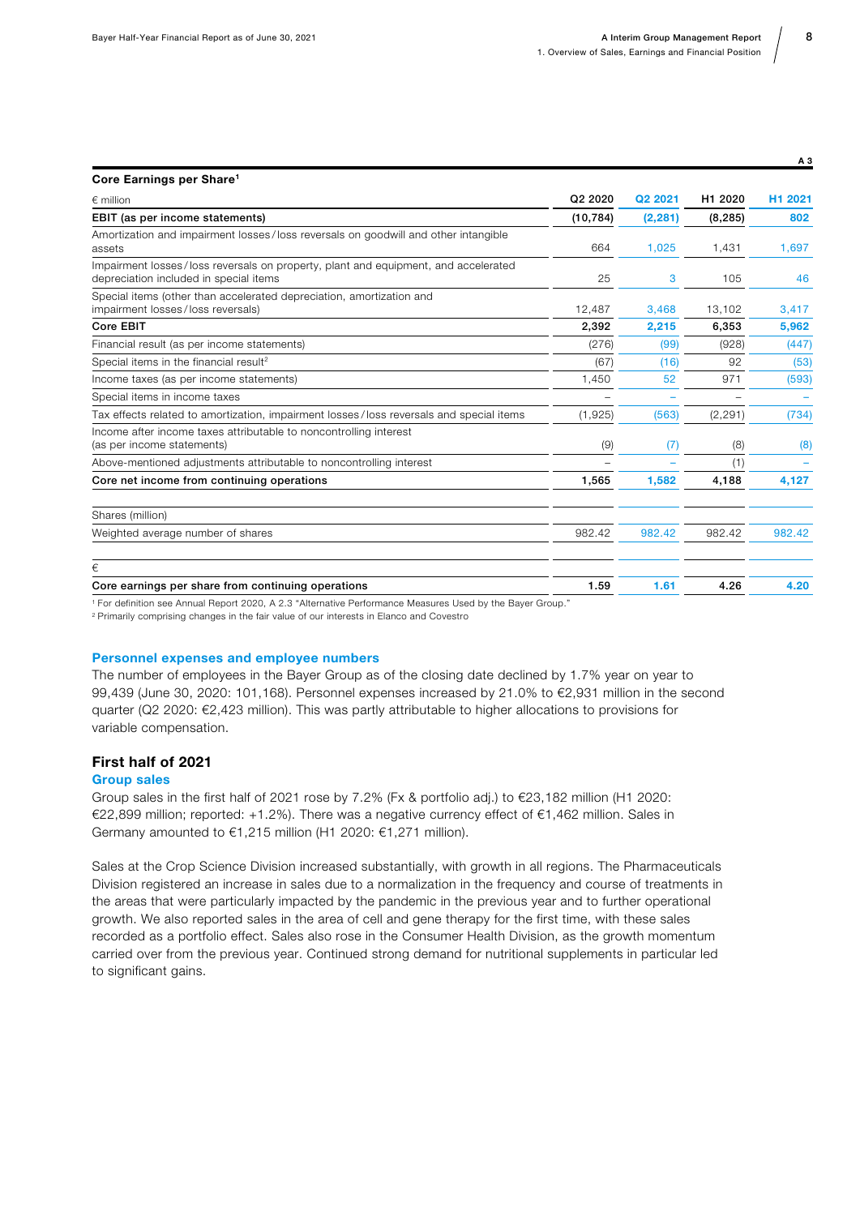A 3

**Core Earnings per Share[1]**

| € million | Q2 2020 | Q2 2021 | H1 2020 | H1 2021 |
|---|---|---|---|---|
| **EBIT (as per income statements)** | **(10,784)** | **(2,281)** | **(8,285)** | **802** |
| Amortization and impairment losses / loss reversals on goodwill and other intangible assets | 664 | 1,025 | 1,431 | 1,697 |
| Impairment losses / loss reversals on property, plant and equipment, and accelerated depreciation included in special items | 25 | 3 | 105 | 46 |
| Special items (other than accelerated depreciation, amortization and impairment losses / loss reversals) | 12,487 | 3,468 | 13,102 | 3,417 |
| **Core EBIT** | **2,392** | **2,215** | **6,353** | **5,962** |
| Financial result (as per income statements) | (276) | (99) | (928) | (447) |
| Special items in the financial result[2] | (67) | (16) | 92 | (53) |
| Income taxes (as per income statements) | 1,450 | 52 | 971 | (593) |
| Special items in income taxes | – | – | – | – |
| Tax effects related to amortization, impairment losses / loss reversals and special items | (1,925) | (563) | (2,291) | (734) |
| Income after income taxes attributable to noncontrolling interest (as per income statements) | (9) | (7) | (8) | (8) |
| Above-mentioned adjustments attributable to noncontrolling interest | – | – | (1) | – |
| **Core net income from continuing operations** | **1,565** | **1,582** | **4,188** | **4,127** |
| | | | | |
| Shares (million) | | | | |
| Weighted average number of shares | 982.42 | 982.42 | 982.42 | 982.42 |
| | | | | |
| € | | | | |
| **Core earnings per share from continuing operations** | **1.59** | **1.61** | **4.26** | **4.20** |

[1] For definition see Annual Report 2020, A 2.3 "Alternative Performance Measures Used by the Bayer Group."
[2] Primarily comprising changes in the fair value of our interests in Elanco and Covestro

### Personnel expenses and employee numbers

The number of employees in the Bayer Group as of the closing date declined by 1.7% year on year to 99,439 (June 30, 2020: 101,168). Personnel expenses increased by 21.0% to €2,931 million in the second quarter (Q2 2020: €2,423 million). This was partly attributable to higher allocations to provisions for variable compensation.

## First half of 2021

### Group sales

Group sales in the first half of 2021 rose by 7.2% (Fx & portfolio adj.) to €23,182 million (H1 2020: €22,899 million; reported: +1.2%). There was a negative currency effect of €1,462 million. Sales in Germany amounted to €1,215 million (H1 2020: €1,271 million).

Sales at the Crop Science Division increased substantially, with growth in all regions. The Pharmaceuticals Division registered an increase in sales due to a normalization in the frequency and course of treatments in the areas that were particularly impacted by the pandemic in the previous year and to further operational growth. We also reported sales in the area of cell and gene therapy for the first time, with these sales recorded as a portfolio effect. Sales also rose in the Consumer Health Division, as the growth momentum carried over from the previous year. Continued strong demand for nutritional supplements in particular led to significant gains.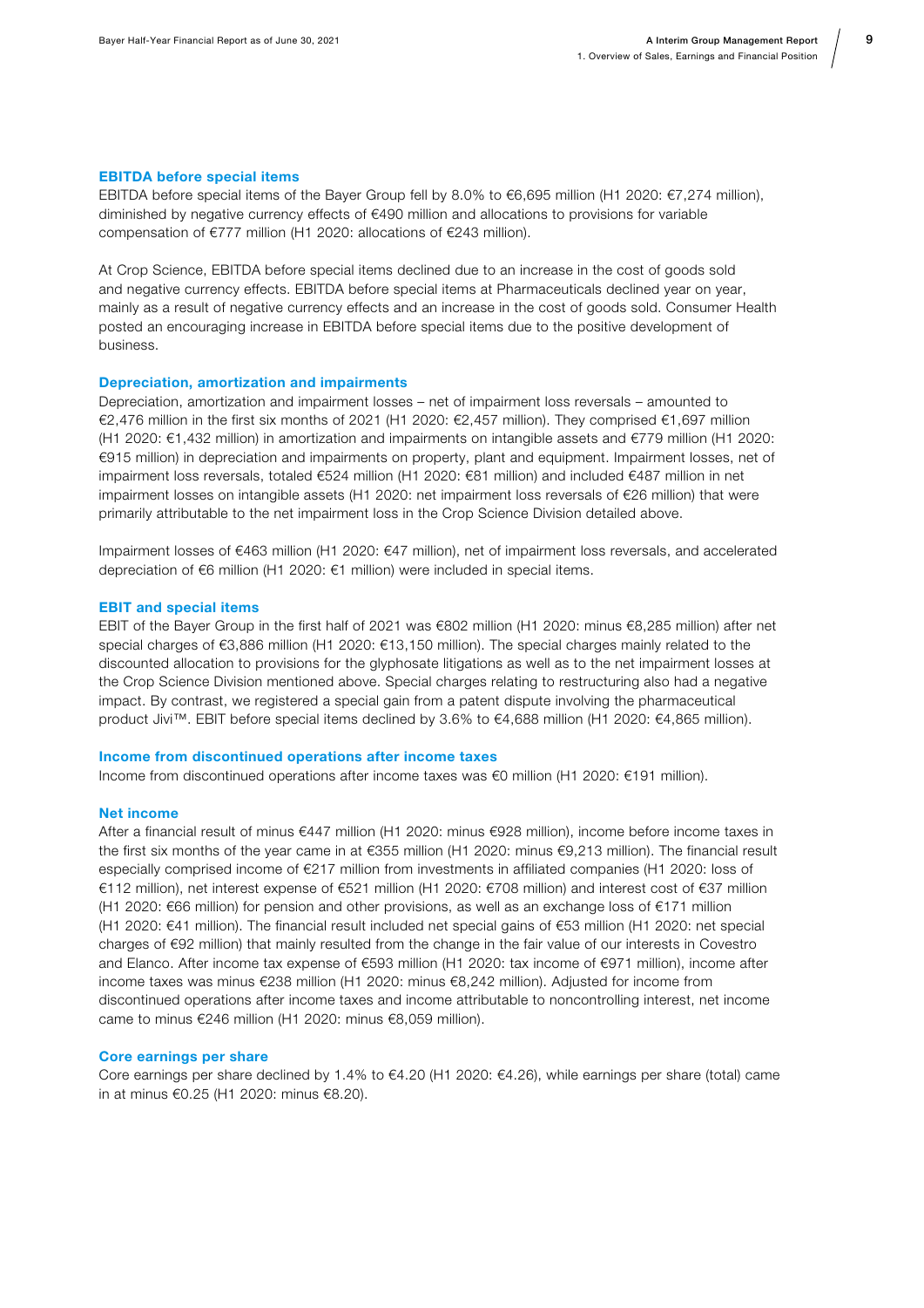### EBITDA before special items

EBITDA before special items of the Bayer Group fell by 8.0% to €6,695 million (H1 2020: €7,274 million), diminished by negative currency effects of €490 million and allocations to provisions for variable compensation of €777 million (H1 2020: allocations of €243 million).

At Crop Science, EBITDA before special items declined due to an increase in the cost of goods sold and negative currency effects. EBITDA before special items at Pharmaceuticals declined year on year, mainly as a result of negative currency effects and an increase in the cost of goods sold. Consumer Health posted an encouraging increase in EBITDA before special items due to the positive development of business.

### Depreciation, amortization and impairments

Depreciation, amortization and impairment losses – net of impairment loss reversals – amounted to €2,476 million in the first six months of 2021 (H1 2020: €2,457 million). They comprised €1,697 million (H1 2020: €1,432 million) in amortization and impairments on intangible assets and €779 million (H1 2020: €915 million) in depreciation and impairments on property, plant and equipment. Impairment losses, net of impairment loss reversals, totaled €524 million (H1 2020: €81 million) and included €487 million in net impairment losses on intangible assets (H1 2020: net impairment loss reversals of €26 million) that were primarily attributable to the net impairment loss in the Crop Science Division detailed above.

Impairment losses of €463 million (H1 2020: €47 million), net of impairment loss reversals, and accelerated depreciation of €6 million (H1 2020: €1 million) were included in special items.

### EBIT and special items

EBIT of the Bayer Group in the first half of 2021 was €802 million (H1 2020: minus €8,285 million) after net special charges of €3,886 million (H1 2020: €13,150 million). The special charges mainly related to the discounted allocation to provisions for the glyphosate litigations as well as to the net impairment losses at the Crop Science Division mentioned above. Special charges relating to restructuring also had a negative impact. By contrast, we registered a special gain from a patent dispute involving the pharmaceutical product Jivi™. EBIT before special items declined by 3.6% to €4,688 million (H1 2020: €4,865 million).

### Income from discontinued operations after income taxes

Income from discontinued operations after income taxes was €0 million (H1 2020: €191 million).

### Net income

After a financial result of minus €447 million (H1 2020: minus €928 million), income before income taxes in the first six months of the year came in at €355 million (H1 2020: minus €9,213 million). The financial result especially comprised income of €217 million from investments in affiliated companies (H1 2020: loss of €112 million), net interest expense of €521 million (H1 2020: €708 million) and interest cost of €37 million (H1 2020: €66 million) for pension and other provisions, as well as an exchange loss of €171 million (H1 2020: €41 million). The financial result included net special gains of €53 million (H1 2020: net special charges of €92 million) that mainly resulted from the change in the fair value of our interests in Covestro and Elanco. After income tax expense of €593 million (H1 2020: tax income of €971 million), income after income taxes was minus €238 million (H1 2020: minus €8,242 million). Adjusted for income from discontinued operations after income taxes and income attributable to noncontrolling interest, net income came to minus €246 million (H1 2020: minus €8,059 million).

### Core earnings per share

Core earnings per share declined by 1.4% to €4.20 (H1 2020: €4.26), while earnings per share (total) came in at minus €0.25 (H1 2020: minus €8.20).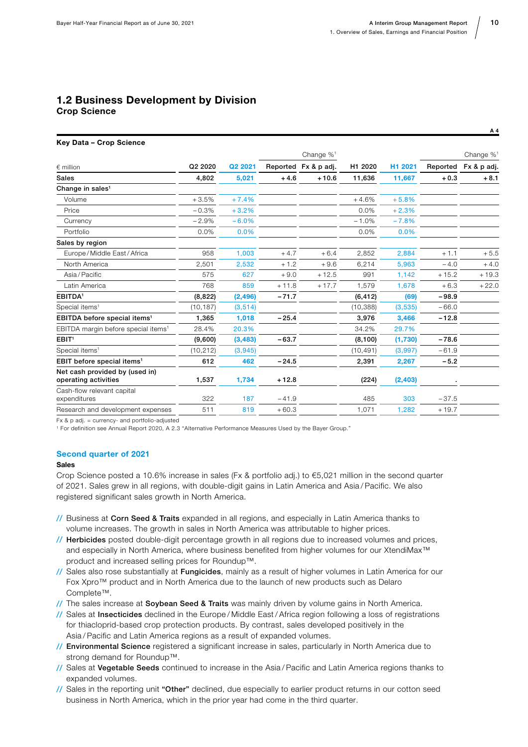## 1.2 Business Development by Division

### Crop Science

A 4

**Key Data – Crop Science**

| € million | Q2 2020 | Q2 2021 | Change %[1] Reported | Change %[1] Fx & p adj. | H1 2020 | H1 2021 | Change %[1] Reported | Change %[1] Fx & p adj. |
|---|---|---|---|---|---|---|---|---|
| **Sales** | **4,802** | **5,021** | **+4.6** | **+10.6** | **11,636** | **11,667** | **+0.3** | **+8.1** |
| **Change in sales[1]** | | | | | | | | |
| Volume | +3.5% | +7.4% | | | +4.6% | +5.8% | | |
| Price | −0.3% | +3.2% | | | 0.0% | +2.3% | | |
| Currency | −2.9% | −6.0% | | | −1.0% | −7.8% | | |
| Portfolio | 0.0% | 0.0% | | | 0.0% | 0.0% | | |
| **Sales by region** | | | | | | | | |
| Europe / Middle East / Africa | 958 | 1,003 | +4.7 | +6.4 | 2,852 | 2,884 | +1.1 | +5.5 |
| North America | 2,501 | 2,532 | +1.2 | +9.6 | 6,214 | 5,963 | −4.0 | +4.0 |
| Asia / Pacific | 575 | 627 | +9.0 | +12.5 | 991 | 1,142 | +15.2 | +19.3 |
| Latin America | 768 | 859 | +11.8 | +17.7 | 1,579 | 1,678 | +6.3 | +22.0 |
| **EBITDA[1]** | **(8,822)** | **(2,496)** | **−71.7** | | **(6,412)** | **(69)** | **−98.9** | |
| Special items[1] | (10,187) | (3,514) | | | (10,388) | (3,535) | −66.0 | |
| **EBITDA before special items[1]** | **1,365** | **1,018** | **−25.4** | | **3,976** | **3,466** | **−12.8** | |
| EBITDA margin before special items[1] | 28.4% | 20.3% | | | 34.2% | 29.7% | | |
| **EBIT[1]** | **(9,600)** | **(3,483)** | **−63.7** | | **(8,100)** | **(1,730)** | **−78.6** | |
| Special items[1] | (10,212) | (3,945) | | | (10,491) | (3,997) | −61.9 | |
| **EBIT before special items[1]** | **612** | **462** | **−24.5** | | **2,391** | **2,267** | **−5.2** | |
| **Net cash provided by (used in) operating activities** | **1,537** | **1,734** | **+12.8** | | **(224)** | **(2,403)** | **.** | |
| Cash-flow relevant capital expenditures | 322 | 187 | −41.9 | | 485 | 303 | −37.5 | |
| Research and development expenses | 511 | 819 | +60.3 | | 1,071 | 1,282 | +19.7 | |

Fx & p adj. = currency- and portfolio-adjusted

[1] For definition see Annual Report 2020, A 2.3 "Alternative Performance Measures Used by the Bayer Group."

### Second quarter of 2021

**Sales**

Crop Science posted a 10.6% increase in sales (Fx & portfolio adj.) to €5,021 million in the second quarter of 2021. Sales grew in all regions, with double-digit gains in Latin America and Asia / Pacific. We also registered significant sales growth in North America.

- Business at **Corn Seed & Traits** expanded in all regions, and especially in Latin America thanks to volume increases. The growth in sales in North America was attributable to higher prices.
- **Herbicides** posted double-digit percentage growth in all regions due to increased volumes and prices, and especially in North America, where business benefited from higher volumes for our XtendiMax™ product and increased selling prices for Roundup™.
- Sales also rose substantially at **Fungicides**, mainly as a result of higher volumes in Latin America for our Fox Xpro™ product and in North America due to the launch of new products such as Delaro Complete™.
- The sales increase at **Soybean Seed & Traits** was mainly driven by volume gains in North America.
- Sales at **Insecticides** declined in the Europe / Middle East / Africa region following a loss of registrations for thiacloprid-based crop protection products. By contrast, sales developed positively in the Asia / Pacific and Latin America regions as a result of expanded volumes.
- **Environmental Science** registered a significant increase in sales, particularly in North America due to strong demand for Roundup™.
- Sales at **Vegetable Seeds** continued to increase in the Asia / Pacific and Latin America regions thanks to expanded volumes.
- Sales in the reporting unit **"Other"** declined, due especially to earlier product returns in our cotton seed business in North America, which in the prior year had come in the third quarter.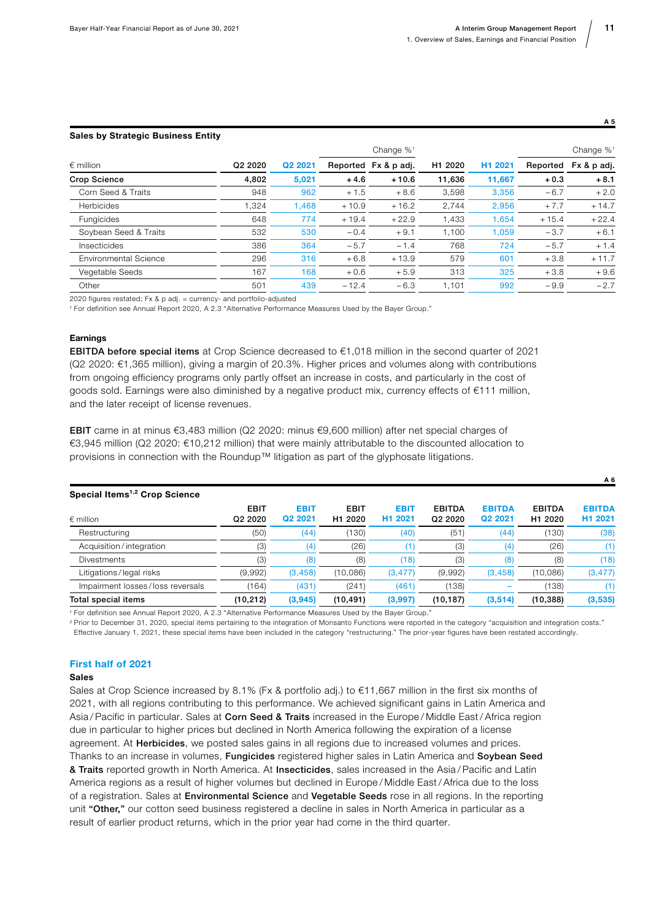A 5

**Sales by Strategic Business Entity**

| € million | Q2 2020 | Q2 2021 | Change %[1] Reported | Change %[1] Fx & p adj. | H1 2020 | H1 2021 | Change %[1] Reported | Change %[1] Fx & p adj. |
|---|---|---|---|---|---|---|---|---|
| **Crop Science** | **4,802** | **5,021** | **+4.6** | **+10.6** | **11,636** | **11,667** | **+0.3** | **+8.1** |
| Corn Seed & Traits | 948 | 962 | +1.5 | +8.6 | 3,598 | 3,356 | −6.7 | +2.0 |
| Herbicides | 1,324 | 1,468 | +10.9 | +16.2 | 2,744 | 2,956 | +7.7 | +14.7 |
| Fungicides | 648 | 774 | +19.4 | +22.9 | 1,433 | 1,654 | +15.4 | +22.4 |
| Soybean Seed & Traits | 532 | 530 | −0.4 | +9.1 | 1,100 | 1,059 | −3.7 | +6.1 |
| Insecticides | 386 | 364 | −5.7 | −1.4 | 768 | 724 | −5.7 | +1.4 |
| Environmental Science | 296 | 316 | +6.8 | +13.9 | 579 | 601 | +3.8 | +11.7 |
| Vegetable Seeds | 167 | 168 | +0.6 | +5.9 | 313 | 325 | +3.8 | +9.6 |
| Other | 501 | 439 | −12.4 | −6.3 | 1,101 | 992 | −9.9 | −2.7 |

2020 figures restated; Fx & p adj. = currency- and portfolio-adjusted

[1] For definition see Annual Report 2020, A 2.3 "Alternative Performance Measures Used by the Bayer Group."

#### Earnings

**EBITDA before special items** at Crop Science decreased to €1,018 million in the second quarter of 2021 (Q2 2020: €1,365 million), giving a margin of 20.3%. Higher prices and volumes along with contributions from ongoing efficiency programs only partly offset an increase in costs, and particularly in the cost of goods sold. Earnings were also diminished by a negative product mix, currency effects of €111 million, and the later receipt of license revenues.

**EBIT** came in at minus €3,483 million (Q2 2020: minus €9,600 million) after net special charges of €3,945 million (Q2 2020: €10,212 million) that were mainly attributable to the discounted allocation to provisions in connection with the Roundup™ litigation as part of the glyphosate litigations.

A 6

**Special Items[1,2] Crop Science**

| € million | EBIT Q2 2020 | EBIT Q2 2021 | EBIT H1 2020 | EBIT H1 2021 | EBITDA Q2 2020 | EBITDA Q2 2021 | EBITDA H1 2020 | EBITDA H1 2021 |
|---|---|---|---|---|---|---|---|---|
| Restructuring | (50) | (44) | (130) | (40) | (51) | (44) | (130) | (38) |
| Acquisition / integration | (3) | (4) | (26) | (1) | (3) | (4) | (26) | (1) |
| Divestments | (3) | (8) | (8) | (18) | (3) | (8) | (8) | (18) |
| Litigations / legal risks | (9,992) | (3,458) | (10,086) | (3,477) | (9,992) | (3,458) | (10,086) | (3,477) |
| Impairment losses / loss reversals | (164) | (431) | (241) | (461) | (138) | – | (138) | (1) |
| **Total special items** | **(10,212)** | **(3,945)** | **(10,491)** | **(3,997)** | **(10,187)** | **(3,514)** | **(10,388)** | **(3,535)** |

[1] For definition see Annual Report 2020, A 2.3 "Alternative Performance Measures Used by the Bayer Group."

[2] Prior to December 31, 2020, special items pertaining to the integration of Monsanto Functions were reported in the category "acquisition and integration costs." Effective January 1, 2021, these special items have been included in the category "restructuring." The prior-year figures have been restated accordingly.

### First half of 2021

#### Sales

Sales at Crop Science increased by 8.1% (Fx & portfolio adj.) to €11,667 million in the first six months of 2021, with all regions contributing to this performance. We achieved significant gains in Latin America and Asia / Pacific in particular. Sales at **Corn Seed & Traits** increased in the Europe / Middle East / Africa region due in particular to higher prices but declined in North America following the expiration of a license agreement. At **Herbicides**, we posted sales gains in all regions due to increased volumes and prices. Thanks to an increase in volumes, **Fungicides** registered higher sales in Latin America and **Soybean Seed & Traits** reported growth in North America. At **Insecticides**, sales increased in the Asia / Pacific and Latin America regions as a result of higher volumes but declined in Europe / Middle East / Africa due to the loss of a registration. Sales at **Environmental Science** and **Vegetable Seeds** rose in all regions. In the reporting unit **"Other,"** our cotton seed business registered a decline in sales in North America in particular as a result of earlier product returns, which in the prior year had come in the third quarter.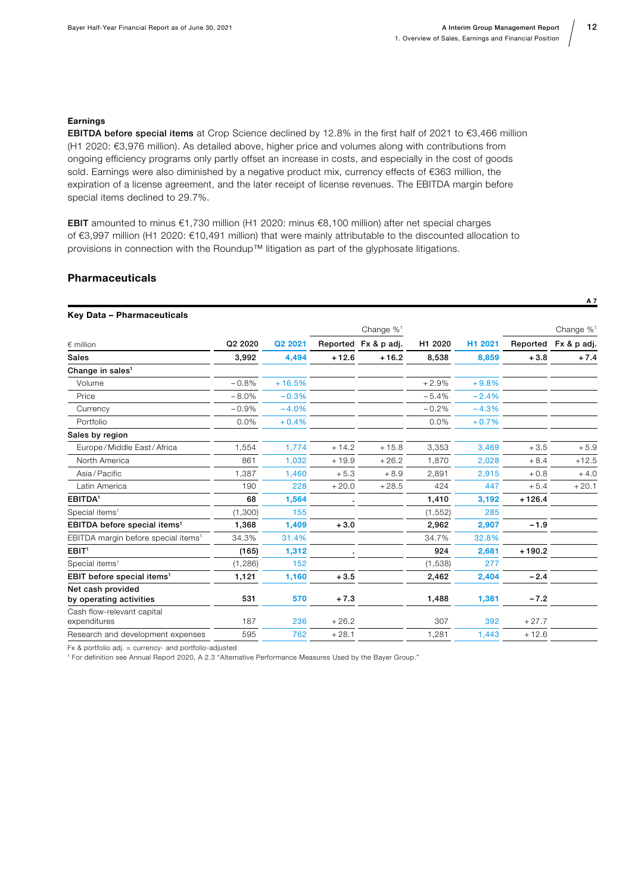### Earnings

**EBITDA before special items** at Crop Science declined by 12.8% in the first half of 2021 to €3,466 million (H1 2020: €3,976 million). As detailed above, higher price and volumes along with contributions from ongoing efficiency programs only partly offset an increase in costs, and especially in the cost of goods sold. Earnings were also diminished by a negative product mix, currency effects of €363 million, the expiration of a license agreement, and the later receipt of license revenues. The EBITDA margin before special items declined to 29.7%.

**EBIT** amounted to minus €1,730 million (H1 2020: minus €8,100 million) after net special charges of €3,997 million (H1 2020: €10,491 million) that were mainly attributable to the discounted allocation to provisions in connection with the Roundup™ litigation as part of the glyphosate litigations.

## Pharmaceuticals

A 7

**Key Data – Pharmaceuticals**

| | | | Change %[1] | | | | Change %[1] | |
|---|---|---|---|---|---|---|---|---|
| € million | Q2 2020 | Q2 2021 | Reported | Fx & p adj. | H1 2020 | H1 2021 | Reported | Fx & p adj. |
| **Sales** | **3,992** | **4,494** | **+12.6** | **+16.2** | **8,538** | **8,859** | **+3.8** | **+7.4** |
| **Change in sales[1]** | | | | | | | | |
| Volume | −0.8% | +16.5% | | | +2.9% | +9.8% | | |
| Price | −8.0% | −0.3% | | | −5.4% | −2.4% | | |
| Currency | −0.9% | −4.0% | | | −0.2% | −4.3% | | |
| Portfolio | 0.0% | +0.4% | | | 0.0% | +0.7% | | |
| **Sales by region** | | | | | | | | |
| Europe / Middle East / Africa | 1,554 | 1,774 | +14.2 | +15.8 | 3,353 | 3,469 | +3.5 | +5.9 |
| North America | 861 | 1,032 | +19.9 | +26.2 | 1,870 | 2,028 | +8.4 | +12.5 |
| Asia / Pacific | 1,387 | 1,460 | +5.3 | +8.9 | 2,891 | 2,915 | +0.8 | +4.0 |
| Latin America | 190 | 228 | +20.0 | +28.5 | 424 | 447 | +5.4 | +20.1 |
| **EBITDA[1]** | **68** | **1,564** | **.** | | **1,410** | **3,192** | **+126.4** | |
| Special items[1] | (1,300) | 155 | | | (1,552) | 285 | | |
| **EBITDA before special items[1]** | **1,368** | **1,409** | **+3.0** | | **2,962** | **2,907** | **−1.9** | |
| EBITDA margin before special items[1] | 34.3% | 31.4% | | | 34.7% | 32.8% | | |
| **EBIT[1]** | **(165)** | **1,312** | **.** | | **924** | **2,681** | **+190.2** | |
| Special items[1] | (1,286) | 152 | | | (1,538) | 277 | | |
| **EBIT before special items[1]** | **1,121** | **1,160** | **+3.5** | | **2,462** | **2,404** | **−2.4** | |
| **Net cash provided by operating activities** | **531** | **570** | **+7.3** | | **1,488** | **1,381** | **−7.2** | |
| Cash flow-relevant capital expenditures | 187 | 236 | +26.2 | | 307 | 392 | +27.7 | |
| Research and development expenses | 595 | 762 | +28.1 | | 1,281 | 1,443 | +12.6 | |

Fx & portfolio adj. = currency- and portfolio-adjusted

[1] For definition see Annual Report 2020, A 2.3 "Alternative Performance Measures Used by the Bayer Group."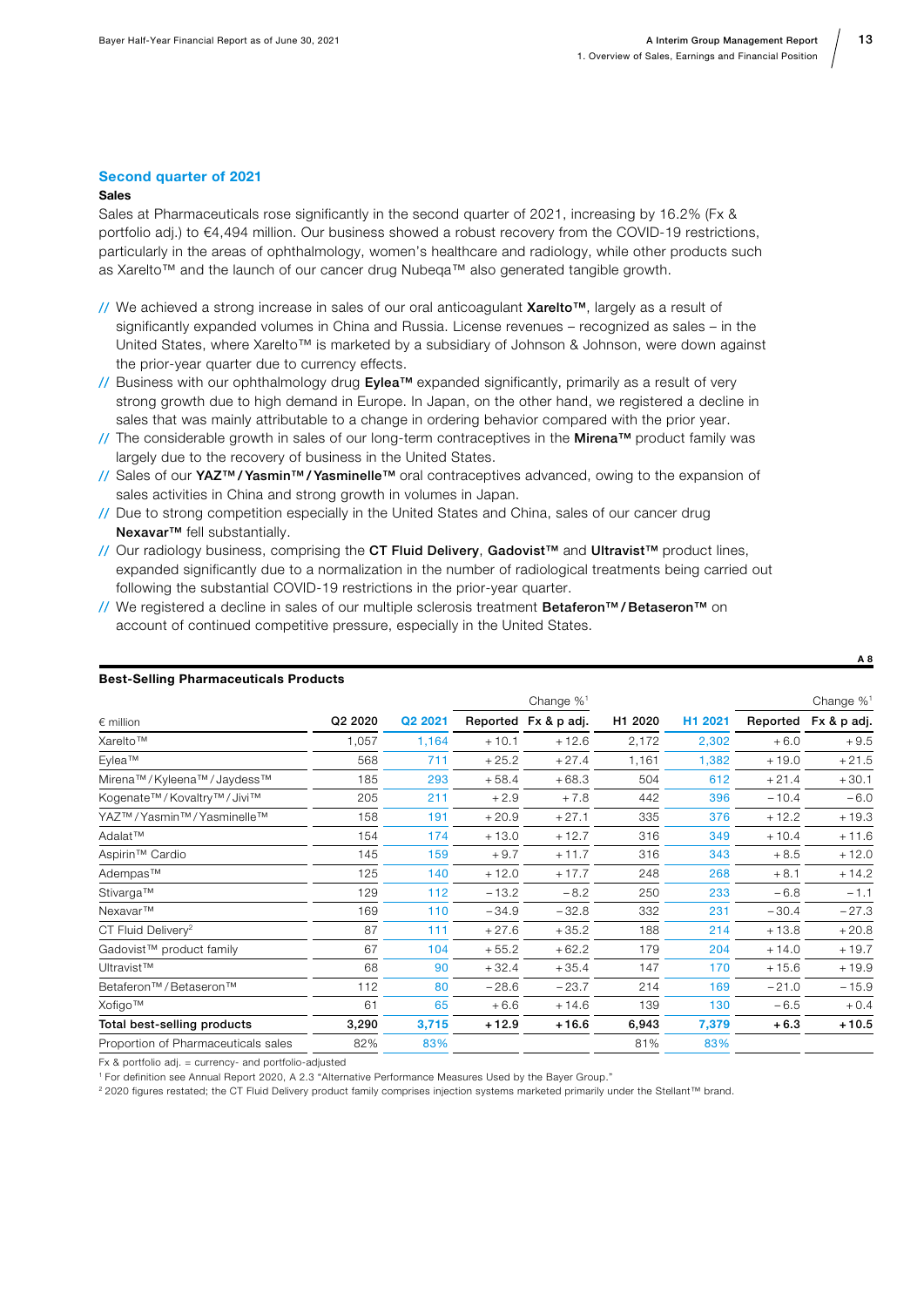## Second quarter of 2021

### Sales

Sales at Pharmaceuticals rose significantly in the second quarter of 2021, increasing by 16.2% (Fx & portfolio adj.) to €4,494 million. Our business showed a robust recovery from the COVID-19 restrictions, particularly in the areas of ophthalmology, women's healthcare and radiology, while other products such as Xarelto™ and the launch of our cancer drug Nubeqa™ also generated tangible growth.

- We achieved a strong increase in sales of our oral anticoagulant **Xarelto™**, largely as a result of significantly expanded volumes in China and Russia. License revenues – recognized as sales – in the United States, where Xarelto™ is marketed by a subsidiary of Johnson & Johnson, were down against the prior-year quarter due to currency effects.
- Business with our ophthalmology drug **Eylea™** expanded significantly, primarily as a result of very strong growth due to high demand in Europe. In Japan, on the other hand, we registered a decline in sales that was mainly attributable to a change in ordering behavior compared with the prior year.
- The considerable growth in sales of our long-term contraceptives in the **Mirena™** product family was largely due to the recovery of business in the United States.
- Sales of our **YAZ™ / Yasmin™ / Yasminelle™** oral contraceptives advanced, owing to the expansion of sales activities in China and strong growth in volumes in Japan.
- Due to strong competition especially in the United States and China, sales of our cancer drug **Nexavar™** fell substantially.
- Our radiology business, comprising the **CT Fluid Delivery**, **Gadovist™** and **Ultravist™** product lines, expanded significantly due to a normalization in the number of radiological treatments being carried out following the substantial COVID-19 restrictions in the prior-year quarter.
- We registered a decline in sales of our multiple sclerosis treatment **Betaferon™ / Betaseron™** on account of continued competitive pressure, especially in the United States.

A 8

**Best-Selling Pharmaceuticals Products**

| | | | Change %[1] | | | | Change %[1] | |
|---|---|---|---|---|---|---|---|---|
| € million | Q2 2020 | Q2 2021 | Reported | Fx & p adj. | H1 2020 | H1 2021 | Reported | Fx & p adj. |
| Xarelto™ | 1,057 | 1,164 | +10.1 | +12.6 | 2,172 | 2,302 | +6.0 | +9.5 |
| Eylea™ | 568 | 711 | +25.2 | +27.4 | 1,161 | 1,382 | +19.0 | +21.5 |
| Mirena™ / Kyleena™ / Jaydess™ | 185 | 293 | +58.4 | +68.3 | 504 | 612 | +21.4 | +30.1 |
| Kogenate™ / Kovaltry™ / Jivi™ | 205 | 211 | +2.9 | +7.8 | 442 | 396 | −10.4 | −6.0 |
| YAZ™ / Yasmin™ / Yasminelle™ | 158 | 191 | +20.9 | +27.1 | 335 | 376 | +12.2 | +19.3 |
| Adalat™ | 154 | 174 | +13.0 | +12.7 | 316 | 349 | +10.4 | +11.6 |
| Aspirin™ Cardio | 145 | 159 | +9.7 | +11.7 | 316 | 343 | +8.5 | +12.0 |
| Adempas™ | 125 | 140 | +12.0 | +17.7 | 248 | 268 | +8.1 | +14.2 |
| Stivarga™ | 129 | 112 | −13.2 | −8.2 | 250 | 233 | −6.8 | −1.1 |
| Nexavar™ | 169 | 110 | −34.9 | −32.8 | 332 | 231 | −30.4 | −27.3 |
| CT Fluid Delivery[2] | 87 | 111 | +27.6 | +35.2 | 188 | 214 | +13.8 | +20.8 |
| Gadovist™ product family | 67 | 104 | +55.2 | +62.2 | 179 | 204 | +14.0 | +19.7 |
| Ultravist™ | 68 | 90 | +32.4 | +35.4 | 147 | 170 | +15.6 | +19.9 |
| Betaferon™ / Betaseron™ | 112 | 80 | −28.6 | −23.7 | 214 | 169 | −21.0 | −15.9 |
| Xofigo™ | 61 | 65 | +6.6 | +14.6 | 139 | 130 | −6.5 | +0.4 |
| **Total best-selling products** | **3,290** | **3,715** | **+12.9** | **+16.6** | **6,943** | **7,379** | **+6.3** | **+10.5** |
| Proportion of Pharmaceuticals sales | 82% | 83% | | | 81% | 83% | | |

Fx & portfolio adj. = currency- and portfolio-adjusted

[1] For definition see Annual Report 2020, A 2.3 "Alternative Performance Measures Used by the Bayer Group."

[2] 2020 figures restated; the CT Fluid Delivery product family comprises injection systems marketed primarily under the Stellant™ brand.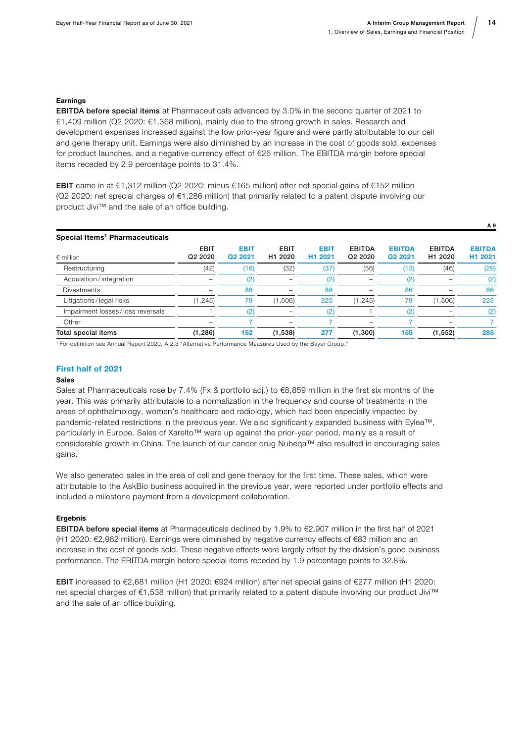#### Earnings

**EBITDA before special items** at Pharmaceuticals advanced by 3.0% in the second quarter of 2021 to €1,409 million (Q2 2020: €1,368 million), mainly due to the strong growth in sales. Research and development expenses increased against the low prior-year figure and were partly attributable to our cell and gene therapy unit. Earnings were also diminished by an increase in the cost of goods sold, expenses for product launches, and a negative currency effect of €26 million. The EBITDA margin before special items receded by 2.9 percentage points to 31.4%.

**EBIT** came in at €1,312 million (Q2 2020: minus €165 million) after net special gains of €152 million (Q2 2020: net special charges of €1,286 million) that primarily related to a patent dispute involving our product Jivi™ and the sale of an office building.

A 9

**Special Items[1] Pharmaceuticals**

| € million | EBIT Q2 2020 | EBIT Q2 2021 | EBIT H1 2020 | EBIT H1 2021 | EBITDA Q2 2020 | EBITDA Q2 2021 | EBITDA H1 2020 | EBITDA H1 2021 |
|---|---|---|---|---|---|---|---|---|
| Restructuring | (42) | (16) | (32) | (37) | (56) | (13) | (46) | (29) |
| Acquisition/integration | – | (2) | – | (2) | – | (2) | – | (2) |
| Divestments | – | 86 | – | 86 | – | 86 | – | 86 |
| Litigations/legal risks | (1,245) | 79 | (1,506) | 225 | (1,245) | 79 | (1,506) | 225 |
| Impairment losses/loss reversals | 1 | (2) | – | (2) | 1 | (2) | – | (2) |
| Other | – | 7 | – | 7 | – | 7 | – | 7 |
| **Total special items** | **(1,286)** | **152** | **(1,538)** | **277** | **(1,300)** | **155** | **(1,552)** | **285** |

[1] For definition see Annual Report 2020, A 2.3 "Alternative Performance Measures Used by the Bayer Group."

### First half of 2021

#### Sales

Sales at Pharmaceuticals rose by 7.4% (Fx & portfolio adj.) to €8,859 million in the first six months of the year. This was primarily attributable to a normalization in the frequency and course of treatments in the areas of ophthalmology, women's healthcare and radiology, which had been especially impacted by pandemic-related restrictions in the previous year. We also significantly expanded business with Eylea™, particularly in Europe. Sales of Xarelto™ were up against the prior-year period, mainly as a result of considerable growth in China. The launch of our cancer drug Nubeqa™ also resulted in encouraging sales gains.

We also generated sales in the area of cell and gene therapy for the first time. These sales, which were attributable to the AskBio business acquired in the previous year, were reported under portfolio effects and included a milestone payment from a development collaboration.

#### Ergebnis

**EBITDA before special items** at Pharmaceuticals declined by 1.9% to €2,907 million in the first half of 2021 (H1 2020: €2,962 million). Earnings were diminished by negative currency effects of €83 million and an increase in the cost of goods sold. These negative effects were largely offset by the division's good business performance. The EBITDA margin before special items receded by 1.9 percentage points to 32.8%.

**EBIT** increased to €2,681 million (H1 2020: €924 million) after net special gains of €277 million (H1 2020: net special charges of €1,538 million) that primarily related to a patent dispute involving our product Jivi™ and the sale of an office building.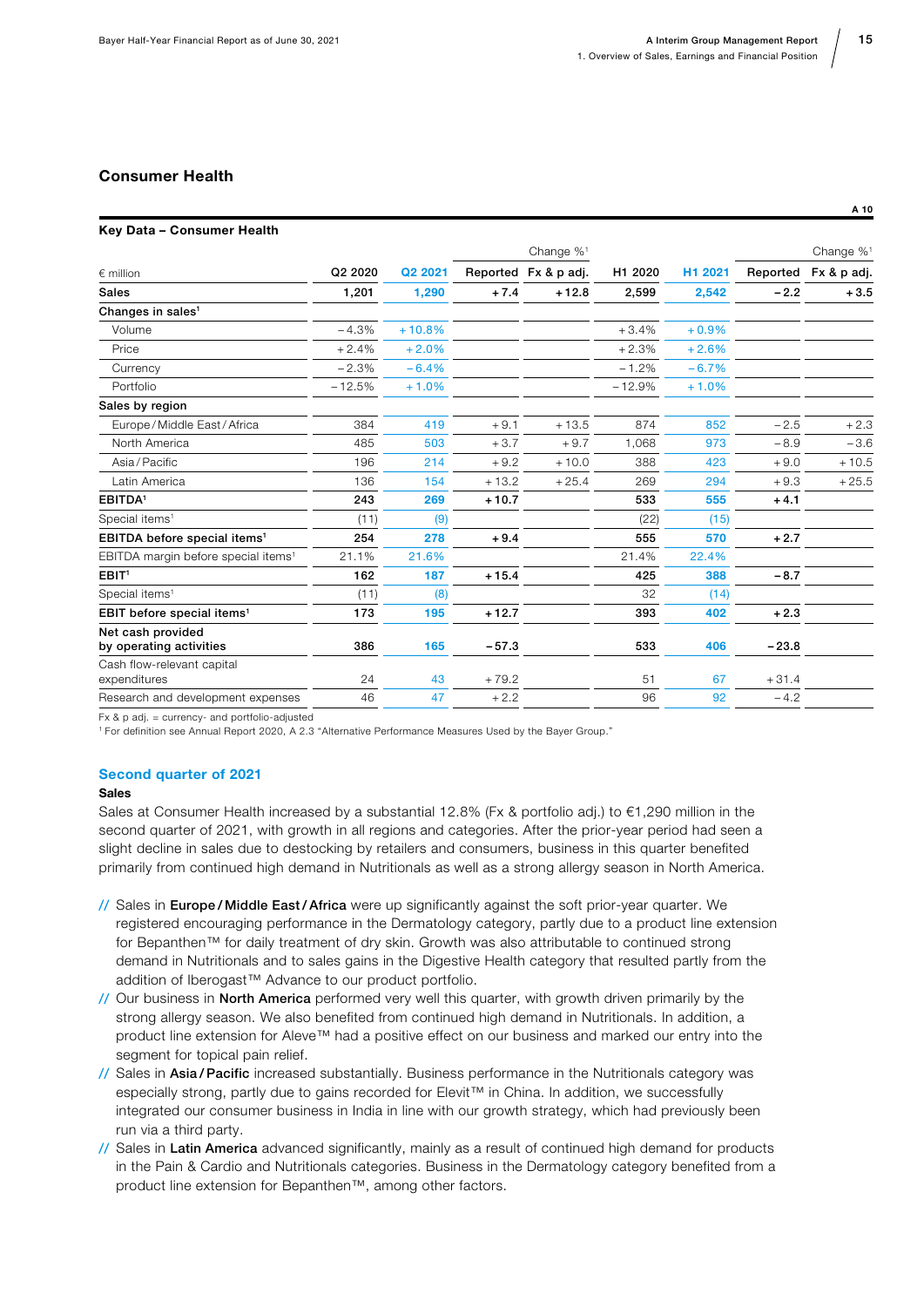## Consumer Health

A 10

**Key Data – Consumer Health**

| € million | Q2 2020 | Q2 2021 | Change %[1] Reported | Change %[1] Fx & p adj. | H1 2020 | H1 2021 | Change %[1] Reported | Change %[1] Fx & p adj. |
|---|---|---|---|---|---|---|---|---|
| **Sales** | **1,201** | **1,290** | **+7.4** | **+12.8** | **2,599** | **2,542** | **−2.2** | **+3.5** |
| **Changes in sales[1]** | | | | | | | | |
| Volume | −4.3% | +10.8% | | | +3.4% | +0.9% | | |
| Price | +2.4% | +2.0% | | | +2.3% | +2.6% | | |
| Currency | −2.3% | −6.4% | | | −1.2% | −6.7% | | |
| Portfolio | −12.5% | +1.0% | | | −12.9% | +1.0% | | |
| **Sales by region** | | | | | | | | |
| Europe / Middle East / Africa | 384 | 419 | +9.1 | +13.5 | 874 | 852 | −2.5 | +2.3 |
| North America | 485 | 503 | +3.7 | +9.7 | 1,068 | 973 | −8.9 | −3.6 |
| Asia / Pacific | 196 | 214 | +9.2 | +10.0 | 388 | 423 | +9.0 | +10.5 |
| Latin America | 136 | 154 | +13.2 | +25.4 | 269 | 294 | +9.3 | +25.5 |
| **EBITDA[1]** | **243** | **269** | **+10.7** | | **533** | **555** | **+4.1** | |
| Special items[1] | (11) | (9) | | | (22) | (15) | | |
| **EBITDA before special items[1]** | **254** | **278** | **+9.4** | | **555** | **570** | **+2.7** | |
| EBITDA margin before special items[1] | 21.1% | 21.6% | | | 21.4% | 22.4% | | |
| **EBIT[1]** | **162** | **187** | **+15.4** | | **425** | **388** | **−8.7** | |
| Special items[1] | (11) | (8) | | | 32 | (14) | | |
| **EBIT before special items[1]** | **173** | **195** | **+12.7** | | **393** | **402** | **+2.3** | |
| **Net cash provided by operating activities** | **386** | **165** | **−57.3** | | **533** | **406** | **−23.8** | |
| Cash flow-relevant capital expenditures | 24 | 43 | +79.2 | | 51 | 67 | +31.4 | |
| Research and development expenses | 46 | 47 | +2.2 | | 96 | 92 | −4.2 | |

Fx & p adj. = currency- and portfolio-adjusted
[1] For definition see Annual Report 2020, A 2.3 "Alternative Performance Measures Used by the Bayer Group."

### Second quarter of 2021

**Sales**

Sales at Consumer Health increased by a substantial 12.8% (Fx & portfolio adj.) to €1,290 million in the second quarter of 2021, with growth in all regions and categories. After the prior-year period had seen a slight decline in sales due to destocking by retailers and consumers, business in this quarter benefited primarily from continued high demand in Nutritionals as well as a strong allergy season in North America.

- Sales in **Europe / Middle East / Africa** were up significantly against the soft prior-year quarter. We registered encouraging performance in the Dermatology category, partly due to a product line extension for Bepanthen™ for daily treatment of dry skin. Growth was also attributable to continued strong demand in Nutritionals and to sales gains in the Digestive Health category that resulted partly from the addition of Iberogast™ Advance to our product portfolio.
- Our business in **North America** performed very well this quarter, with growth driven primarily by the strong allergy season. We also benefited from continued high demand in Nutritionals. In addition, a product line extension for Aleve™ had a positive effect on our business and marked our entry into the segment for topical pain relief.
- Sales in **Asia / Pacific** increased substantially. Business performance in the Nutritionals category was especially strong, partly due to gains recorded for Elevit™ in China. In addition, we successfully integrated our consumer business in India in line with our growth strategy, which had previously been run via a third party.
- Sales in **Latin America** advanced significantly, mainly as a result of continued high demand for products in the Pain & Cardio and Nutritionals categories. Business in the Dermatology category benefited from a product line extension for Bepanthen™, among other factors.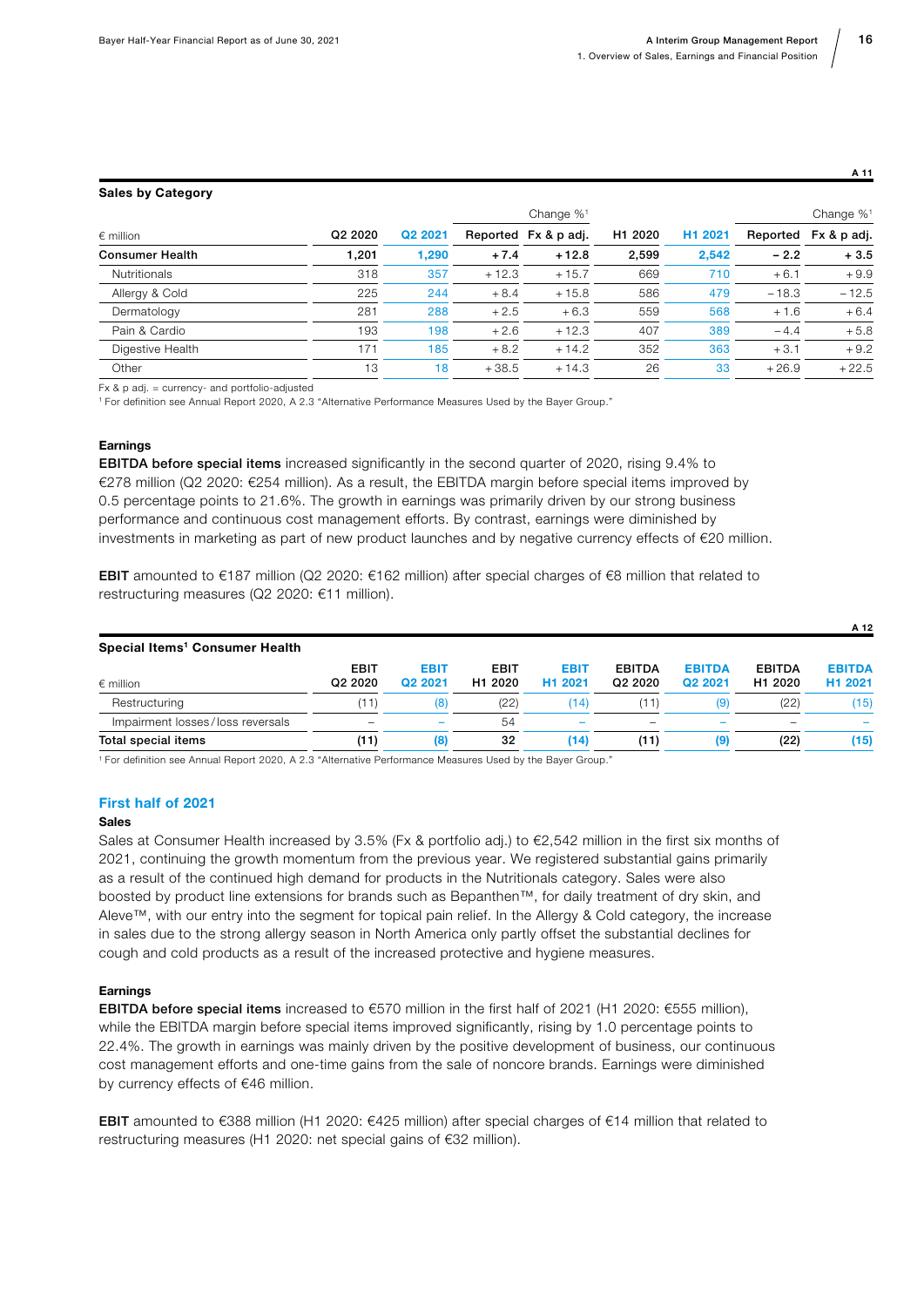A 11

**Sales by Category**

| € million | Q2 2020 | Q2 2021 | Change %[1] Reported | Change %[1] Fx & p adj. | H1 2020 | H1 2021 | Change %[1] Reported | Change %[1] Fx & p adj. |
|---|---|---|---|---|---|---|---|---|
| **Consumer Health** | **1,201** | **1,290** | **+7.4** | **+12.8** | **2,599** | **2,542** | **−2.2** | **+3.5** |
| Nutritionals | 318 | 357 | +12.3 | +15.7 | 669 | 710 | +6.1 | +9.9 |
| Allergy & Cold | 225 | 244 | +8.4 | +15.8 | 586 | 479 | −18.3 | −12.5 |
| Dermatology | 281 | 288 | +2.5 | +6.3 | 559 | 568 | +1.6 | +6.4 |
| Pain & Cardio | 193 | 198 | +2.6 | +12.3 | 407 | 389 | −4.4 | +5.8 |
| Digestive Health | 171 | 185 | +8.2 | +14.2 | 352 | 363 | +3.1 | +9.2 |
| Other | 13 | 18 | +38.5 | +14.3 | 26 | 33 | +26.9 | +22.5 |

Fx & p adj. = currency- and portfolio-adjusted

[1] For definition see Annual Report 2020, A 2.3 "Alternative Performance Measures Used by the Bayer Group."

#### Earnings

**EBITDA before special items** increased significantly in the second quarter of 2020, rising 9.4% to €278 million (Q2 2020: €254 million). As a result, the EBITDA margin before special items improved by 0.5 percentage points to 21.6%. The growth in earnings was primarily driven by our strong business performance and continuous cost management efforts. By contrast, earnings were diminished by investments in marketing as part of new product launches and by negative currency effects of €20 million.

**EBIT** amounted to €187 million (Q2 2020: €162 million) after special charges of €8 million that related to restructuring measures (Q2 2020: €11 million).

A 12

**Special Items[1] Consumer Health**

| € million | EBIT Q2 2020 | EBIT Q2 2021 | EBIT H1 2020 | EBIT H1 2021 | EBITDA Q2 2020 | EBITDA Q2 2021 | EBITDA H1 2020 | EBITDA H1 2021 |
|---|---|---|---|---|---|---|---|---|
| Restructuring | (11) | (8) | (22) | (14) | (11) | (9) | (22) | (15) |
| Impairment losses/loss reversals | – | – | 54 | – | – | – | – | – |
| **Total special items** | **(11)** | **(8)** | **32** | **(14)** | **(11)** | **(9)** | **(22)** | **(15)** |

[1] For definition see Annual Report 2020, A 2.3 "Alternative Performance Measures Used by the Bayer Group."

### First half of 2021

#### Sales

Sales at Consumer Health increased by 3.5% (Fx & portfolio adj.) to €2,542 million in the first six months of 2021, continuing the growth momentum from the previous year. We registered substantial gains primarily as a result of the continued high demand for products in the Nutritionals category. Sales were also boosted by product line extensions for brands such as Bepanthen™, for daily treatment of dry skin, and Aleve™, with our entry into the segment for topical pain relief. In the Allergy & Cold category, the increase in sales due to the strong allergy season in North America only partly offset the substantial declines for cough and cold products as a result of the increased protective and hygiene measures.

#### Earnings

**EBITDA before special items** increased to €570 million in the first half of 2021 (H1 2020: €555 million), while the EBITDA margin before special items improved significantly, rising by 1.0 percentage points to 22.4%. The growth in earnings was mainly driven by the positive development of business, our continuous cost management efforts and one-time gains from the sale of noncore brands. Earnings were diminished by currency effects of €46 million.

**EBIT** amounted to €388 million (H1 2020: €425 million) after special charges of €14 million that related to restructuring measures (H1 2020: net special gains of €32 million).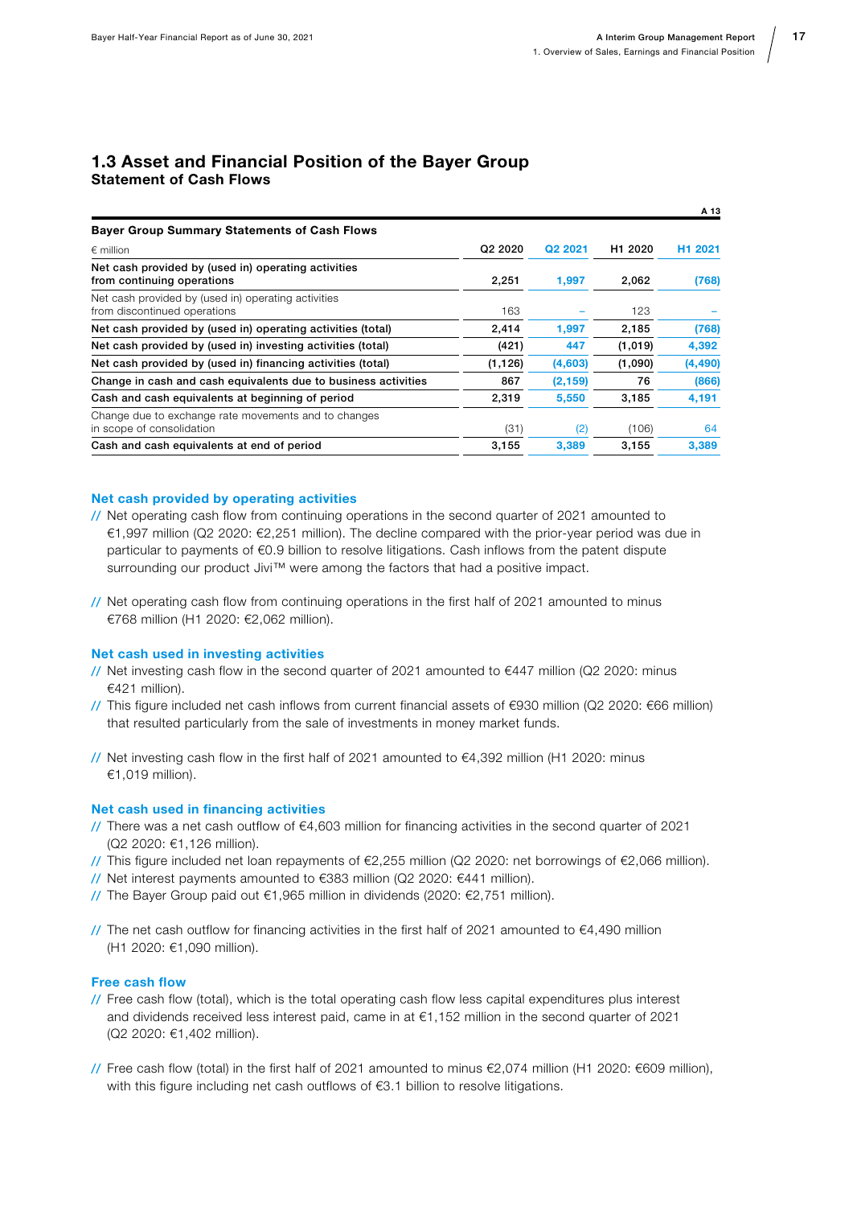## 1.3 Asset and Financial Position of the Bayer Group

### Statement of Cash Flows

A 13

**Bayer Group Summary Statements of Cash Flows**

| € million | Q2 2020 | Q2 2021 | H1 2020 | H1 2021 |
|---|---|---|---|---|
| **Net cash provided by (used in) operating activities from continuing operations** | **2,251** | **1,997** | **2,062** | **(768)** |
| Net cash provided by (used in) operating activities from discontinued operations | 163 | – | 123 | – |
| **Net cash provided by (used in) operating activities (total)** | **2,414** | **1,997** | **2,185** | **(768)** |
| **Net cash provided by (used in) investing activities (total)** | **(421)** | **447** | **(1,019)** | **4,392** |
| **Net cash provided by (used in) financing activities (total)** | **(1,126)** | **(4,603)** | **(1,090)** | **(4,490)** |
| **Change in cash and cash equivalents due to business activities** | **867** | **(2,159)** | **76** | **(866)** |
| **Cash and cash equivalents at beginning of period** | **2,319** | **5,550** | **3,185** | **4,191** |
| Change due to exchange rate movements and to changes in scope of consolidation | (31) | (2) | (106) | 64 |
| **Cash and cash equivalents at end of period** | **3,155** | **3,389** | **3,155** | **3,389** |

#### Net cash provided by operating activities

// Net operating cash flow from continuing operations in the second quarter of 2021 amounted to €1,997 million (Q2 2020: €2,251 million). The decline compared with the prior-year period was due in particular to payments of €0.9 billion to resolve litigations. Cash inflows from the patent dispute surrounding our product Jivi™ were among the factors that had a positive impact.

// Net operating cash flow from continuing operations in the first half of 2021 amounted to minus €768 million (H1 2020: €2,062 million).

#### Net cash used in investing activities

// Net investing cash flow in the second quarter of 2021 amounted to €447 million (Q2 2020: minus €421 million).

// This figure included net cash inflows from current financial assets of €930 million (Q2 2020: €66 million) that resulted particularly from the sale of investments in money market funds.

// Net investing cash flow in the first half of 2021 amounted to €4,392 million (H1 2020: minus €1,019 million).

#### Net cash used in financing activities

// There was a net cash outflow of €4,603 million for financing activities in the second quarter of 2021 (Q2 2020: €1,126 million).

// This figure included net loan repayments of €2,255 million (Q2 2020: net borrowings of €2,066 million).

// Net interest payments amounted to €383 million (Q2 2020: €441 million).

// The Bayer Group paid out €1,965 million in dividends (2020: €2,751 million).

// The net cash outflow for financing activities in the first half of 2021 amounted to €4,490 million (H1 2020: €1,090 million).

#### Free cash flow

// Free cash flow (total), which is the total operating cash flow less capital expenditures plus interest and dividends received less interest paid, came in at €1,152 million in the second quarter of 2021 (Q2 2020: €1,402 million).

// Free cash flow (total) in the first half of 2021 amounted to minus €2,074 million (H1 2020: €609 million), with this figure including net cash outflows of €3.1 billion to resolve litigations.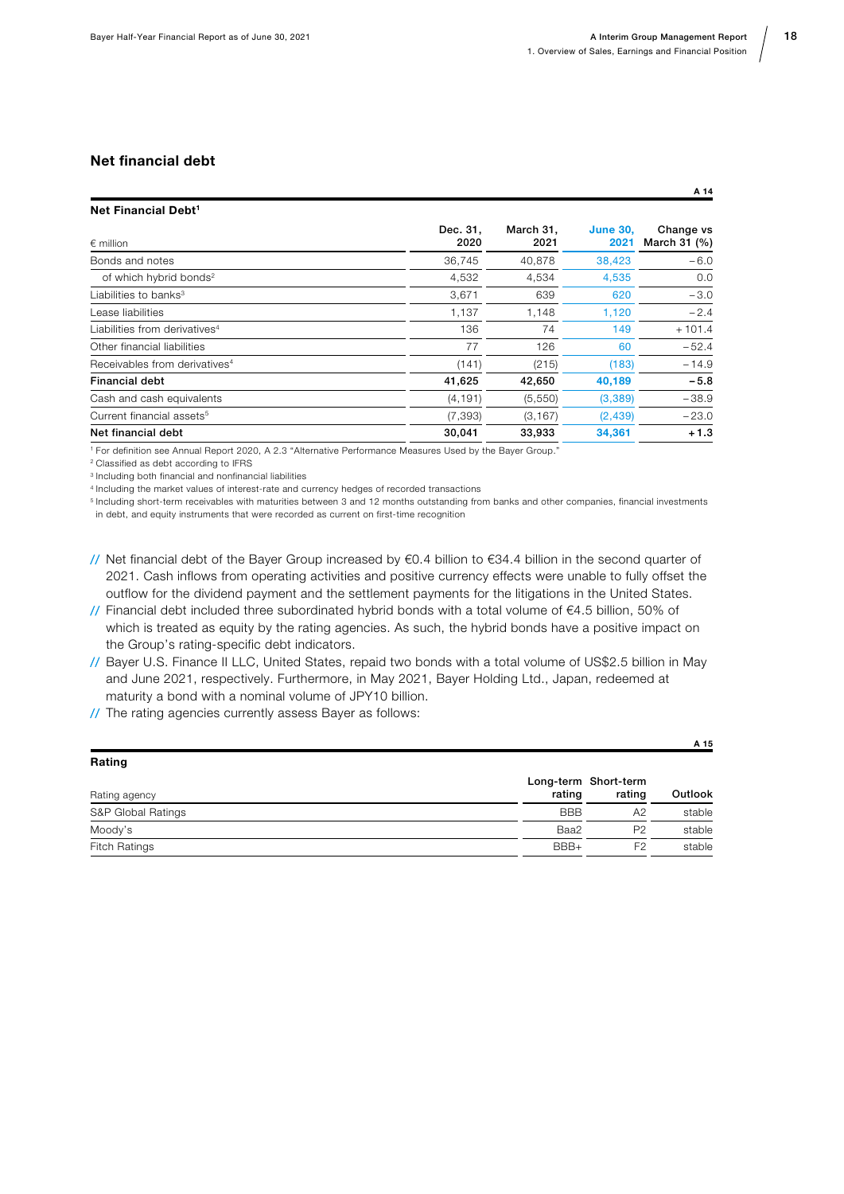## Net financial debt

A 14

**Net Financial Debt[1]**

| € million | Dec. 31, 2020 | March 31, 2021 | June 30, 2021 | Change vs March 31 (%) |
|---|---|---|---|---|
| Bonds and notes | 36,745 | 40,878 | 38,423 | −6.0 |
| of which hybrid bonds[2] | 4,532 | 4,534 | 4,535 | 0.0 |
| Liabilities to banks[3] | 3,671 | 639 | 620 | −3.0 |
| Lease liabilities | 1,137 | 1,148 | 1,120 | −2.4 |
| Liabilities from derivatives[4] | 136 | 74 | 149 | +101.4 |
| Other financial liabilities | 77 | 126 | 60 | −52.4 |
| Receivables from derivatives[4] | (141) | (215) | (183) | −14.9 |
| **Financial debt** | **41,625** | **42,650** | **40,189** | **−5.8** |
| Cash and cash equivalents | (4,191) | (5,550) | (3,389) | −38.9 |
| Current financial assets[5] | (7,393) | (3,167) | (2,439) | −23.0 |
| **Net financial debt** | **30,041** | **33,933** | **34,361** | **+1.3** |

[1] For definition see Annual Report 2020, A 2.3 "Alternative Performance Measures Used by the Bayer Group."
[2] Classified as debt according to IFRS
[3] Including both financial and nonfinancial liabilities
[4] Including the market values of interest-rate and currency hedges of recorded transactions
[5] Including short-term receivables with maturities between 3 and 12 months outstanding from banks and other companies, financial investments in debt, and equity instruments that were recorded as current on first-time recognition

- Net financial debt of the Bayer Group increased by €0.4 billion to €34.4 billion in the second quarter of 2021. Cash inflows from operating activities and positive currency effects were unable to fully offset the outflow for the dividend payment and the settlement payments for the litigations in the United States.
- Financial debt included three subordinated hybrid bonds with a total volume of €4.5 billion, 50% of which is treated as equity by the rating agencies. As such, the hybrid bonds have a positive impact on the Group's rating-specific debt indicators.
- Bayer U.S. Finance II LLC, United States, repaid two bonds with a total volume of US$2.5 billion in May and June 2021, respectively. Furthermore, in May 2021, Bayer Holding Ltd., Japan, redeemed at maturity a bond with a nominal volume of JPY10 billion.
- The rating agencies currently assess Bayer as follows:

A 15

**Rating**

| Rating agency | Long-term rating | Short-term rating | Outlook |
|---|---|---|---|
| S&P Global Ratings | BBB | A2 | stable |
| Moody's | Baa2 | P2 | stable |
| Fitch Ratings | BBB+ | F2 | stable |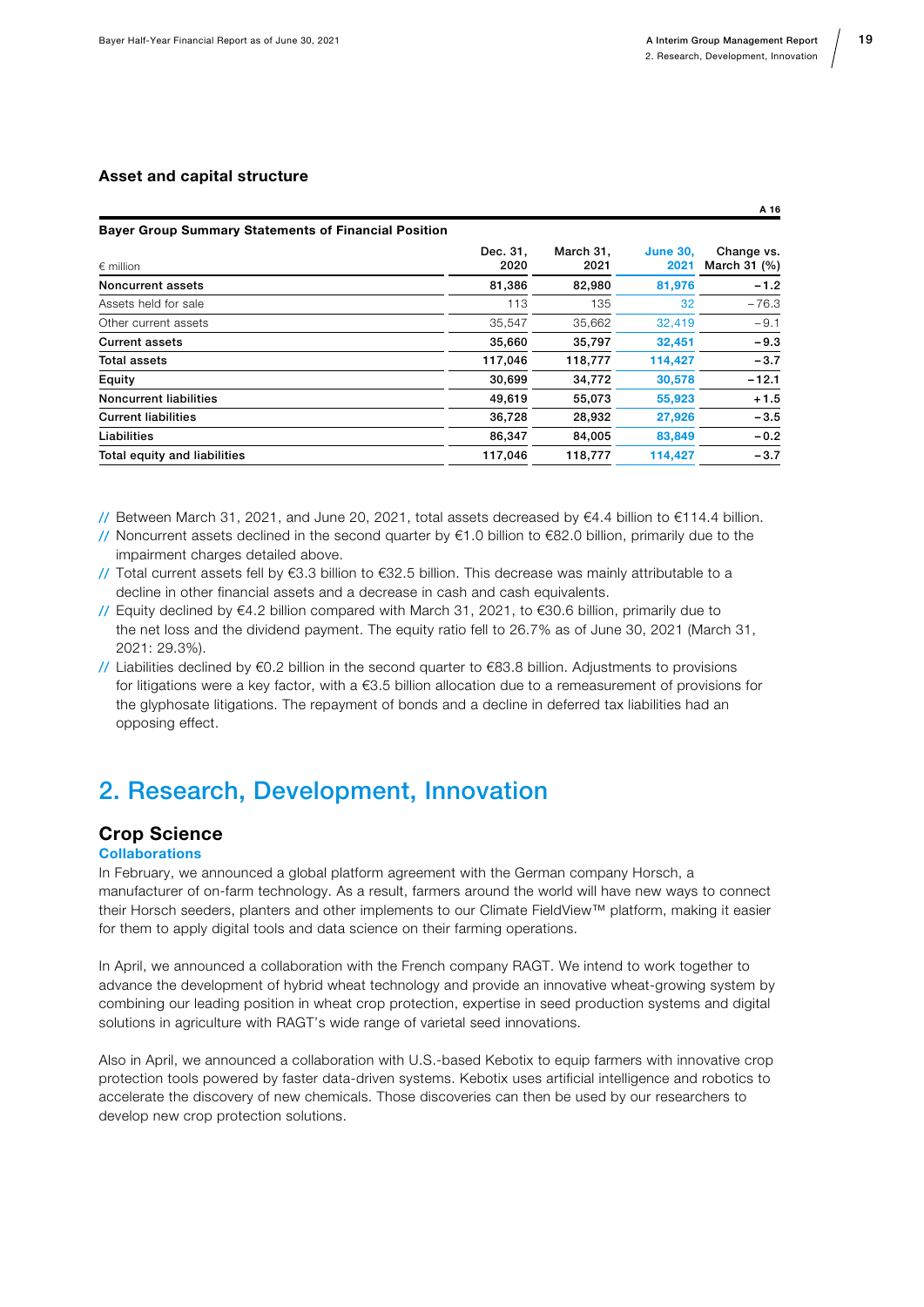## Asset and capital structure

A 16

**Bayer Group Summary Statements of Financial Position**

| € million | Dec. 31, 2020 | March 31, 2021 | June 30, 2021 | Change vs. March 31 (%) |
|---|---|---|---|---|
| **Noncurrent assets** | **81,386** | **82,980** | **81,976** | **−1.2** |
| Assets held for sale | 113 | 135 | 32 | −76.3 |
| Other current assets | 35,547 | 35,662 | 32,419 | −9.1 |
| **Current assets** | **35,660** | **35,797** | **32,451** | **−9.3** |
| **Total assets** | **117,046** | **118,777** | **114,427** | **−3.7** |
| **Equity** | **30,699** | **34,772** | **30,578** | **−12.1** |
| **Noncurrent liabilities** | **49,619** | **55,073** | **55,923** | **+1.5** |
| **Current liabilities** | **36,728** | **28,932** | **27,926** | **−3.5** |
| **Liabilities** | **86,347** | **84,005** | **83,849** | **−0.2** |
| **Total equity and liabilities** | **117,046** | **118,777** | **114,427** | **−3.7** |

- Between March 31, 2021, and June 20, 2021, total assets decreased by €4.4 billion to €114.4 billion.
- Noncurrent assets declined in the second quarter by €1.0 billion to €82.0 billion, primarily due to the impairment charges detailed above.
- Total current assets fell by €3.3 billion to €32.5 billion. This decrease was mainly attributable to a decline in other financial assets and a decrease in cash and cash equivalents.
- Equity declined by €4.2 billion compared with March 31, 2021, to €30.6 billion, primarily due to the net loss and the dividend payment. The equity ratio fell to 26.7% as of June 30, 2021 (March 31, 2021: 29.3%).
- Liabilities declined by €0.2 billion in the second quarter to €83.8 billion. Adjustments to provisions for litigations were a key factor, with a €3.5 billion allocation due to a remeasurement of provisions for the glyphosate litigations. The repayment of bonds and a decline in deferred tax liabilities had an opposing effect.

# 2. Research, Development, Innovation

## Crop Science

### Collaborations

In February, we announced a global platform agreement with the German company Horsch, a manufacturer of on-farm technology. As a result, farmers around the world will have new ways to connect their Horsch seeders, planters and other implements to our Climate FieldView™ platform, making it easier for them to apply digital tools and data science on their farming operations.

In April, we announced a collaboration with the French company RAGT. We intend to work together to advance the development of hybrid wheat technology and provide an innovative wheat-growing system by combining our leading position in wheat crop protection, expertise in seed production systems and digital solutions in agriculture with RAGT's wide range of varietal seed innovations.

Also in April, we announced a collaboration with U.S.-based Kebotix to equip farmers with innovative crop protection tools powered by faster data-driven systems. Kebotix uses artificial intelligence and robotics to accelerate the discovery of new chemicals. Those discoveries can then be used by our researchers to develop new crop protection solutions.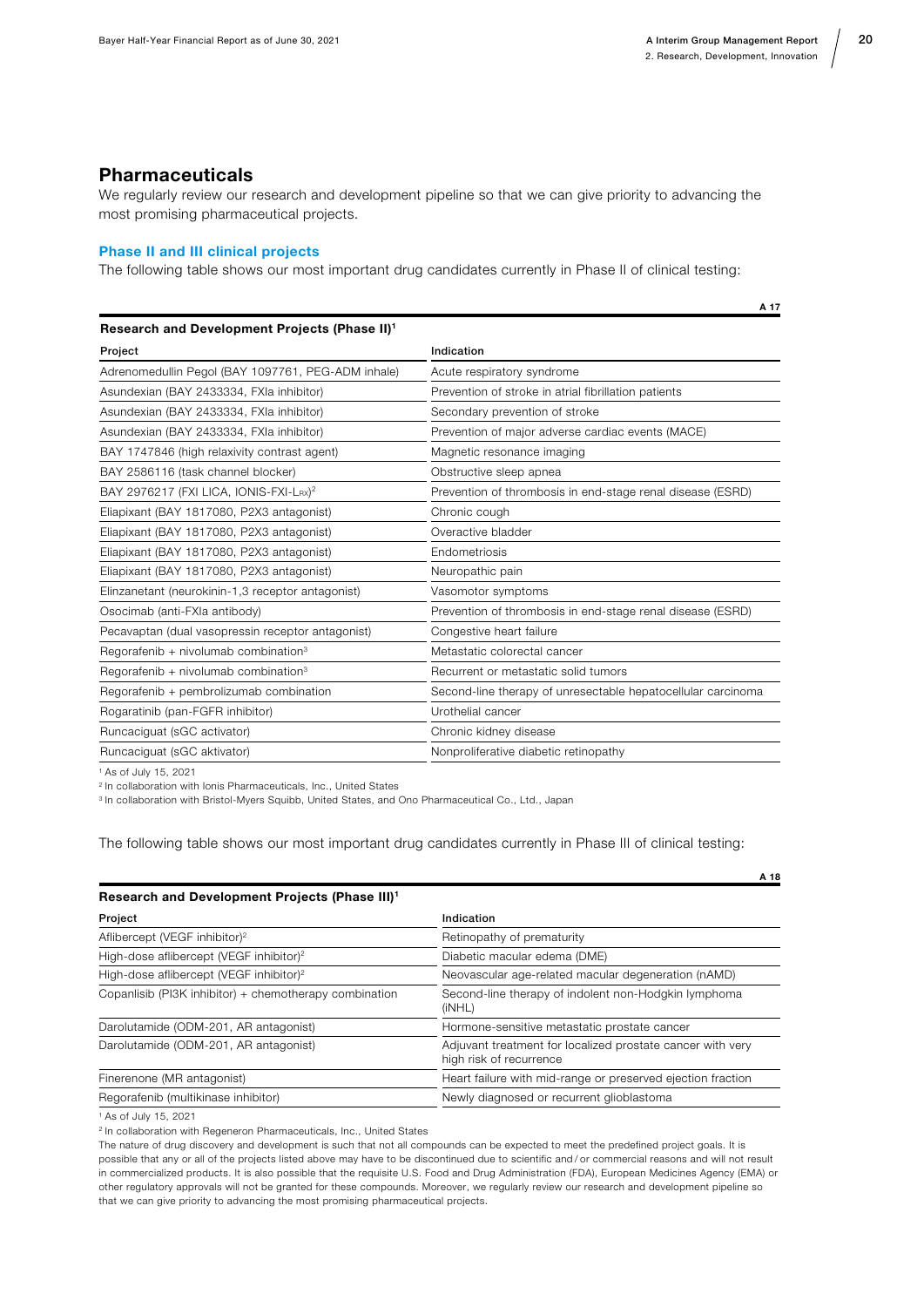## Pharmaceuticals

We regularly review our research and development pipeline so that we can give priority to advancing the most promising pharmaceutical projects.

### Phase II and III clinical projects

The following table shows our most important drug candidates currently in Phase II of clinical testing:

A 17

**Research and Development Projects (Phase II)[1]**

| Project | Indication |
|---|---|
| Adrenomedullin Pegol (BAY 1097761, PEG-ADM inhale) | Acute respiratory syndrome |
| Asundexian (BAY 2433334, FXIa inhibitor) | Prevention of stroke in atrial fibrillation patients |
| Asundexian (BAY 2433334, FXIa inhibitor) | Secondary prevention of stroke |
| Asundexian (BAY 2433334, FXIa inhibitor) | Prevention of major adverse cardiac events (MACE) |
| BAY 1747846 (high relaxivity contrast agent) | Magnetic resonance imaging |
| BAY 2586116 (task channel blocker) | Obstructive sleep apnea |
| BAY 2976217 (FXI LICA, IONIS-FXI-LRX)[2] | Prevention of thrombosis in end-stage renal disease (ESRD) |
| Eliapixant (BAY 1817080, P2X3 antagonist) | Chronic cough |
| Eliapixant (BAY 1817080, P2X3 antagonist) | Overactive bladder |
| Eliapixant (BAY 1817080, P2X3 antagonist) | Endometriosis |
| Eliapixant (BAY 1817080, P2X3 antagonist) | Neuropathic pain |
| Elinzanetant (neurokinin-1,3 receptor antagonist) | Vasomotor symptoms |
| Osocimab (anti-FXIa antibody) | Prevention of thrombosis in end-stage renal disease (ESRD) |
| Pecavaptan (dual vasopressin receptor antagonist) | Congestive heart failure |
| Regorafenib + nivolumab combination[3] | Metastatic colorectal cancer |
| Regorafenib + nivolumab combination[3] | Recurrent or metastatic solid tumors |
| Regorafenib + pembrolizumab combination | Second-line therapy of unresectable hepatocellular carcinoma |
| Rogaratinib (pan-FGFR inhibitor) | Urothelial cancer |
| Runcaciguat (sGC activator) | Chronic kidney disease |
| Runcaciguat (sGC aktivator) | Nonproliferative diabetic retinopathy |

[1] As of July 15, 2021
[2] In collaboration with Ionis Pharmaceuticals, Inc., United States
[3] In collaboration with Bristol-Myers Squibb, United States, and Ono Pharmaceutical Co., Ltd., Japan

The following table shows our most important drug candidates currently in Phase III of clinical testing:

A 18

**Research and Development Projects (Phase III)[1]**

| Project | Indication |
|---|---|
| Aflibercept (VEGF inhibitor)[2] | Retinopathy of prematurity |
| High-dose aflibercept (VEGF inhibitor)[2] | Diabetic macular edema (DME) |
| High-dose aflibercept (VEGF inhibitor)[2] | Neovascular age-related macular degeneration (nAMD) |
| Copanlisib (PI3K inhibitor) + chemotherapy combination | Second-line therapy of indolent non-Hodgkin lymphoma (iNHL) |
| Darolutamide (ODM-201, AR antagonist) | Hormone-sensitive metastatic prostate cancer |
| Darolutamide (ODM-201, AR antagonist) | Adjuvant treatment for localized prostate cancer with very high risk of recurrence |
| Finerenone (MR antagonist) | Heart failure with mid-range or preserved ejection fraction |
| Regorafenib (multikinase inhibitor) | Newly diagnosed or recurrent glioblastoma |

[1] As of July 15, 2021
[2] In collaboration with Regeneron Pharmaceuticals, Inc., United States

The nature of drug discovery and development is such that not all compounds can be expected to meet the predefined project goals. It is possible that any or all of the projects listed above may have to be discontinued due to scientific and / or commercial reasons and will not result in commercialized products. It is also possible that the requisite U.S. Food and Drug Administration (FDA), European Medicines Agency (EMA) or other regulatory approvals will not be granted for these compounds. Moreover, we regularly review our research and development pipeline so that we can give priority to advancing the most promising pharmaceutical projects.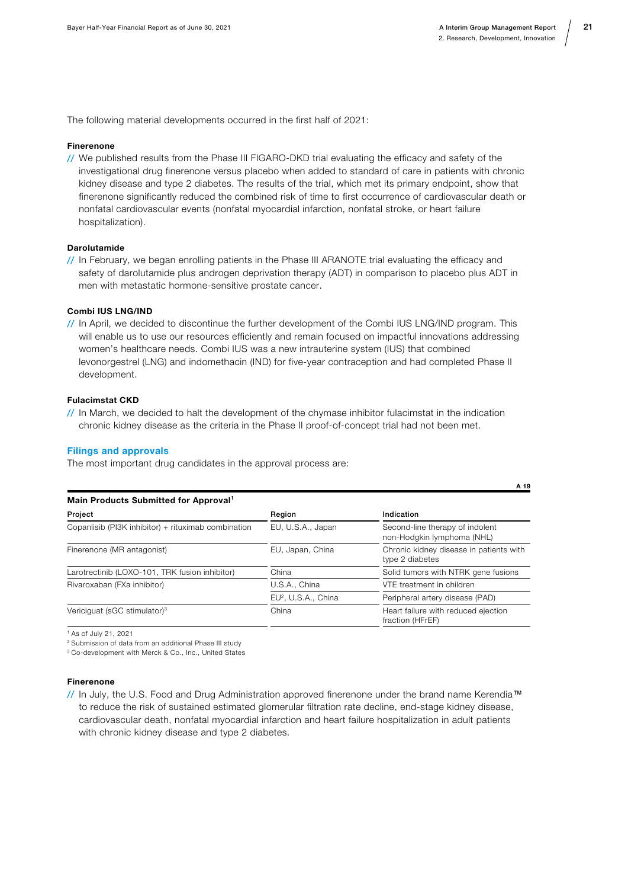The following material developments occurred in the first half of 2021:

**Finerenone**

// We published results from the Phase III FIGARO-DKD trial evaluating the efficacy and safety of the investigational drug finerenone versus placebo when added to standard of care in patients with chronic kidney disease and type 2 diabetes. The results of the trial, which met its primary endpoint, show that finerenone significantly reduced the combined risk of time to first occurrence of cardiovascular death or nonfatal cardiovascular events (nonfatal myocardial infarction, nonfatal stroke, or heart failure hospitalization).

**Darolutamide**

// In February, we began enrolling patients in the Phase III ARANOTE trial evaluating the efficacy and safety of darolutamide plus androgen deprivation therapy (ADT) in comparison to placebo plus ADT in men with metastatic hormone-sensitive prostate cancer.

**Combi IUS LNG/IND**

// In April, we decided to discontinue the further development of the Combi IUS LNG/IND program. This will enable us to use our resources efficiently and remain focused on impactful innovations addressing women's healthcare needs. Combi IUS was a new intrauterine system (IUS) that combined levonorgestrel (LNG) and indomethacin (IND) for five-year contraception and had completed Phase II development.

**Fulacimstat CKD**

// In March, we decided to halt the development of the chymase inhibitor fulacimstat in the indication chronic kidney disease as the criteria in the Phase II proof-of-concept trial had not been met.

## Filings and approvals

The most important drug candidates in the approval process are:

A 19

**Main Products Submitted for Approval[1]**

| Project | Region | Indication |
|---|---|---|
| Copanlisib (PI3K inhibitor) + rituximab combination | EU, U.S.A., Japan | Second-line therapy of indolent non-Hodgkin lymphoma (NHL) |
| Finerenone (MR antagonist) | EU, Japan, China | Chronic kidney disease in patients with type 2 diabetes |
| Larotrectinib (LOXO-101, TRK fusion inhibitor) | China | Solid tumors with NTRK gene fusions |
| Rivaroxaban (FXa inhibitor) | U.S.A., China | VTE treatment in children |
| | EU[2], U.S.A., China | Peripheral artery disease (PAD) |
| Vericiguat (sGC stimulator)[3] | China | Heart failure with reduced ejection fraction (HFrEF) |

[1] As of July 21, 2021
[2] Submission of data from an additional Phase III study
[3] Co-development with Merck & Co., Inc., United States

**Finerenone**

// In July, the U.S. Food and Drug Administration approved finerenone under the brand name Kerendia™ to reduce the risk of sustained estimated glomerular filtration rate decline, end-stage kidney disease, cardiovascular death, nonfatal myocardial infarction and heart failure hospitalization in adult patients with chronic kidney disease and type 2 diabetes.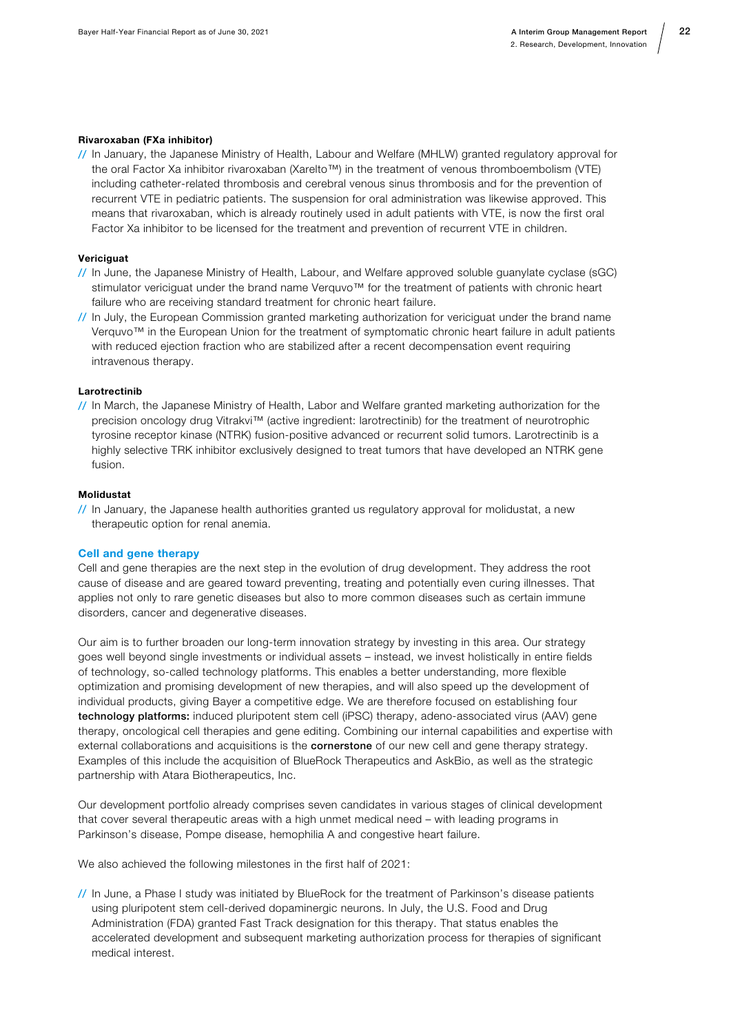**Rivaroxaban (FXa inhibitor)**

// In January, the Japanese Ministry of Health, Labour and Welfare (MHLW) granted regulatory approval for the oral Factor Xa inhibitor rivaroxaban (Xarelto™) in the treatment of venous thromboembolism (VTE) including catheter-related thrombosis and cerebral venous sinus thrombosis and for the prevention of recurrent VTE in pediatric patients. The suspension for oral administration was likewise approved. This means that rivaroxaban, which is already routinely used in adult patients with VTE, is now the first oral Factor Xa inhibitor to be licensed for the treatment and prevention of recurrent VTE in children.

**Vericiguat**

// In June, the Japanese Ministry of Health, Labour, and Welfare approved soluble guanylate cyclase (sGC) stimulator vericiguat under the brand name Verquvo™ for the treatment of patients with chronic heart failure who are receiving standard treatment for chronic heart failure.

// In July, the European Commission granted marketing authorization for vericiguat under the brand name Verquvo™ in the European Union for the treatment of symptomatic chronic heart failure in adult patients with reduced ejection fraction who are stabilized after a recent decompensation event requiring intravenous therapy.

**Larotrectinib**

// In March, the Japanese Ministry of Health, Labor and Welfare granted marketing authorization for the precision oncology drug Vitrakvi™ (active ingredient: larotrectinib) for the treatment of neurotrophic tyrosine receptor kinase (NTRK) fusion-positive advanced or recurrent solid tumors. Larotrectinib is a highly selective TRK inhibitor exclusively designed to treat tumors that have developed an NTRK gene fusion.

**Molidustat**

// In January, the Japanese health authorities granted us regulatory approval for molidustat, a new therapeutic option for renal anemia.

### Cell and gene therapy

Cell and gene therapies are the next step in the evolution of drug development. They address the root cause of disease and are geared toward preventing, treating and potentially even curing illnesses. That applies not only to rare genetic diseases but also to more common diseases such as certain immune disorders, cancer and degenerative diseases.

Our aim is to further broaden our long-term innovation strategy by investing in this area. Our strategy goes well beyond single investments or individual assets – instead, we invest holistically in entire fields of technology, so-called technology platforms. This enables a better understanding, more flexible optimization and promising development of new therapies, and will also speed up the development of individual products, giving Bayer a competitive edge. We are therefore focused on establishing four **technology platforms:** induced pluripotent stem cell (iPSC) therapy, adeno-associated virus (AAV) gene therapy, oncological cell therapies and gene editing. Combining our internal capabilities and expertise with external collaborations and acquisitions is the **cornerstone** of our new cell and gene therapy strategy. Examples of this include the acquisition of BlueRock Therapeutics and AskBio, as well as the strategic partnership with Atara Biotherapeutics, Inc.

Our development portfolio already comprises seven candidates in various stages of clinical development that cover several therapeutic areas with a high unmet medical need – with leading programs in Parkinson's disease, Pompe disease, hemophilia A and congestive heart failure.

We also achieved the following milestones in the first half of 2021:

// In June, a Phase I study was initiated by BlueRock for the treatment of Parkinson's disease patients using pluripotent stem cell-derived dopaminergic neurons. In July, the U.S. Food and Drug Administration (FDA) granted Fast Track designation for this therapy. That status enables the accelerated development and subsequent marketing authorization process for therapies of significant medical interest.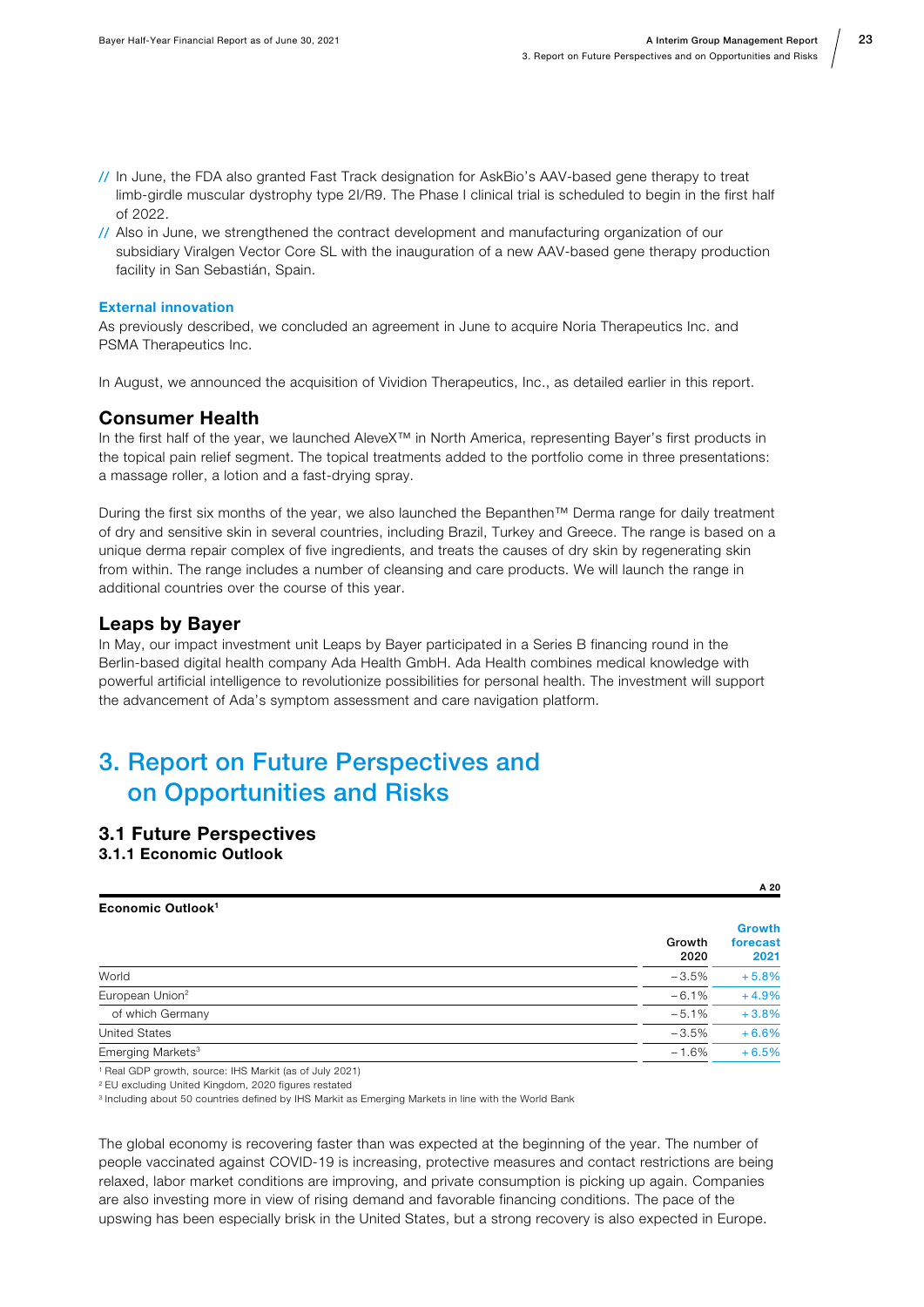// In June, the FDA also granted Fast Track designation for AskBio's AAV-based gene therapy to treat limb-girdle muscular dystrophy type 2I/R9. The Phase I clinical trial is scheduled to begin in the first half of 2022.

// Also in June, we strengthened the contract development and manufacturing organization of our subsidiary Viralgen Vector Core SL with the inauguration of a new AAV-based gene therapy production facility in San Sebastián, Spain.

**External innovation**

As previously described, we concluded an agreement in June to acquire Noria Therapeutics Inc. and PSMA Therapeutics Inc.

In August, we announced the acquisition of Vividion Therapeutics, Inc., as detailed earlier in this report.

## Consumer Health

In the first half of the year, we launched AleveX™ in North America, representing Bayer's first products in the topical pain relief segment. The topical treatments added to the portfolio come in three presentations: a massage roller, a lotion and a fast-drying spray.

During the first six months of the year, we also launched the Bepanthen™ Derma range for daily treatment of dry and sensitive skin in several countries, including Brazil, Turkey and Greece. The range is based on a unique derma repair complex of five ingredients, and treats the causes of dry skin by regenerating skin from within. The range includes a number of cleansing and care products. We will launch the range in additional countries over the course of this year.

## Leaps by Bayer

In May, our impact investment unit Leaps by Bayer participated in a Series B financing round in the Berlin-based digital health company Ada Health GmbH. Ada Health combines medical knowledge with powerful artificial intelligence to revolutionize possibilities for personal health. The investment will support the advancement of Ada's symptom assessment and care navigation platform.

# 3. Report on Future Perspectives and on Opportunities and Risks

## 3.1 Future Perspectives

### 3.1.1 Economic Outlook

A 20

**Economic Outlook**[1]

| | Growth 2020 | Growth forecast 2021 |
|---|---|---|
| World | −3.5% | +5.8% |
| European Union[2] | −6.1% | +4.9% |
| of which Germany | −5.1% | +3.8% |
| United States | −3.5% | +6.6% |
| Emerging Markets[3] | −1.6% | +6.5% |

[1] Real GDP growth, source: IHS Markit (as of July 2021)
[2] EU excluding United Kingdom, 2020 figures restated
[3] Including about 50 countries defined by IHS Markit as Emerging Markets in line with the World Bank

The global economy is recovering faster than was expected at the beginning of the year. The number of people vaccinated against COVID-19 is increasing, protective measures and contact restrictions are being relaxed, labor market conditions are improving, and private consumption is picking up again. Companies are also investing more in view of rising demand and favorable financing conditions. The pace of the upswing has been especially brisk in the United States, but a strong recovery is also expected in Europe.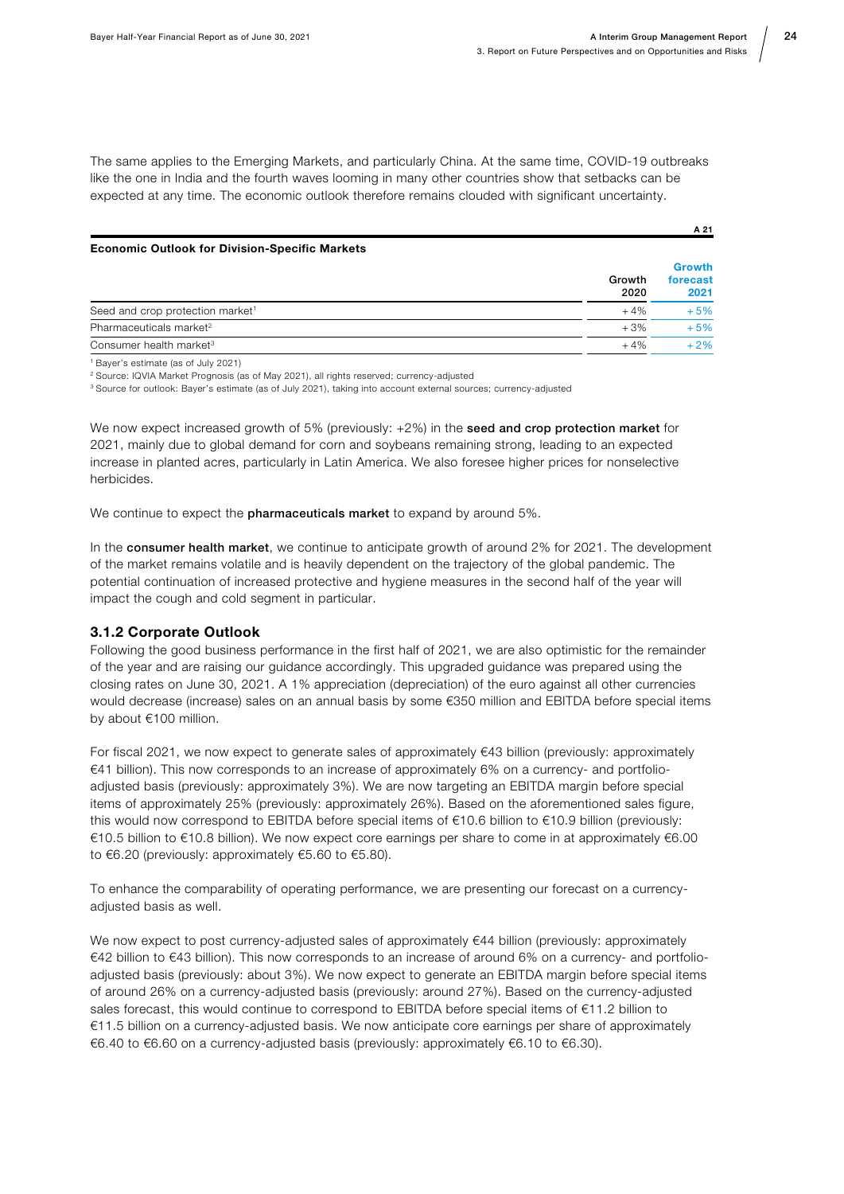The same applies to the Emerging Markets, and particularly China. At the same time, COVID-19 outbreaks like the one in India and the fourth waves looming in many other countries show that setbacks can be expected at any time. The economic outlook therefore remains clouded with significant uncertainty.

A 21

**Economic Outlook for Division-Specific Markets**

| | Growth 2020 | Growth forecast 2021 |
|---|---|---|
| Seed and crop protection market[1] | +4% | +5% |
| Pharmaceuticals market[2] | +3% | +5% |
| Consumer health market[3] | +4% | +2% |

[1] Bayer's estimate (as of July 2021)
[2] Source: IQVIA Market Prognosis (as of May 2021), all rights reserved; currency-adjusted
[3] Source for outlook: Bayer's estimate (as of July 2021), taking into account external sources; currency-adjusted

We now expect increased growth of 5% (previously: +2%) in the **seed and crop protection market** for 2021, mainly due to global demand for corn and soybeans remaining strong, leading to an expected increase in planted acres, particularly in Latin America. We also foresee higher prices for nonselective herbicides.

We continue to expect the **pharmaceuticals market** to expand by around 5%.

In the **consumer health market**, we continue to anticipate growth of around 2% for 2021. The development of the market remains volatile and is heavily dependent on the trajectory of the global pandemic. The potential continuation of increased protective and hygiene measures in the second half of the year will impact the cough and cold segment in particular.

### 3.1.2 Corporate Outlook

Following the good business performance in the first half of 2021, we are also optimistic for the remainder of the year and are raising our guidance accordingly. This upgraded guidance was prepared using the closing rates on June 30, 2021. A 1% appreciation (depreciation) of the euro against all other currencies would decrease (increase) sales on an annual basis by some €350 million and EBITDA before special items by about €100 million.

For fiscal 2021, we now expect to generate sales of approximately €43 billion (previously: approximately €41 billion). This now corresponds to an increase of approximately 6% on a currency- and portfolio-adjusted basis (previously: approximately 3%). We are now targeting an EBITDA margin before special items of approximately 25% (previously: approximately 26%). Based on the aforementioned sales figure, this would now correspond to EBITDA before special items of €10.6 billion to €10.9 billion (previously: €10.5 billion to €10.8 billion). We now expect core earnings per share to come in at approximately €6.00 to €6.20 (previously: approximately €5.60 to €5.80).

To enhance the comparability of operating performance, we are presenting our forecast on a currency-adjusted basis as well.

We now expect to post currency-adjusted sales of approximately €44 billion (previously: approximately €42 billion to €43 billion). This now corresponds to an increase of around 6% on a currency- and portfolio-adjusted basis (previously: about 3%). We now expect to generate an EBITDA margin before special items of around 26% on a currency-adjusted basis (previously: around 27%). Based on the currency-adjusted sales forecast, this would continue to correspond to EBITDA before special items of €11.2 billion to €11.5 billion on a currency-adjusted basis. We now anticipate core earnings per share of approximately €6.40 to €6.60 on a currency-adjusted basis (previously: approximately €6.10 to €6.30).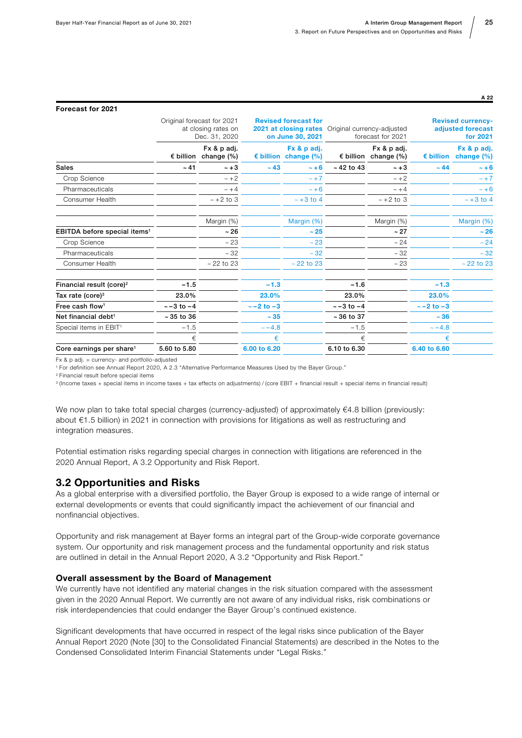A 22

**Forecast for 2021**

| | Original forecast for 2021 at closing rates on Dec. 31, 2020 | | Revised forecast for 2021 at closing rates on June 30, 2021 | | Original currency-adjusted forecast for 2021 | | Revised currency-adjusted forecast for 2021 | |
|---|---|---|---|---|---|---|---|---|
| | € billion | Fx & p adj. change (%) | € billion | Fx & p adj. change (%) | € billion | Fx & p adj. change (%) | € billion | Fx & p adj. change (%) |
| **Sales** | **~ 41** | **~ +3** | **~ 43** | **~ +6** | **~ 42 to 43** | **~ +3** | **~ 44** | **~ +6** |
| Crop Science | | ~ +2 | | ~ +7 | | ~ +2 | | ~ +7 |
| Pharmaceuticals | | ~ +4 | | ~ +6 | | ~ +4 | | ~ +6 |
| Consumer Health | | ~ +2 to 3 | | ~ +3 to 4 | | ~ +2 to 3 | | ~ +3 to 4 |
| | | Margin (%) | | Margin (%) | | Margin (%) | | Margin (%) |
| **EBITDA before special items[1]** | | **~ 26** | | **~ 25** | | **~ 27** | | **~ 26** |
| Crop Science | | ~ 23 | | ~ 23 | | ~ 24 | | ~ 24 |
| Pharmaceuticals | | ~ 32 | | ~ 32 | | ~ 32 | | ~ 32 |
| Consumer Health | | ~ 22 to 23 | | ~ 22 to 23 | | ~ 23 | | ~ 22 to 23 |
| **Financial result (core)[2]** | **−1.5** | | **−1.3** | | **−1.6** | | **−1.3** | |
| **Tax rate (core)[3]** | **23.0%** | | **23.0%** | | **23.0%** | | **23.0%** | |
| **Free cash flow[1]** | **~ −3 to −4** | | **~ −2 to −3** | | **~ −3 to −4** | | **~ −2 to −3** | |
| **Net financial debt[1]** | **~ 35 to 36** | | **~ 35** | | **~ 36 to 37** | | **~ 36** | |
| Special items in EBIT[1] | −1.5 | | ~ −4.8 | | −1.5 | | ~ −4.8 | |
| | € | | € | | € | | € | |
| **Core earnings per share[1]** | **5.60 to 5.80** | | **6.00 to 6.20** | | **6.10 to 6.30** | | **6.40 to 6.60** | |

Fx & p adj. = currency- and portfolio-adjusted
[1] For definition see Annual Report 2020, A 2.3 "Alternative Performance Measures Used by the Bayer Group."
[2] Financial result before special items
[3] (Income taxes + special items in income taxes + tax effects on adjustments) / (core EBIT + financial result + special items in financial result)

We now plan to take total special charges (currency-adjusted) of approximately €4.8 billion (previously: about €1.5 billion) in 2021 in connection with provisions for litigations as well as restructuring and integration measures.

Potential estimation risks regarding special charges in connection with litigations are referenced in the 2020 Annual Report, A 3.2 Opportunity and Risk Report.

## 3.2 Opportunities and Risks

As a global enterprise with a diversified portfolio, the Bayer Group is exposed to a wide range of internal or external developments or events that could significantly impact the achievement of our financial and nonfinancial objectives.

Opportunity and risk management at Bayer forms an integral part of the Group-wide corporate governance system. Our opportunity and risk management process and the fundamental opportunity and risk status are outlined in detail in the Annual Report 2020, A 3.2 "Opportunity and Risk Report."

### Overall assessment by the Board of Management

We currently have not identified any material changes in the risk situation compared with the assessment given in the 2020 Annual Report. We currently are not aware of any individual risks, risk combinations or risk interdependencies that could endanger the Bayer Group's continued existence.

Significant developments that have occurred in respect of the legal risks since publication of the Bayer Annual Report 2020 (Note [30] to the Consolidated Financial Statements) are described in the Notes to the Condensed Consolidated Interim Financial Statements under "Legal Risks."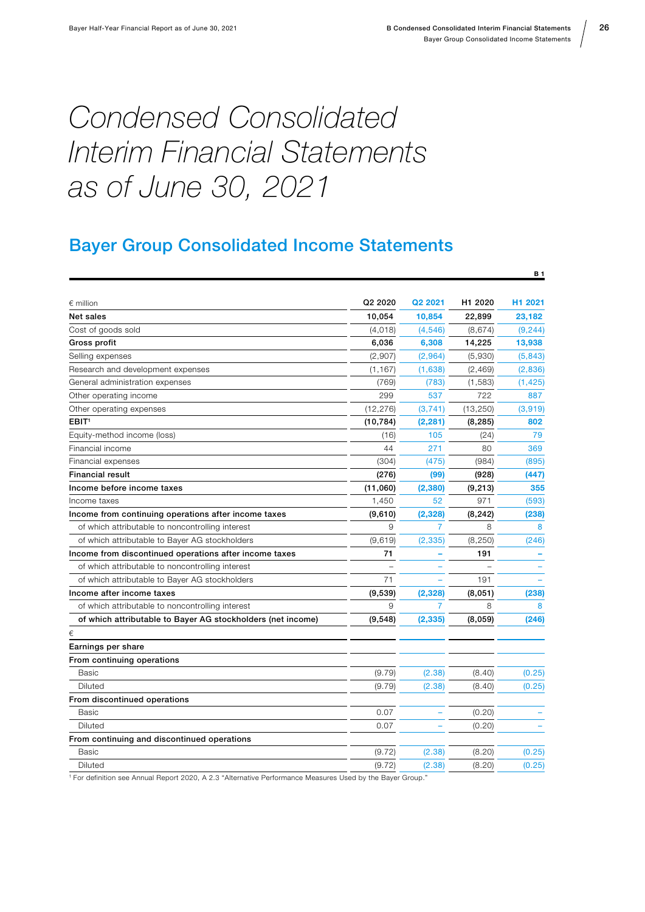# Condensed Consolidated Interim Financial Statements as of June 30, 2021

## Bayer Group Consolidated Income Statements

B 1

| € million | Q2 2020 | Q2 2021 | H1 2020 | H1 2021 |
|---|---|---|---|---|
| **Net sales** | **10,054** | **10,854** | **22,899** | **23,182** |
| Cost of goods sold | (4,018) | (4,546) | (8,674) | (9,244) |
| **Gross profit** | **6,036** | **6,308** | **14,225** | **13,938** |
| Selling expenses | (2,907) | (2,964) | (5,930) | (5,843) |
| Research and development expenses | (1,167) | (1,638) | (2,469) | (2,836) |
| General administration expenses | (769) | (783) | (1,583) | (1,425) |
| Other operating income | 299 | 537 | 722 | 887 |
| Other operating expenses | (12,276) | (3,741) | (13,250) | (3,919) |
| **EBIT**[1] | **(10,784)** | **(2,281)** | **(8,285)** | **802** |
| Equity-method income (loss) | (16) | 105 | (24) | 79 |
| Financial income | 44 | 271 | 80 | 369 |
| Financial expenses | (304) | (475) | (984) | (895) |
| **Financial result** | **(276)** | **(99)** | **(928)** | **(447)** |
| **Income before income taxes** | **(11,060)** | **(2,380)** | **(9,213)** | **355** |
| Income taxes | 1,450 | 52 | 971 | (593) |
| **Income from continuing operations after income taxes** | **(9,610)** | **(2,328)** | **(8,242)** | **(238)** |
| of which attributable to noncontrolling interest | 9 | 7 | 8 | 8 |
| of which attributable to Bayer AG stockholders | (9,619) | (2,335) | (8,250) | (246) |
| **Income from discontinued operations after income taxes** | **71** | **–** | **191** | **–** |
| of which attributable to noncontrolling interest | – | – | – | – |
| of which attributable to Bayer AG stockholders | 71 | – | 191 | – |
| **Income after income taxes** | **(9,539)** | **(2,328)** | **(8,051)** | **(238)** |
| of which attributable to noncontrolling interest | 9 | 7 | 8 | 8 |
| **of which attributable to Bayer AG stockholders (net income)** | **(9,548)** | **(2,335)** | **(8,059)** | **(246)** |
| € | | | | |
| **Earnings per share** | | | | |
| **From continuing operations** | | | | |
| Basic | (9.79) | (2.38) | (8.40) | (0.25) |
| Diluted | (9.79) | (2.38) | (8.40) | (0.25) |
| **From discontinued operations** | | | | |
| Basic | 0.07 | – | (0.20) | – |
| Diluted | 0.07 | – | (0.20) | – |
| **From continuing and discontinued operations** | | | | |
| Basic | (9.72) | (2.38) | (8.20) | (0.25) |
| Diluted | (9.72) | (2.38) | (8.20) | (0.25) |

[1] For definition see Annual Report 2020, A 2.3 "Alternative Performance Measures Used by the Bayer Group."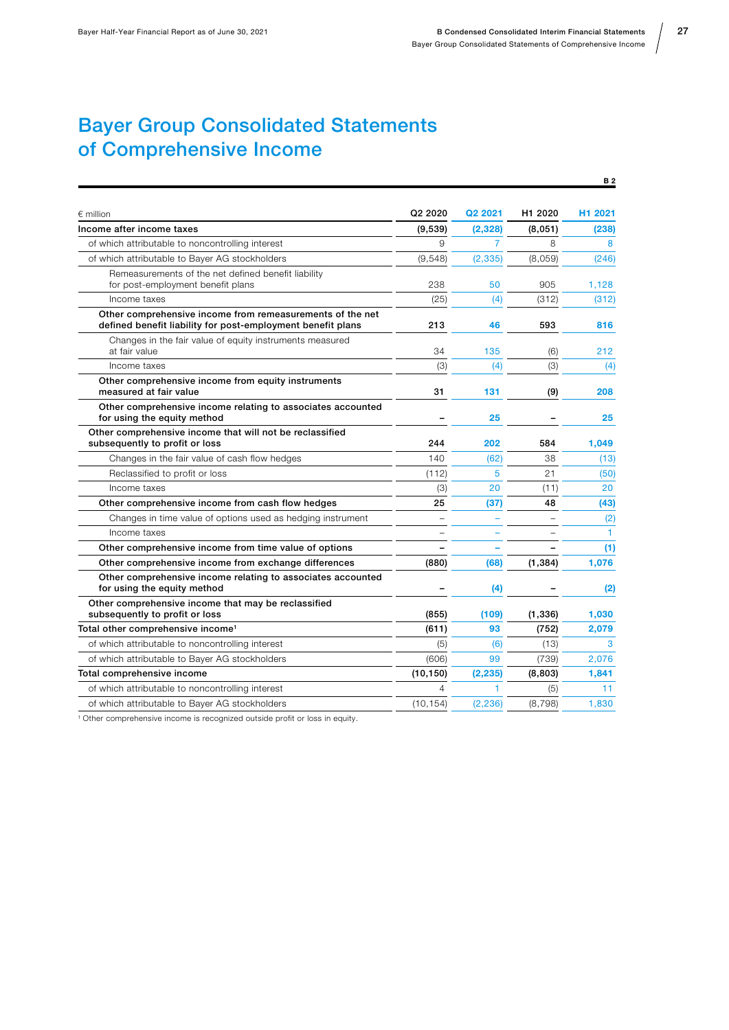# Bayer Group Consolidated Statements of Comprehensive Income

B 2

| € million | Q2 2020 | Q2 2021 | H1 2020 | H1 2021 |
|---|---|---|---|---|
| **Income after income taxes** | **(9,539)** | **(2,328)** | **(8,051)** | **(238)** |
| of which attributable to noncontrolling interest | 9 | 7 | 8 | 8 |
| of which attributable to Bayer AG stockholders | (9,548) | (2,335) | (8,059) | (246) |
| Remeasurements of the net defined benefit liability for post-employment benefit plans | 238 | 50 | 905 | 1,128 |
| Income taxes | (25) | (4) | (312) | (312) |
| **Other comprehensive income from remeasurements of the net defined benefit liability for post-employment benefit plans** | **213** | **46** | **593** | **816** |
| Changes in the fair value of equity instruments measured at fair value | 34 | 135 | (6) | 212 |
| Income taxes | (3) | (4) | (3) | (4) |
| **Other comprehensive income from equity instruments measured at fair value** | **31** | **131** | **(9)** | **208** |
| **Other comprehensive income relating to associates accounted for using the equity method** | **–** | **25** | **–** | **25** |
| **Other comprehensive income that will not be reclassified subsequently to profit or loss** | **244** | **202** | **584** | **1,049** |
| Changes in the fair value of cash flow hedges | 140 | (62) | 38 | (13) |
| Reclassified to profit or loss | (112) | 5 | 21 | (50) |
| Income taxes | (3) | 20 | (11) | 20 |
| **Other comprehensive income from cash flow hedges** | **25** | **(37)** | **48** | **(43)** |
| Changes in time value of options used as hedging instrument | – | – | – | (2) |
| Income taxes | – | – | – | 1 |
| **Other comprehensive income from time value of options** | **–** | **–** | **–** | **(1)** |
| **Other comprehensive income from exchange differences** | **(880)** | **(68)** | **(1,384)** | **1,076** |
| **Other comprehensive income relating to associates accounted for using the equity method** | **–** | **(4)** | **–** | **(2)** |
| **Other comprehensive income that may be reclassified subsequently to profit or loss** | **(855)** | **(109)** | **(1,336)** | **1,030** |
| **Total other comprehensive income[1]** | **(611)** | **93** | **(752)** | **2,079** |
| of which attributable to noncontrolling interest | (5) | (6) | (13) | 3 |
| of which attributable to Bayer AG stockholders | (606) | 99 | (739) | 2,076 |
| **Total comprehensive income** | **(10,150)** | **(2,235)** | **(8,803)** | **1,841** |
| of which attributable to noncontrolling interest | 4 | 1 | (5) | 11 |
| of which attributable to Bayer AG stockholders | (10,154) | (2,236) | (8,798) | 1,830 |

[1] Other comprehensive income is recognized outside profit or loss in equity.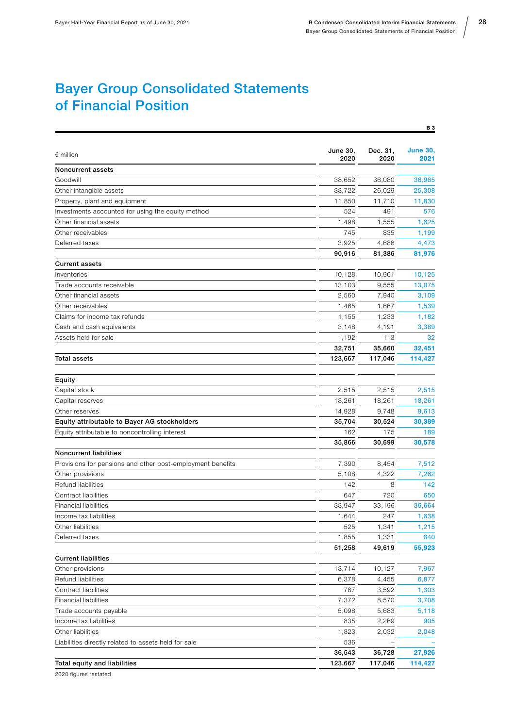# Bayer Group Consolidated Statements of Financial Position

B 3

| € million | June 30, 2020 | Dec. 31, 2020 | June 30, 2021 |
|---|---|---|---|
| **Noncurrent assets** | | | |
| Goodwill | 38,652 | 36,080 | 36,965 |
| Other intangible assets | 33,722 | 26,029 | 25,308 |
| Property, plant and equipment | 11,850 | 11,710 | 11,830 |
| Investments accounted for using the equity method | 524 | 491 | 576 |
| Other financial assets | 1,498 | 1,555 | 1,625 |
| Other receivables | 745 | 835 | 1,199 |
| Deferred taxes | 3,925 | 4,686 | 4,473 |
| | **90,916** | **81,386** | **81,976** |
| **Current assets** | | | |
| Inventories | 10,128 | 10,961 | 10,125 |
| Trade accounts receivable | 13,103 | 9,555 | 13,075 |
| Other financial assets | 2,560 | 7,940 | 3,109 |
| Other receivables | 1,465 | 1,667 | 1,539 |
| Claims for income tax refunds | 1,155 | 1,233 | 1,182 |
| Cash and cash equivalents | 3,148 | 4,191 | 3,389 |
| Assets held for sale | 1,192 | 113 | 32 |
| | **32,751** | **35,660** | **32,451** |
| **Total assets** | **123,667** | **117,046** | **114,427** |
| | | | |
| **Equity** | | | |
| Capital stock | 2,515 | 2,515 | 2,515 |
| Capital reserves | 18,261 | 18,261 | 18,261 |
| Other reserves | 14,928 | 9,748 | 9,613 |
| **Equity attributable to Bayer AG stockholders** | **35,704** | **30,524** | **30,389** |
| Equity attributable to noncontrolling interest | 162 | 175 | 189 |
| | **35,866** | **30,699** | **30,578** |
| **Noncurrent liabilities** | | | |
| Provisions for pensions and other post-employment benefits | 7,390 | 8,454 | 7,512 |
| Other provisions | 5,108 | 4,322 | 7,262 |
| Refund liabilities | 142 | 8 | 142 |
| Contract liabilities | 647 | 720 | 650 |
| Financial liabilities | 33,947 | 33,196 | 36,664 |
| Income tax liabilities | 1,644 | 247 | 1,638 |
| Other liabilities | 525 | 1,341 | 1,215 |
| Deferred taxes | 1,855 | 1,331 | 840 |
| | **51,258** | **49,619** | **55,923** |
| **Current liabilities** | | | |
| Other provisions | 13,714 | 10,127 | 7,967 |
| Refund liabilities | 6,378 | 4,455 | 6,877 |
| Contract liabilities | 787 | 3,592 | 1,303 |
| Financial liabilities | 7,372 | 8,570 | 3,708 |
| Trade accounts payable | 5,098 | 5,683 | 5,118 |
| Income tax liabilities | 835 | 2,269 | 905 |
| Other liabilities | 1,823 | 2,032 | 2,048 |
| Liabilities directly related to assets held for sale | 536 | – | – |
| | **36,543** | **36,728** | **27,926** |
| **Total equity and liabilities** | **123,667** | **117,046** | **114,427** |

2020 figures restated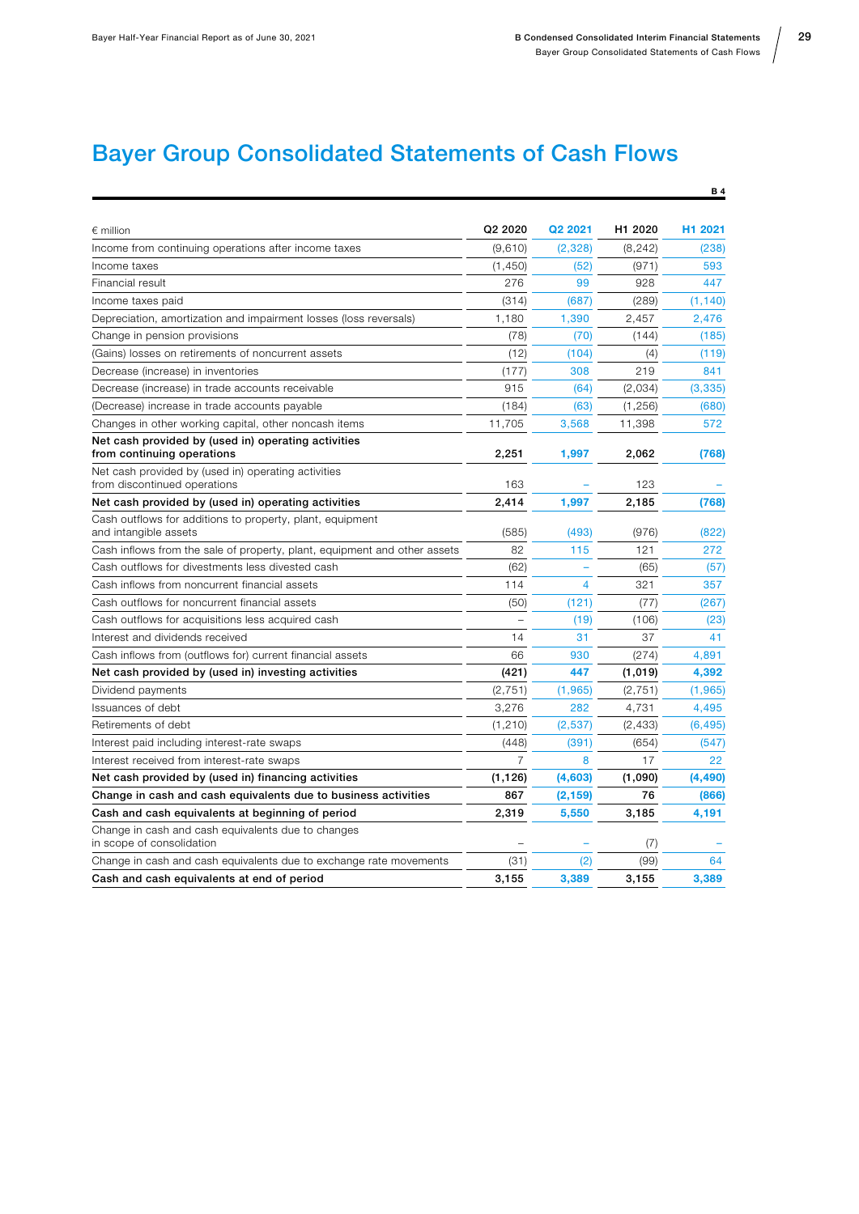# Bayer Group Consolidated Statements of Cash Flows

B 4

| € million | Q2 2020 | Q2 2021 | H1 2020 | H1 2021 |
|---|---|---|---|---|
| Income from continuing operations after income taxes | (9,610) | (2,328) | (8,242) | (238) |
| Income taxes | (1,450) | (52) | (971) | 593 |
| Financial result | 276 | 99 | 928 | 447 |
| Income taxes paid | (314) | (687) | (289) | (1,140) |
| Depreciation, amortization and impairment losses (loss reversals) | 1,180 | 1,390 | 2,457 | 2,476 |
| Change in pension provisions | (78) | (70) | (144) | (185) |
| (Gains) losses on retirements of noncurrent assets | (12) | (104) | (4) | (119) |
| Decrease (increase) in inventories | (177) | 308 | 219 | 841 |
| Decrease (increase) in trade accounts receivable | 915 | (64) | (2,034) | (3,335) |
| (Decrease) increase in trade accounts payable | (184) | (63) | (1,256) | (680) |
| Changes in other working capital, other noncash items | 11,705 | 3,568 | 11,398 | 572 |
| **Net cash provided by (used in) operating activities from continuing operations** | **2,251** | **1,997** | **2,062** | **(768)** |
| Net cash provided by (used in) operating activities from discontinued operations | 163 | – | 123 | – |
| **Net cash provided by (used in) operating activities** | **2,414** | **1,997** | **2,185** | **(768)** |
| Cash outflows for additions to property, plant, equipment and intangible assets | (585) | (493) | (976) | (822) |
| Cash inflows from the sale of property, plant, equipment and other assets | 82 | 115 | 121 | 272 |
| Cash outflows for divestments less divested cash | (62) | – | (65) | (57) |
| Cash inflows from noncurrent financial assets | 114 | 4 | 321 | 357 |
| Cash outflows for noncurrent financial assets | (50) | (121) | (77) | (267) |
| Cash outflows for acquisitions less acquired cash | – | (19) | (106) | (23) |
| Interest and dividends received | 14 | 31 | 37 | 41 |
| Cash inflows from (outflows for) current financial assets | 66 | 930 | (274) | 4,891 |
| **Net cash provided by (used in) investing activities** | **(421)** | **447** | **(1,019)** | **4,392** |
| Dividend payments | (2,751) | (1,965) | (2,751) | (1,965) |
| Issuances of debt | 3,276 | 282 | 4,731 | 4,495 |
| Retirements of debt | (1,210) | (2,537) | (2,433) | (6,495) |
| Interest paid including interest-rate swaps | (448) | (391) | (654) | (547) |
| Interest received from interest-rate swaps | 7 | 8 | 17 | 22 |
| **Net cash provided by (used in) financing activities** | **(1,126)** | **(4,603)** | **(1,090)** | **(4,490)** |
| **Change in cash and cash equivalents due to business activities** | **867** | **(2,159)** | **76** | **(866)** |
| **Cash and cash equivalents at beginning of period** | **2,319** | **5,550** | **3,185** | **4,191** |
| Change in cash and cash equivalents due to changes in scope of consolidation | – | – | (7) | – |
| Change in cash and cash equivalents due to exchange rate movements | (31) | (2) | (99) | 64 |
| **Cash and cash equivalents at end of period** | **3,155** | **3,389** | **3,155** | **3,389** |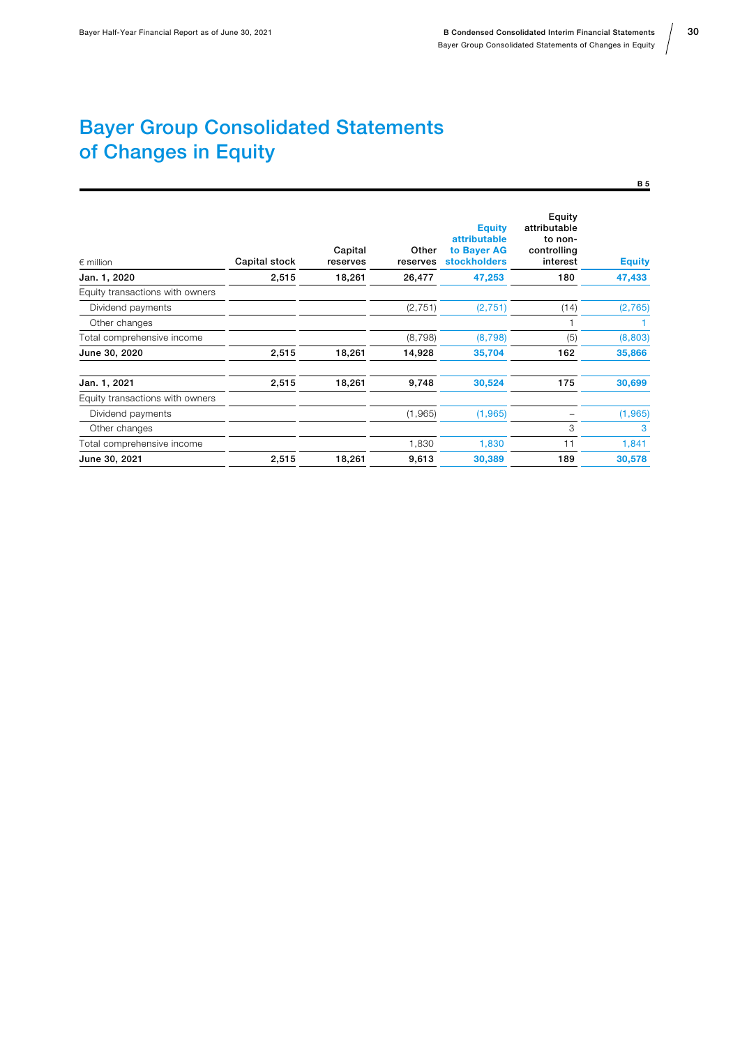# Bayer Group Consolidated Statements of Changes in Equity

B 5

| € million | Capital stock | Capital reserves | Other reserves | Equity attributable to Bayer AG stockholders | Equity attributable to non-controlling interest | Equity |
|---|---|---|---|---|---|---|
| **Jan. 1, 2020** | **2,515** | **18,261** | **26,477** | **47,253** | **180** | **47,433** |
| Equity transactions with owners | | | | | | |
| Dividend payments | | | (2,751) | (2,751) | (14) | (2,765) |
| Other changes | | | | | 1 | 1 |
| Total comprehensive income | | | (8,798) | (8,798) | (5) | (8,803) |
| **June 30, 2020** | **2,515** | **18,261** | **14,928** | **35,704** | **162** | **35,866** |
| | | | | | | |
| **Jan. 1, 2021** | **2,515** | **18,261** | **9,748** | **30,524** | **175** | **30,699** |
| Equity transactions with owners | | | | | | |
| Dividend payments | | | (1,965) | (1,965) | – | (1,965) |
| Other changes | | | | | 3 | 3 |
| Total comprehensive income | | | 1,830 | 1,830 | 11 | 1,841 |
| **June 30, 2021** | **2,515** | **18,261** | **9,613** | **30,389** | **189** | **30,578** |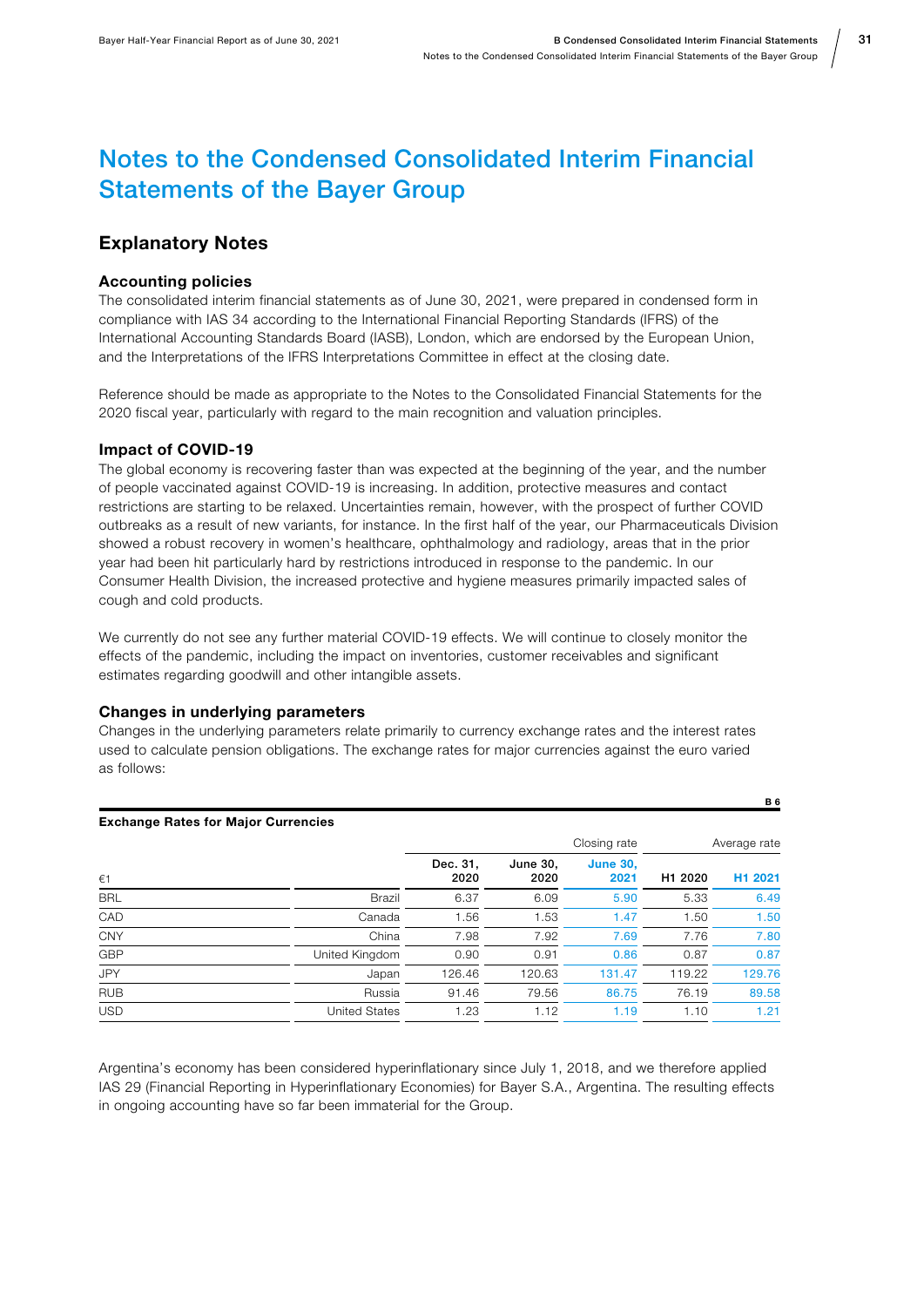# Notes to the Condensed Consolidated Interim Financial Statements of the Bayer Group

## Explanatory Notes

### Accounting policies

The consolidated interim financial statements as of June 30, 2021, were prepared in condensed form in compliance with IAS 34 according to the International Financial Reporting Standards (IFRS) of the International Accounting Standards Board (IASB), London, which are endorsed by the European Union, and the Interpretations of the IFRS Interpretations Committee in effect at the closing date.

Reference should be made as appropriate to the Notes to the Consolidated Financial Statements for the 2020 fiscal year, particularly with regard to the main recognition and valuation principles.

### Impact of COVID-19

The global economy is recovering faster than was expected at the beginning of the year, and the number of people vaccinated against COVID-19 is increasing. In addition, protective measures and contact restrictions are starting to be relaxed. Uncertainties remain, however, with the prospect of further COVID outbreaks as a result of new variants, for instance. In the first half of the year, our Pharmaceuticals Division showed a robust recovery in women's healthcare, ophthalmology and radiology, areas that in the prior year had been hit particularly hard by restrictions introduced in response to the pandemic. In our Consumer Health Division, the increased protective and hygiene measures primarily impacted sales of cough and cold products.

We currently do not see any further material COVID-19 effects. We will continue to closely monitor the effects of the pandemic, including the impact on inventories, customer receivables and significant estimates regarding goodwill and other intangible assets.

### Changes in underlying parameters

Changes in the underlying parameters relate primarily to currency exchange rates and the interest rates used to calculate pension obligations. The exchange rates for major currencies against the euro varied as follows:

B 6

**Exchange Rates for Major Currencies**

| | | | Closing rate | | | Average rate |
|---|---|---|---|---|---|---|
| €1 | | Dec. 31, 2020 | June 30, 2020 | June 30, 2021 | H1 2020 | H1 2021 |
| BRL | Brazil | 6.37 | 6.09 | 5.90 | 5.33 | 6.49 |
| CAD | Canada | 1.56 | 1.53 | 1.47 | 1.50 | 1.50 |
| CNY | China | 7.98 | 7.92 | 7.69 | 7.76 | 7.80 |
| GBP | United Kingdom | 0.90 | 0.91 | 0.86 | 0.87 | 0.87 |
| JPY | Japan | 126.46 | 120.63 | 131.47 | 119.22 | 129.76 |
| RUB | Russia | 91.46 | 79.56 | 86.75 | 76.19 | 89.58 |
| USD | United States | 1.23 | 1.12 | 1.19 | 1.10 | 1.21 |

Argentina's economy has been considered hyperinflationary since July 1, 2018, and we therefore applied IAS 29 (Financial Reporting in Hyperinflationary Economies) for Bayer S.A., Argentina. The resulting effects in ongoing accounting have so far been immaterial for the Group.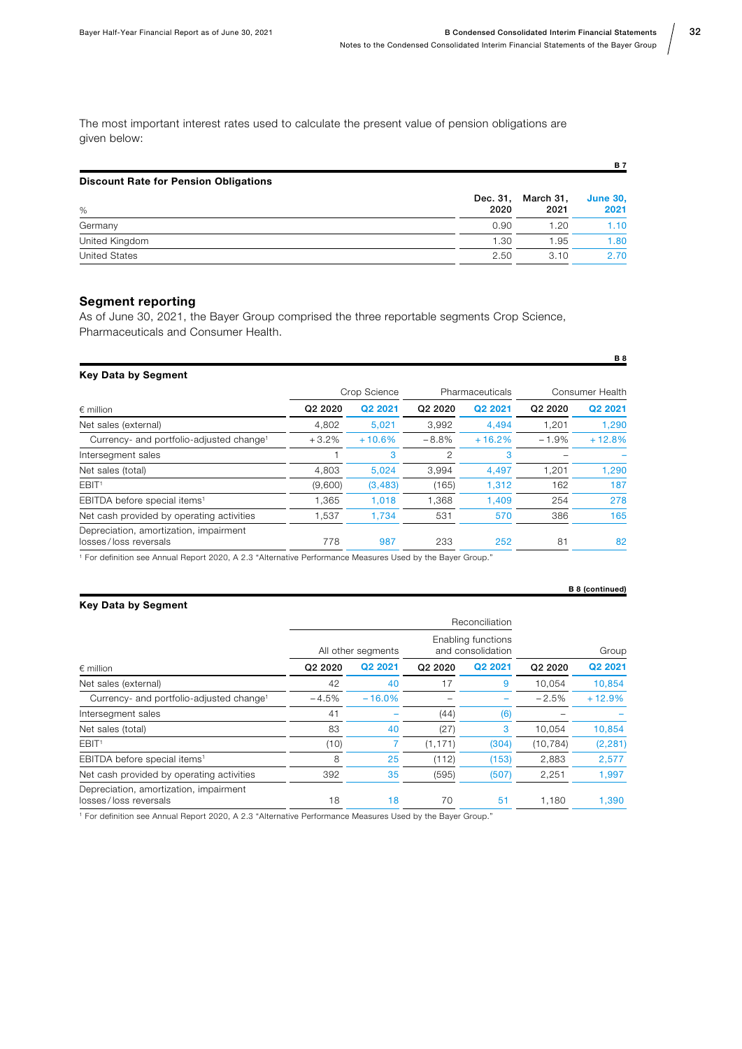The most important interest rates used to calculate the present value of pension obligations are given below:

B 7

**Discount Rate for Pension Obligations**

| % | Dec. 31, 2020 | March 31, 2021 | June 30, 2021 |
|---|---|---|---|
| Germany | 0.90 | 1.20 | 1.10 |
| United Kingdom | 1.30 | 1.95 | 1.80 |
| United States | 2.50 | 3.10 | 2.70 |

## Segment reporting

As of June 30, 2021, the Bayer Group comprised the three reportable segments Crop Science, Pharmaceuticals and Consumer Health.

B 8

**Key Data by Segment**

| | Crop Science | | Pharmaceuticals | | Consumer Health | |
|---|---|---|---|---|---|---|
| € million | Q2 2020 | Q2 2021 | Q2 2020 | Q2 2021 | Q2 2020 | Q2 2021 |
| Net sales (external) | 4,802 | 5,021 | 3,992 | 4,494 | 1,201 | 1,290 |
| Currency- and portfolio-adjusted change[1] | +3.2% | +10.6% | −8.8% | +16.2% | −1.9% | +12.8% |
| Intersegment sales | 1 | 3 | 2 | 3 | – | – |
| Net sales (total) | 4,803 | 5,024 | 3,994 | 4,497 | 1,201 | 1,290 |
| EBIT[1] | (9,600) | (3,483) | (165) | 1,312 | 162 | 187 |
| EBITDA before special items[1] | 1,365 | 1,018 | 1,368 | 1,409 | 254 | 278 |
| Net cash provided by operating activities | 1,537 | 1,734 | 531 | 570 | 386 | 165 |
| Depreciation, amortization, impairment losses/loss reversals | 778 | 987 | 233 | 252 | 81 | 82 |

[1] For definition see Annual Report 2020, A 2.3 "Alternative Performance Measures Used by the Bayer Group."

B 8 (continued)

**Key Data by Segment**

| | Reconciliation | | | | | |
|---|---|---|---|---|---|---|
| | All other segments | | Enabling functions and consolidation | | Group | |
| € million | Q2 2020 | Q2 2021 | Q2 2020 | Q2 2021 | Q2 2020 | Q2 2021 |
| Net sales (external) | 42 | 40 | 17 | 9 | 10,054 | 10,854 |
| Currency- and portfolio-adjusted change[1] | −4.5% | −16.0% | – | – | −2.5% | +12.9% |
| Intersegment sales | 41 | – | (44) | (6) | – | – |
| Net sales (total) | 83 | 40 | (27) | 3 | 10,054 | 10,854 |
| EBIT[1] | (10) | 7 | (1,171) | (304) | (10,784) | (2,281) |
| EBITDA before special items[1] | 8 | 25 | (112) | (153) | 2,883 | 2,577 |
| Net cash provided by operating activities | 392 | 35 | (595) | (507) | 2,251 | 1,997 |
| Depreciation, amortization, impairment losses/loss reversals | 18 | 18 | 70 | 51 | 1,180 | 1,390 |

[1] For definition see Annual Report 2020, A 2.3 "Alternative Performance Measures Used by the Bayer Group."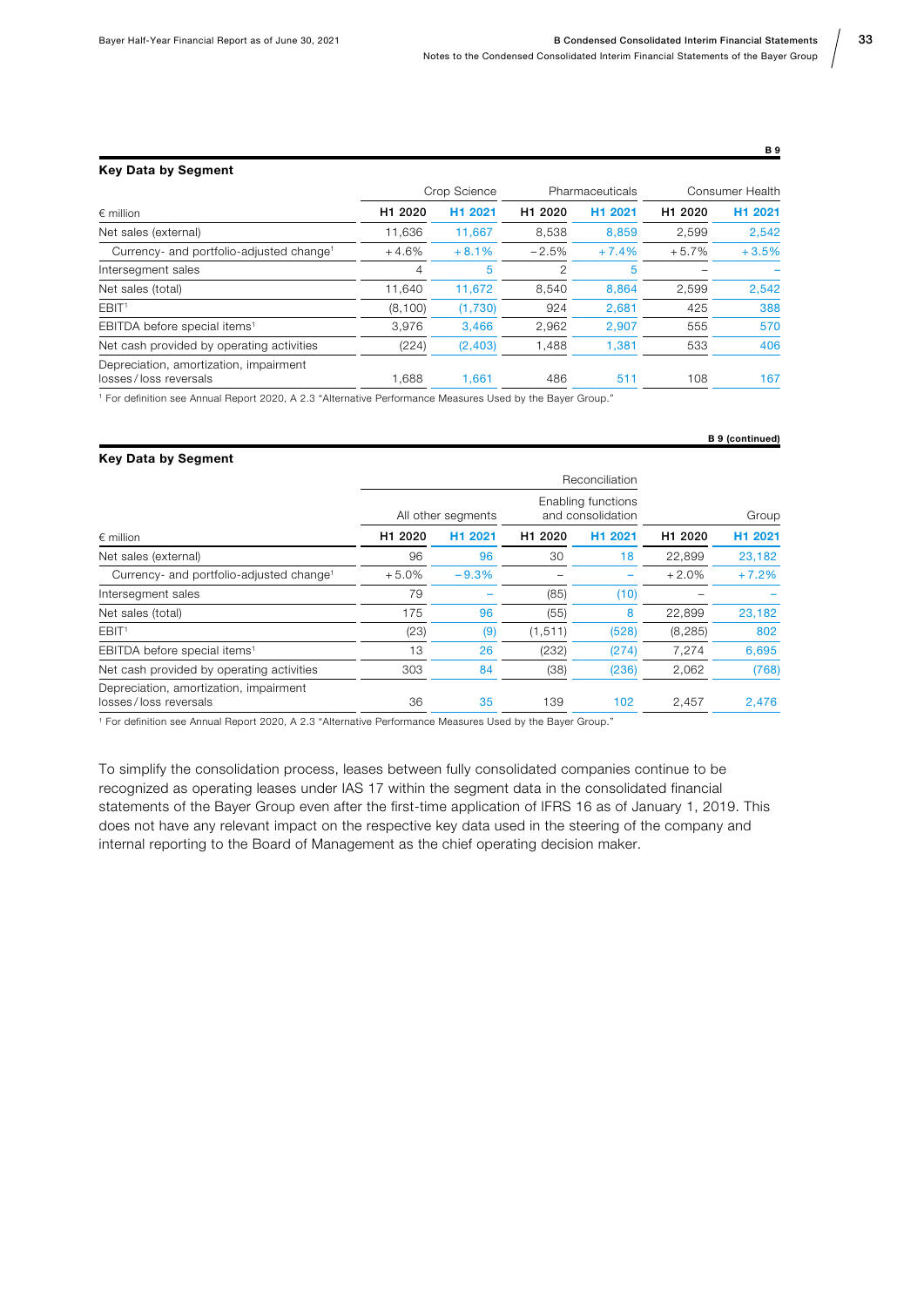B 9

**Key Data by Segment**

| € million | Crop Science | | Pharmaceuticals | | Consumer Health | |
|---|---|---|---|---|---|---|
| | H1 2020 | H1 2021 | H1 2020 | H1 2021 | H1 2020 | H1 2021 |
| Net sales (external) | 11,636 | 11,667 | 8,538 | 8,859 | 2,599 | 2,542 |
| Currency- and portfolio-adjusted change[1] | +4.6% | +8.1% | −2.5% | +7.4% | +5.7% | +3.5% |
| Intersegment sales | 4 | 5 | 2 | 5 | – | – |
| Net sales (total) | 11,640 | 11,672 | 8,540 | 8,864 | 2,599 | 2,542 |
| EBIT[1] | (8,100) | (1,730) | 924 | 2,681 | 425 | 388 |
| EBITDA before special items[1] | 3,976 | 3,466 | 2,962 | 2,907 | 555 | 570 |
| Net cash provided by operating activities | (224) | (2,403) | 1,488 | 1,381 | 533 | 406 |
| Depreciation, amortization, impairment losses/loss reversals | 1,688 | 1,661 | 486 | 511 | 108 | 167 |

[1] For definition see Annual Report 2020, A 2.3 "Alternative Performance Measures Used by the Bayer Group."

B 9 (continued)

**Key Data by Segment**

| | Reconciliation | | | | | |
|---|---|---|---|---|---|---|
| € million | All other segments | | Enabling functions and consolidation | | Group | |
| | H1 2020 | H1 2021 | H1 2020 | H1 2021 | H1 2020 | H1 2021 |
| Net sales (external) | 96 | 96 | 30 | 18 | 22,899 | 23,182 |
| Currency- and portfolio-adjusted change[1] | +5.0% | −9.3% | – | – | +2.0% | +7.2% |
| Intersegment sales | 79 | – | (85) | (10) | – | – |
| Net sales (total) | 175 | 96 | (55) | 8 | 22,899 | 23,182 |
| EBIT[1] | (23) | (9) | (1,511) | (528) | (8,285) | 802 |
| EBITDA before special items[1] | 13 | 26 | (232) | (274) | 7,274 | 6,695 |
| Net cash provided by operating activities | 303 | 84 | (38) | (236) | 2,062 | (768) |
| Depreciation, amortization, impairment losses/loss reversals | 36 | 35 | 139 | 102 | 2,457 | 2,476 |

[1] For definition see Annual Report 2020, A 2.3 "Alternative Performance Measures Used by the Bayer Group."

To simplify the consolidation process, leases between fully consolidated companies continue to be recognized as operating leases under IAS 17 within the segment data in the consolidated financial statements of the Bayer Group even after the first-time application of IFRS 16 as of January 1, 2019. This does not have any relevant impact on the respective key data used in the steering of the company and internal reporting to the Board of Management as the chief operating decision maker.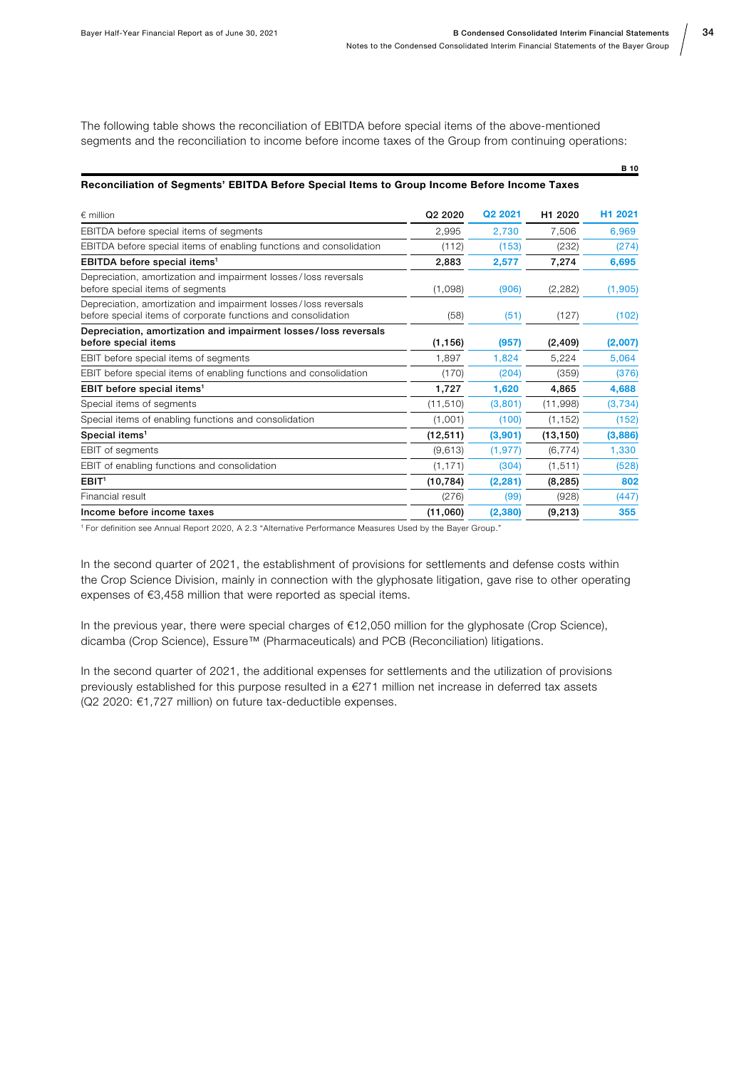The following table shows the reconciliation of EBITDA before special items of the above-mentioned segments and the reconciliation to income before income taxes of the Group from continuing operations:

B 10

**Reconciliation of Segments' EBITDA Before Special Items to Group Income Before Income Taxes**

| € million | Q2 2020 | Q2 2021 | H1 2020 | H1 2021 |
|---|---|---|---|---|
| EBITDA before special items of segments | 2,995 | 2,730 | 7,506 | 6,969 |
| EBITDA before special items of enabling functions and consolidation | (112) | (153) | (232) | (274) |
| **EBITDA before special items[1]** | **2,883** | **2,577** | **7,274** | **6,695** |
| Depreciation, amortization and impairment losses / loss reversals before special items of segments | (1,098) | (906) | (2,282) | (1,905) |
| Depreciation, amortization and impairment losses / loss reversals before special items of corporate functions and consolidation | (58) | (51) | (127) | (102) |
| **Depreciation, amortization and impairment losses / loss reversals before special items** | **(1,156)** | **(957)** | **(2,409)** | **(2,007)** |
| EBIT before special items of segments | 1,897 | 1,824 | 5,224 | 5,064 |
| EBIT before special items of enabling functions and consolidation | (170) | (204) | (359) | (376) |
| **EBIT before special items[1]** | **1,727** | **1,620** | **4,865** | **4,688** |
| Special items of segments | (11,510) | (3,801) | (11,998) | (3,734) |
| Special items of enabling functions and consolidation | (1,001) | (100) | (1,152) | (152) |
| **Special items[1]** | **(12,511)** | **(3,901)** | **(13,150)** | **(3,886)** |
| EBIT of segments | (9,613) | (1,977) | (6,774) | 1,330 |
| EBIT of enabling functions and consolidation | (1,171) | (304) | (1,511) | (528) |
| **EBIT[1]** | **(10,784)** | **(2,281)** | **(8,285)** | **802** |
| Financial result | (276) | (99) | (928) | (447) |
| **Income before income taxes** | **(11,060)** | **(2,380)** | **(9,213)** | **355** |

[1] For definition see Annual Report 2020, A 2.3 "Alternative Performance Measures Used by the Bayer Group."

In the second quarter of 2021, the establishment of provisions for settlements and defense costs within the Crop Science Division, mainly in connection with the glyphosate litigation, gave rise to other operating expenses of €3,458 million that were reported as special items.

In the previous year, there were special charges of €12,050 million for the glyphosate (Crop Science), dicamba (Crop Science), Essure™ (Pharmaceuticals) and PCB (Reconciliation) litigations.

In the second quarter of 2021, the additional expenses for settlements and the utilization of provisions previously established for this purpose resulted in a €271 million net increase in deferred tax assets (Q2 2020: €1,727 million) on future tax-deductible expenses.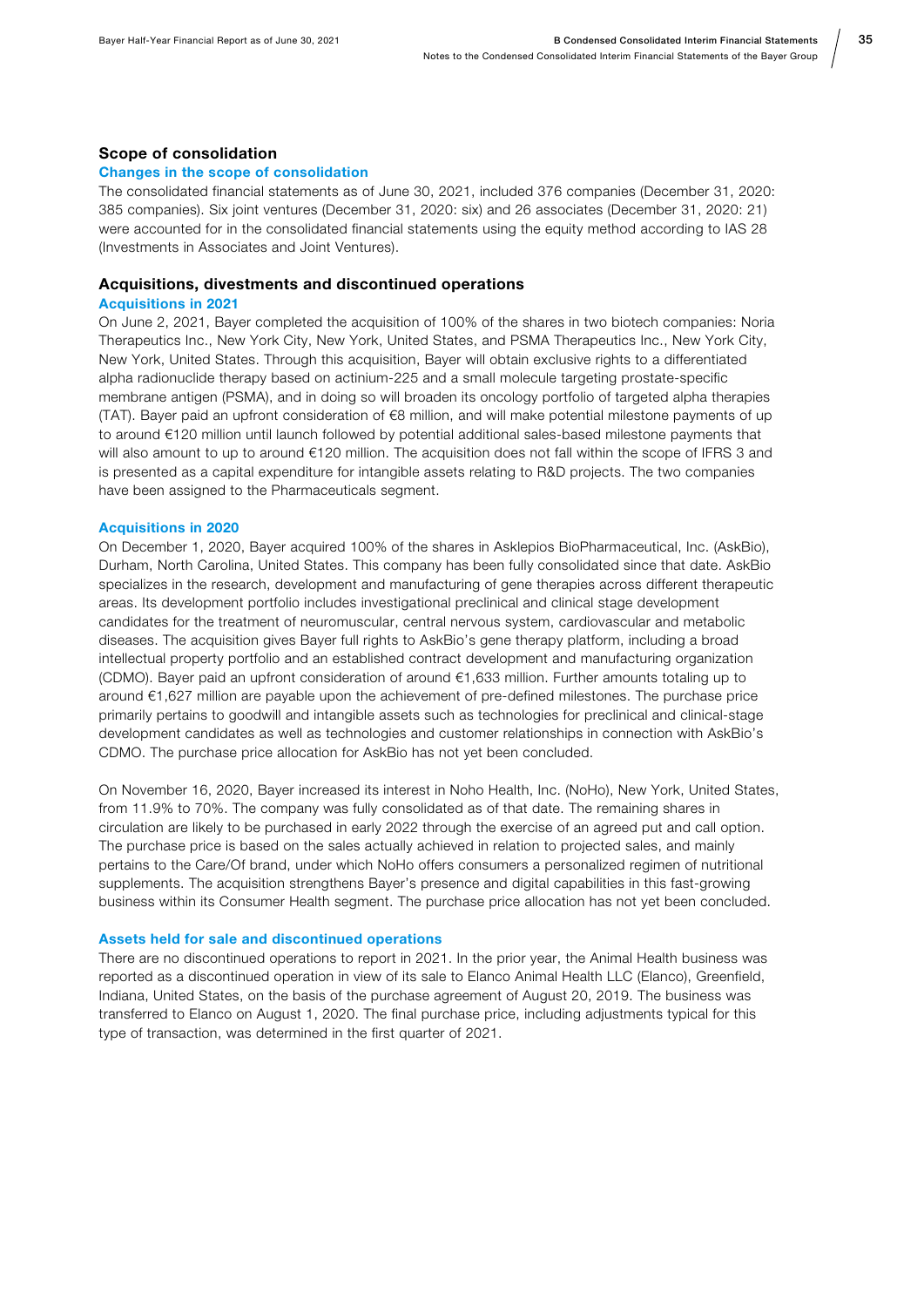## Scope of consolidation

### Changes in the scope of consolidation

The consolidated financial statements as of June 30, 2021, included 376 companies (December 31, 2020: 385 companies). Six joint ventures (December 31, 2020: six) and 26 associates (December 31, 2020: 21) were accounted for in the consolidated financial statements using the equity method according to IAS 28 (Investments in Associates and Joint Ventures).

## Acquisitions, divestments and discontinued operations

### Acquisitions in 2021

On June 2, 2021, Bayer completed the acquisition of 100% of the shares in two biotech companies: Noria Therapeutics Inc., New York City, New York, United States, and PSMA Therapeutics Inc., New York City, New York, United States. Through this acquisition, Bayer will obtain exclusive rights to a differentiated alpha radionuclide therapy based on actinium-225 and a small molecule targeting prostate-specific membrane antigen (PSMA), and in doing so will broaden its oncology portfolio of targeted alpha therapies (TAT). Bayer paid an upfront consideration of €8 million, and will make potential milestone payments of up to around €120 million until launch followed by potential additional sales-based milestone payments that will also amount to up to around €120 million. The acquisition does not fall within the scope of IFRS 3 and is presented as a capital expenditure for intangible assets relating to R&D projects. The two companies have been assigned to the Pharmaceuticals segment.

### Acquisitions in 2020

On December 1, 2020, Bayer acquired 100% of the shares in Asklepios BioPharmaceutical, Inc. (AskBio), Durham, North Carolina, United States. This company has been fully consolidated since that date. AskBio specializes in the research, development and manufacturing of gene therapies across different therapeutic areas. Its development portfolio includes investigational preclinical and clinical stage development candidates for the treatment of neuromuscular, central nervous system, cardiovascular and metabolic diseases. The acquisition gives Bayer full rights to AskBio's gene therapy platform, including a broad intellectual property portfolio and an established contract development and manufacturing organization (CDMO). Bayer paid an upfront consideration of around €1,633 million. Further amounts totaling up to around €1,627 million are payable upon the achievement of pre-defined milestones. The purchase price primarily pertains to goodwill and intangible assets such as technologies for preclinical and clinical-stage development candidates as well as technologies and customer relationships in connection with AskBio's CDMO. The purchase price allocation for AskBio has not yet been concluded.

On November 16, 2020, Bayer increased its interest in Noho Health, Inc. (NoHo), New York, United States, from 11.9% to 70%. The company was fully consolidated as of that date. The remaining shares in circulation are likely to be purchased in early 2022 through the exercise of an agreed put and call option. The purchase price is based on the sales actually achieved in relation to projected sales, and mainly pertains to the Care/Of brand, under which NoHo offers consumers a personalized regimen of nutritional supplements. The acquisition strengthens Bayer's presence and digital capabilities in this fast-growing business within its Consumer Health segment. The purchase price allocation has not yet been concluded.

### Assets held for sale and discontinued operations

There are no discontinued operations to report in 2021. In the prior year, the Animal Health business was reported as a discontinued operation in view of its sale to Elanco Animal Health LLC (Elanco), Greenfield, Indiana, United States, on the basis of the purchase agreement of August 20, 2019. The business was transferred to Elanco on August 1, 2020. The final purchase price, including adjustments typical for this type of transaction, was determined in the first quarter of 2021.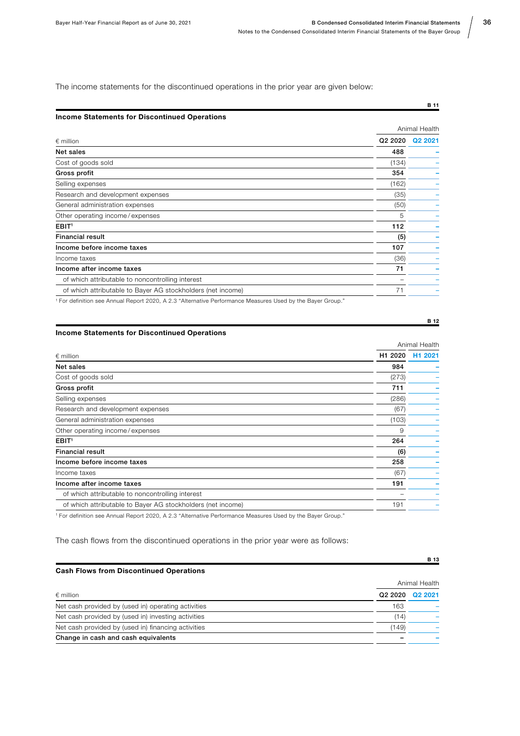The income statements for the discontinued operations in the prior year are given below:

**B 11**

**Income Statements for Discontinued Operations**

| € million | Animal Health | |
|---|---|---|
| | Q2 2020 | Q2 2021 |
| **Net sales** | **488** | **–** |
| Cost of goods sold | (134) | – |
| **Gross profit** | **354** | **–** |
| Selling expenses | (162) | – |
| Research and development expenses | (35) | – |
| General administration expenses | (50) | – |
| Other operating income/expenses | 5 | – |
| **EBIT**[1] | **112** | **–** |
| **Financial result** | **(5)** | **–** |
| **Income before income taxes** | **107** | **–** |
| Income taxes | (36) | – |
| **Income after income taxes** | **71** | **–** |
| of which attributable to noncontrolling interest | – | – |
| of which attributable to Bayer AG stockholders (net income) | 71 | – |

[1] For definition see Annual Report 2020, A 2.3 "Alternative Performance Measures Used by the Bayer Group."

**B 12**

**Income Statements for Discontinued Operations**

| € million | Animal Health | |
|---|---|---|
| | H1 2020 | H1 2021 |
| **Net sales** | **984** | **–** |
| Cost of goods sold | (273) | – |
| **Gross profit** | **711** | **–** |
| Selling expenses | (286) | – |
| Research and development expenses | (67) | – |
| General administration expenses | (103) | – |
| Other operating income/expenses | 9 | – |
| **EBIT**[1] | **264** | **–** |
| **Financial result** | **(6)** | **–** |
| **Income before income taxes** | **258** | **–** |
| Income taxes | (67) | – |
| **Income after income taxes** | **191** | **–** |
| of which attributable to noncontrolling interest | – | – |
| of which attributable to Bayer AG stockholders (net income) | 191 | – |

[1] For definition see Annual Report 2020, A 2.3 "Alternative Performance Measures Used by the Bayer Group."

The cash flows from the discontinued operations in the prior year were as follows:

**B 13**

**Cash Flows from Discontinued Operations**

| € million | Animal Health | |
|---|---|---|
| | Q2 2020 | Q2 2021 |
| Net cash provided by (used in) operating activities | 163 | – |
| Net cash provided by (used in) investing activities | (14) | – |
| Net cash provided by (used in) financing activities | (149) | – |
| **Change in cash and cash equivalents** | **–** | **–** |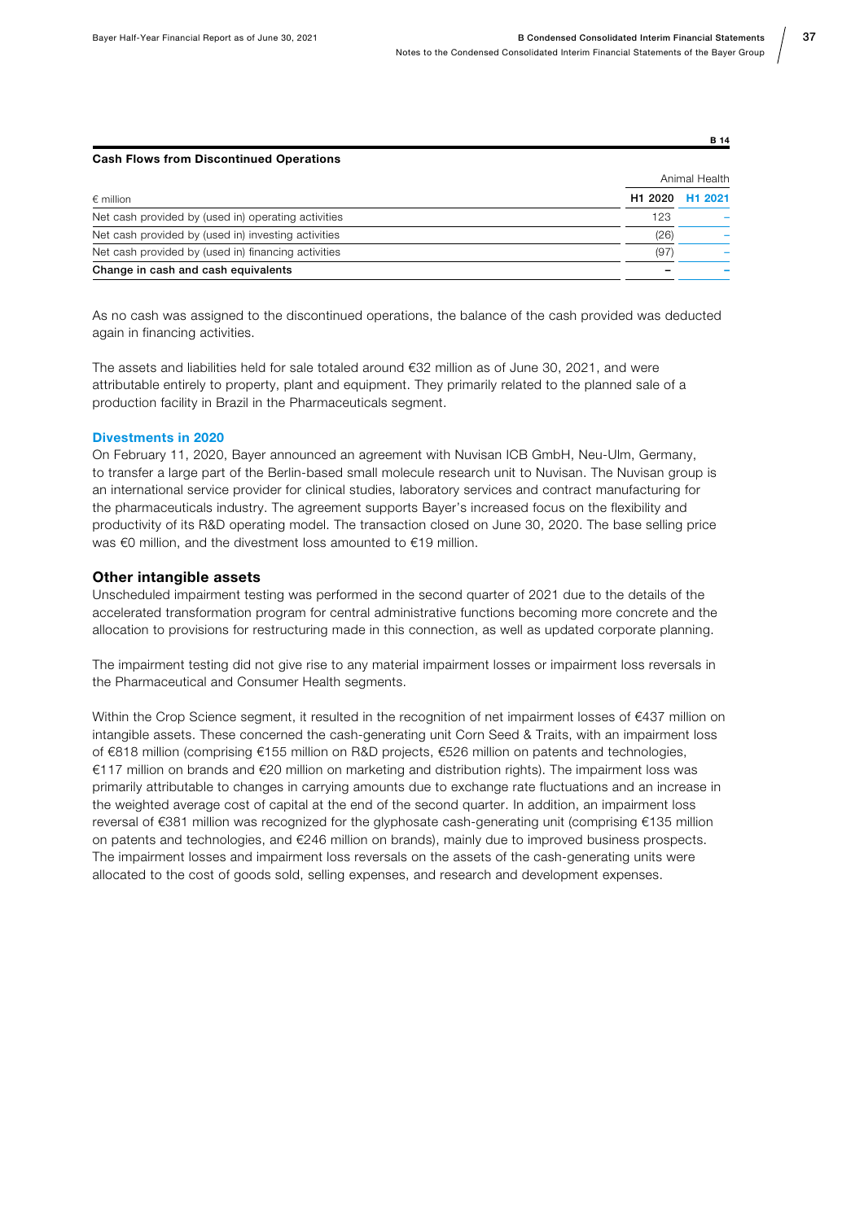B 14

**Cash Flows from Discontinued Operations**

| € million | Animal Health | |
|---|---|---|
| | H1 2020 | H1 2021 |
| Net cash provided by (used in) operating activities | 123 | – |
| Net cash provided by (used in) investing activities | (26) | – |
| Net cash provided by (used in) financing activities | (97) | – |
| **Change in cash and cash equivalents** | **–** | **–** |

As no cash was assigned to the discontinued operations, the balance of the cash provided was deducted again in financing activities.

The assets and liabilities held for sale totaled around €32 million as of June 30, 2021, and were attributable entirely to property, plant and equipment. They primarily related to the planned sale of a production facility in Brazil in the Pharmaceuticals segment.

### Divestments in 2020

On February 11, 2020, Bayer announced an agreement with Nuvisan ICB GmbH, Neu-Ulm, Germany, to transfer a large part of the Berlin-based small molecule research unit to Nuvisan. The Nuvisan group is an international service provider for clinical studies, laboratory services and contract manufacturing for the pharmaceuticals industry. The agreement supports Bayer's increased focus on the flexibility and productivity of its R&D operating model. The transaction closed on June 30, 2020. The base selling price was €0 million, and the divestment loss amounted to €19 million.

## Other intangible assets

Unscheduled impairment testing was performed in the second quarter of 2021 due to the details of the accelerated transformation program for central administrative functions becoming more concrete and the allocation to provisions for restructuring made in this connection, as well as updated corporate planning.

The impairment testing did not give rise to any material impairment losses or impairment loss reversals in the Pharmaceutical and Consumer Health segments.

Within the Crop Science segment, it resulted in the recognition of net impairment losses of €437 million on intangible assets. These concerned the cash-generating unit Corn Seed & Traits, with an impairment loss of €818 million (comprising €155 million on R&D projects, €526 million on patents and technologies, €117 million on brands and €20 million on marketing and distribution rights). The impairment loss was primarily attributable to changes in carrying amounts due to exchange rate fluctuations and an increase in the weighted average cost of capital at the end of the second quarter. In addition, an impairment loss reversal of €381 million was recognized for the glyphosate cash-generating unit (comprising €135 million on patents and technologies, and €246 million on brands), mainly due to improved business prospects. The impairment losses and impairment loss reversals on the assets of the cash-generating units were allocated to the cost of goods sold, selling expenses, and research and development expenses.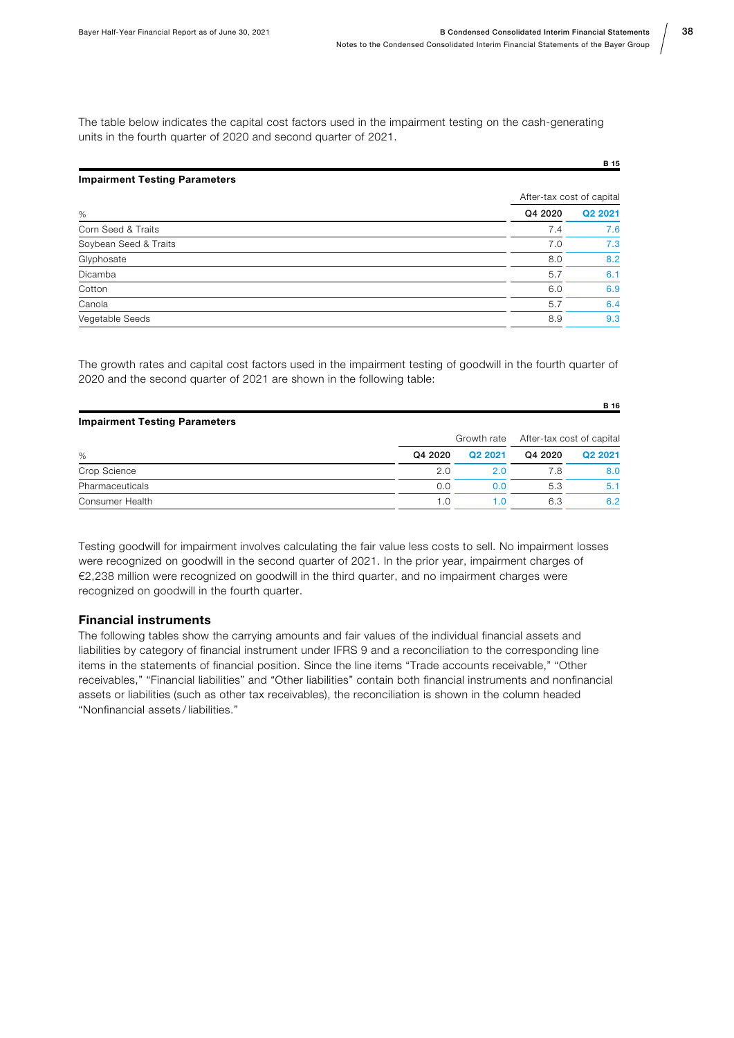The table below indicates the capital cost factors used in the impairment testing on the cash-generating units in the fourth quarter of 2020 and second quarter of 2021.

B 15

**Impairment Testing Parameters**

| | After-tax cost of capital | |
|---|---|---|
| % | Q4 2020 | Q2 2021 |
| Corn Seed & Traits | 7.4 | 7.6 |
| Soybean Seed & Traits | 7.0 | 7.3 |
| Glyphosate | 8.0 | 8.2 |
| Dicamba | 5.7 | 6.1 |
| Cotton | 6.0 | 6.9 |
| Canola | 5.7 | 6.4 |
| Vegetable Seeds | 8.9 | 9.3 |

The growth rates and capital cost factors used in the impairment testing of goodwill in the fourth quarter of 2020 and the second quarter of 2021 are shown in the following table:

B 16

**Impairment Testing Parameters**

| | Growth rate | | After-tax cost of capital | |
|---|---|---|---|---|
| % | Q4 2020 | Q2 2021 | Q4 2020 | Q2 2021 |
| Crop Science | 2.0 | 2.0 | 7.8 | 8.0 |
| Pharmaceuticals | 0.0 | 0.0 | 5.3 | 5.1 |
| Consumer Health | 1.0 | 1.0 | 6.3 | 6.2 |

Testing goodwill for impairment involves calculating the fair value less costs to sell. No impairment losses were recognized on goodwill in the second quarter of 2021. In the prior year, impairment charges of €2,238 million were recognized on goodwill in the third quarter, and no impairment charges were recognized on goodwill in the fourth quarter.

### Financial instruments

The following tables show the carrying amounts and fair values of the individual financial assets and liabilities by category of financial instrument under IFRS 9 and a reconciliation to the corresponding line items in the statements of financial position. Since the line items "Trade accounts receivable," "Other receivables," "Financial liabilities" and "Other liabilities" contain both financial instruments and nonfinancial assets or liabilities (such as other tax receivables), the reconciliation is shown in the column headed "Nonfinancial assets / liabilities."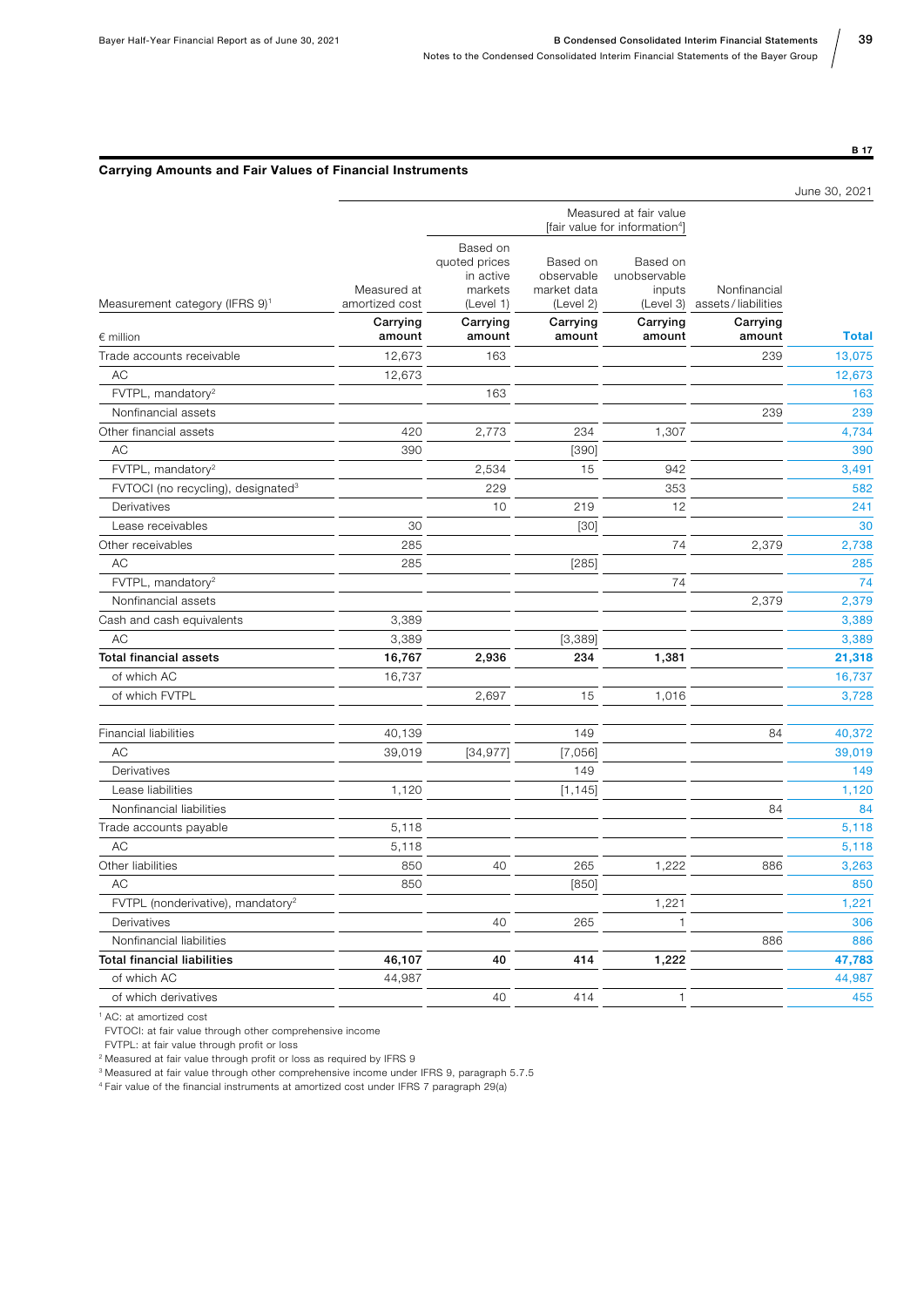B 17

**Carrying Amounts and Fair Values of Financial Instruments**

June 30, 2021

| Measurement category (IFRS 9)[1] | Measured at amortized cost | Measured at fair value [fair value for information[4]] | | | Nonfinancial assets / liabilities | |
|---|---|---|---|---|---|---|
| | | Based on quoted prices in active markets (Level 1) | Based on observable market data (Level 2) | Based on unobservable inputs (Level 3) | | |
| € million | Carrying amount | Carrying amount | Carrying amount | Carrying amount | Carrying amount | **Total** |
| Trade accounts receivable | 12,673 | 163 | | | 239 | 13,075 |
| AC | 12,673 | | | | | 12,673 |
| FVTPL, mandatory[2] | | 163 | | | | 163 |
| Nonfinancial assets | | | | | 239 | 239 |
| Other financial assets | 420 | 2,773 | 234 | 1,307 | | 4,734 |
| AC | 390 | | [390] | | | 390 |
| FVTPL, mandatory[2] | | 2,534 | 15 | 942 | | 3,491 |
| FVTOCI (no recycling), designated[3] | | 229 | | 353 | | 582 |
| Derivatives | | 10 | 219 | 12 | | 241 |
| Lease receivables | 30 | | [30] | | | 30 |
| Other receivables | 285 | | | 74 | 2,379 | 2,738 |
| AC | 285 | | [285] | | | 285 |
| FVTPL, mandatory[2] | | | | 74 | | 74 |
| Nonfinancial assets | | | | | 2,379 | 2,379 |
| Cash and cash equivalents | 3,389 | | | | | 3,389 |
| AC | 3,389 | | [3,389] | | | 3,389 |
| **Total financial assets** | **16,767** | **2,936** | **234** | **1,381** | | **21,318** |
| of which AC | 16,737 | | | | | 16,737 |
| of which FVTPL | | 2,697 | 15 | 1,016 | | 3,728 |
| | | | | | | |
| Financial liabilities | 40,139 | | 149 | | 84 | 40,372 |
| AC | 39,019 | [34,977] | [7,056] | | | 39,019 |
| Derivatives | | | 149 | | | 149 |
| Lease liabilities | 1,120 | | [1,145] | | | 1,120 |
| Nonfinancial liabilities | | | | | 84 | 84 |
| Trade accounts payable | 5,118 | | | | | 5,118 |
| AC | 5,118 | | | | | 5,118 |
| Other liabilities | 850 | 40 | 265 | 1,222 | 886 | 3,263 |
| AC | 850 | | [850] | | | 850 |
| FVTPL (nonderivative), mandatory[2] | | | | 1,221 | | 1,221 |
| Derivatives | | 40 | 265 | 1 | | 306 |
| Nonfinancial liabilities | | | | | 886 | 886 |
| **Total financial liabilities** | **46,107** | **40** | **414** | **1,222** | | **47,783** |
| of which AC | 44,987 | | | | | 44,987 |
| of which derivatives | | 40 | 414 | 1 | | 455 |

[1] AC: at amortized cost
FVTOCI: at fair value through other comprehensive income
FVTPL: at fair value through profit or loss

[2] Measured at fair value through profit or loss as required by IFRS 9

[3] Measured at fair value through other comprehensive income under IFRS 9, paragraph 5.7.5

[4] Fair value of the financial instruments at amortized cost under IFRS 7 paragraph 29(a)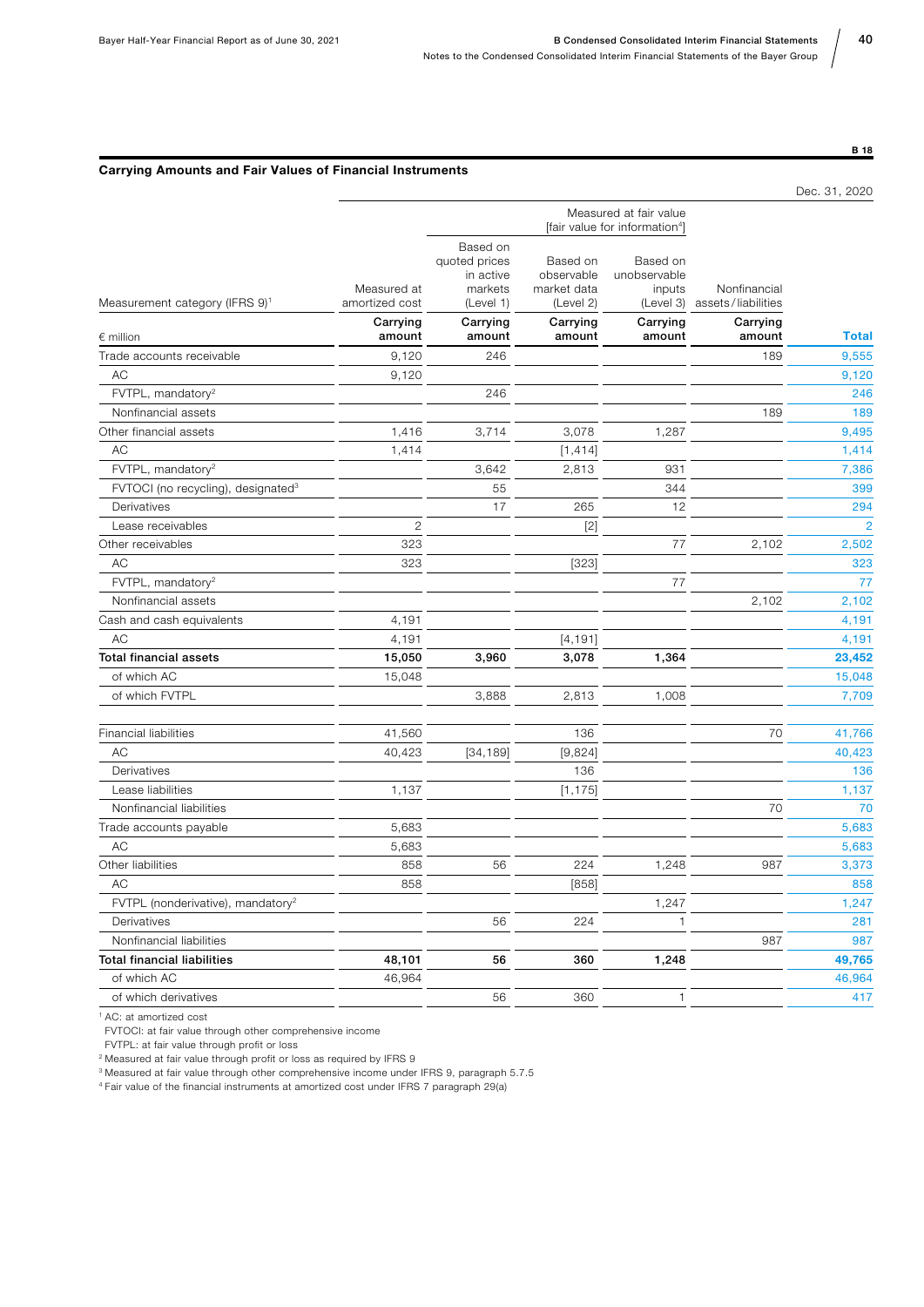B 18

### Carrying Amounts and Fair Values of Financial Instruments

Dec. 31, 2020

| | | Measured at fair value [fair value for information[4]] | | | | |
|---|---|---|---|---|---|---|
| Measurement category (IFRS 9)[1] | Measured at amortized cost | Based on quoted prices in active markets (Level 1) | Based on observable market data (Level 2) | Based on unobservable inputs (Level 3) | Nonfinancial assets/liabilities | |
| € million | Carrying amount | Carrying amount | Carrying amount | Carrying amount | Carrying amount | Total |
| Trade accounts receivable | 9,120 | 246 | | | 189 | 9,555 |
| AC | 9,120 | | | | | 9,120 |
| FVTPL, mandatory[2] | | 246 | | | | 246 |
| Nonfinancial assets | | | | | 189 | 189 |
| Other financial assets | 1,416 | 3,714 | 3,078 | 1,287 | | 9,495 |
| AC | 1,414 | | [1,414] | | | 1,414 |
| FVTPL, mandatory[2] | | 3,642 | 2,813 | 931 | | 7,386 |
| FVTOCI (no recycling), designated[3] | | 55 | | 344 | | 399 |
| Derivatives | | 17 | 265 | 12 | | 294 |
| Lease receivables | 2 | | [2] | | | 2 |
| Other receivables | 323 | | | 77 | 2,102 | 2,502 |
| AC | 323 | | [323] | | | 323 |
| FVTPL, mandatory[2] | | | | 77 | | 77 |
| Nonfinancial assets | | | | | 2,102 | 2,102 |
| Cash and cash equivalents | 4,191 | | | | | 4,191 |
| AC | 4,191 | | [4,191] | | | 4,191 |
| **Total financial assets** | **15,050** | **3,960** | **3,078** | **1,364** | | **23,452** |
| of which AC | 15,048 | | | | | 15,048 |
| of which FVTPL | | 3,888 | 2,813 | 1,008 | | 7,709 |
| | | | | | | |
| Financial liabilities | 41,560 | | 136 | | 70 | 41,766 |
| AC | 40,423 | [34,189] | [9,824] | | | 40,423 |
| Derivatives | | | 136 | | | 136 |
| Lease liabilities | 1,137 | | [1,175] | | | 1,137 |
| Nonfinancial liabilities | | | | | 70 | 70 |
| Trade accounts payable | 5,683 | | | | | 5,683 |
| AC | 5,683 | | | | | 5,683 |
| Other liabilities | 858 | 56 | 224 | 1,248 | 987 | 3,373 |
| AC | 858 | | [858] | | | 858 |
| FVTPL (nonderivative), mandatory[2] | | | | 1,247 | | 1,247 |
| Derivatives | | 56 | 224 | 1 | | 281 |
| Nonfinancial liabilities | | | | | 987 | 987 |
| **Total financial liabilities** | **48,101** | **56** | **360** | **1,248** | | **49,765** |
| of which AC | 46,964 | | | | | 46,964 |
| of which derivatives | | 56 | 360 | 1 | | 417 |

[1] AC: at amortized cost
FVTOCI: at fair value through other comprehensive income
FVTPL: at fair value through profit or loss

[2] Measured at fair value through profit or loss as required by IFRS 9

[3] Measured at fair value through other comprehensive income under IFRS 9, paragraph 5.7.5

[4] Fair value of the financial instruments at amortized cost under IFRS 7 paragraph 29(a)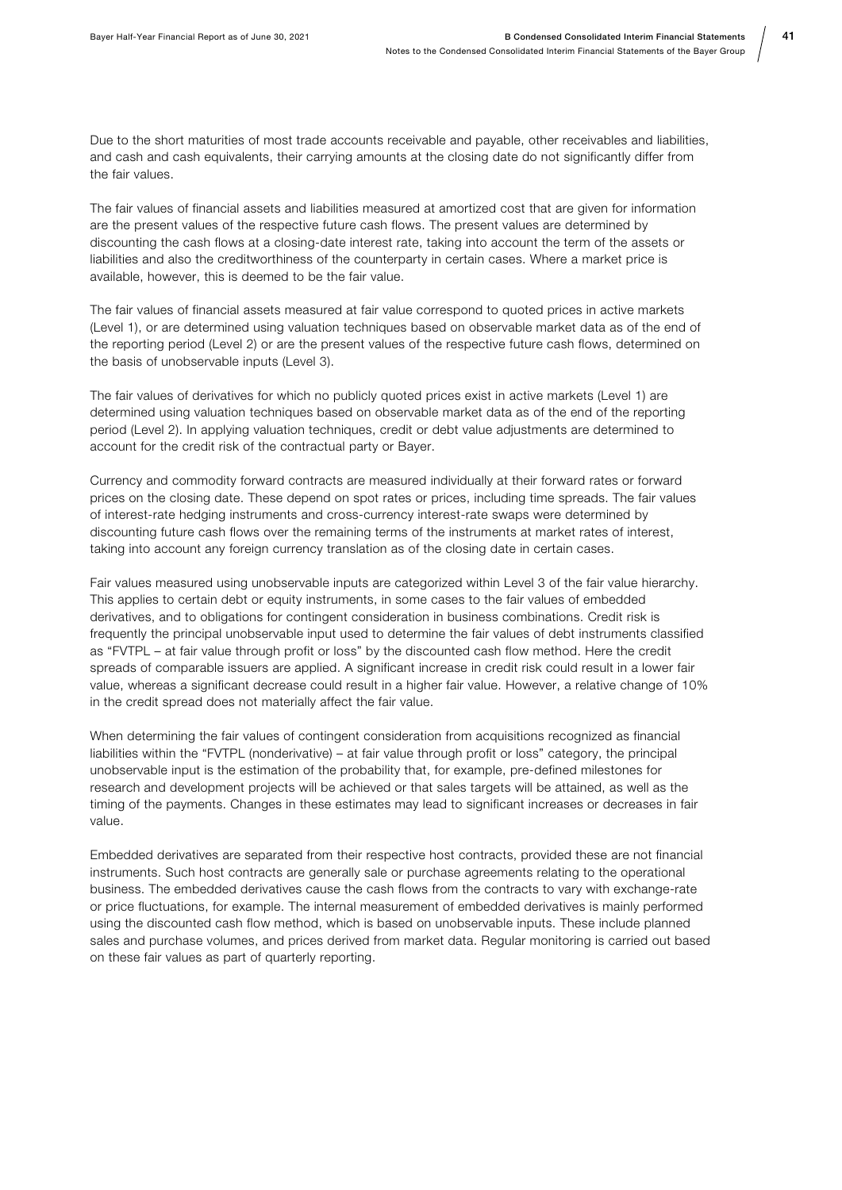Due to the short maturities of most trade accounts receivable and payable, other receivables and liabilities, and cash and cash equivalents, their carrying amounts at the closing date do not significantly differ from the fair values.

The fair values of financial assets and liabilities measured at amortized cost that are given for information are the present values of the respective future cash flows. The present values are determined by discounting the cash flows at a closing-date interest rate, taking into account the term of the assets or liabilities and also the creditworthiness of the counterparty in certain cases. Where a market price is available, however, this is deemed to be the fair value.

The fair values of financial assets measured at fair value correspond to quoted prices in active markets (Level 1), or are determined using valuation techniques based on observable market data as of the end of the reporting period (Level 2) or are the present values of the respective future cash flows, determined on the basis of unobservable inputs (Level 3).

The fair values of derivatives for which no publicly quoted prices exist in active markets (Level 1) are determined using valuation techniques based on observable market data as of the end of the reporting period (Level 2). In applying valuation techniques, credit or debt value adjustments are determined to account for the credit risk of the contractual party or Bayer.

Currency and commodity forward contracts are measured individually at their forward rates or forward prices on the closing date. These depend on spot rates or prices, including time spreads. The fair values of interest-rate hedging instruments and cross-currency interest-rate swaps were determined by discounting future cash flows over the remaining terms of the instruments at market rates of interest, taking into account any foreign currency translation as of the closing date in certain cases.

Fair values measured using unobservable inputs are categorized within Level 3 of the fair value hierarchy. This applies to certain debt or equity instruments, in some cases to the fair values of embedded derivatives, and to obligations for contingent consideration in business combinations. Credit risk is frequently the principal unobservable input used to determine the fair values of debt instruments classified as "FVTPL – at fair value through profit or loss" by the discounted cash flow method. Here the credit spreads of comparable issuers are applied. A significant increase in credit risk could result in a lower fair value, whereas a significant decrease could result in a higher fair value. However, a relative change of 10% in the credit spread does not materially affect the fair value.

When determining the fair values of contingent consideration from acquisitions recognized as financial liabilities within the "FVTPL (nonderivative) – at fair value through profit or loss" category, the principal unobservable input is the estimation of the probability that, for example, pre-defined milestones for research and development projects will be achieved or that sales targets will be attained, as well as the timing of the payments. Changes in these estimates may lead to significant increases or decreases in fair value.

Embedded derivatives are separated from their respective host contracts, provided these are not financial instruments. Such host contracts are generally sale or purchase agreements relating to the operational business. The embedded derivatives cause the cash flows from the contracts to vary with exchange-rate or price fluctuations, for example. The internal measurement of embedded derivatives is mainly performed using the discounted cash flow method, which is based on unobservable inputs. These include planned sales and purchase volumes, and prices derived from market data. Regular monitoring is carried out based on these fair values as part of quarterly reporting.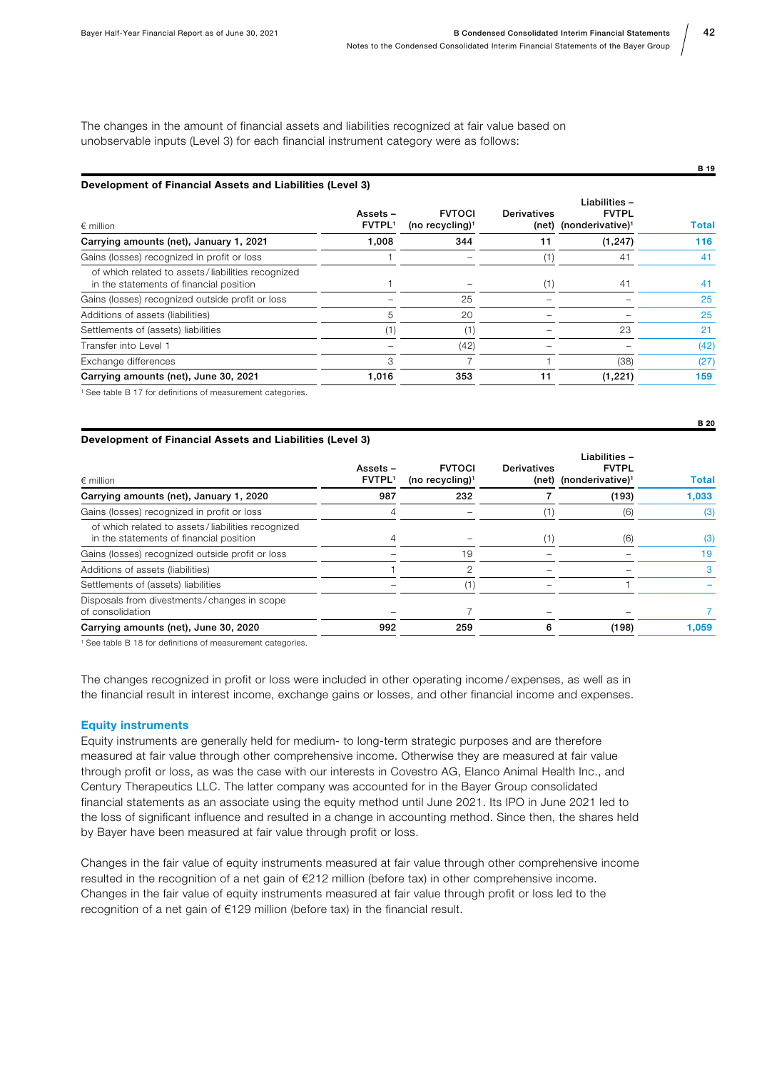The changes in the amount of financial assets and liabilities recognized at fair value based on unobservable inputs (Level 3) for each financial instrument category were as follows:

B 19

**Development of Financial Assets and Liabilities (Level 3)**

| € million | Assets – FVTPL[1] | FVTOCI (no recycling)[1] | Derivatives (net) | Liabilities – FVTPL (nonderivative)[1] | Total |
|---|---|---|---|---|---|
| **Carrying amounts (net), January 1, 2021** | **1,008** | **344** | **11** | **(1,247)** | **116** |
| Gains (losses) recognized in profit or loss | 1 | – | (1) | 41 | 41 |
| of which related to assets / liabilities recognized in the statements of financial position | 1 | – | (1) | 41 | 41 |
| Gains (losses) recognized outside profit or loss | – | 25 | – | – | 25 |
| Additions of assets (liabilities) | 5 | 20 | – | – | 25 |
| Settlements of (assets) liabilities | (1) | (1) | – | 23 | 21 |
| Transfer into Level 1 | – | (42) | – | – | (42) |
| Exchange differences | 3 | 7 | 1 | (38) | (27) |
| **Carrying amounts (net), June 30, 2021** | **1,016** | **353** | **11** | **(1,221)** | **159** |

[1] See table B 17 for definitions of measurement categories.

B 20

**Development of Financial Assets and Liabilities (Level 3)**

| € million | Assets – FVTPL[1] | FVTOCI (no recycling)[1] | Derivatives (net) | Liabilities – FVTPL (nonderivative)[1] | Total |
|---|---|---|---|---|---|
| **Carrying amounts (net), January 1, 2020** | **987** | **232** | **7** | **(193)** | **1,033** |
| Gains (losses) recognized in profit or loss | 4 | – | (1) | (6) | (3) |
| of which related to assets / liabilities recognized in the statements of financial position | 4 | – | (1) | (6) | (3) |
| Gains (losses) recognized outside profit or loss | – | 19 | – | – | 19 |
| Additions of assets (liabilities) | 1 | 2 | – | – | 3 |
| Settlements of (assets) liabilities | – | (1) | – | 1 | – |
| Disposals from divestments / changes in scope of consolidation | – | 7 | – | – | 7 |
| **Carrying amounts (net), June 30, 2020** | **992** | **259** | **6** | **(198)** | **1,059** |

[1] See table B 18 for definitions of measurement categories.

The changes recognized in profit or loss were included in other operating income / expenses, as well as in the financial result in interest income, exchange gains or losses, and other financial income and expenses.

## Equity instruments

Equity instruments are generally held for medium- to long-term strategic purposes and are therefore measured at fair value through other comprehensive income. Otherwise they are measured at fair value through profit or loss, as was the case with our interests in Covestro AG, Elanco Animal Health Inc., and Century Therapeutics LLC. The latter company was accounted for in the Bayer Group consolidated financial statements as an associate using the equity method until June 2021. Its IPO in June 2021 led to the loss of significant influence and resulted in a change in accounting method. Since then, the shares held by Bayer have been measured at fair value through profit or loss.

Changes in the fair value of equity instruments measured at fair value through other comprehensive income resulted in the recognition of a net gain of €212 million (before tax) in other comprehensive income. Changes in the fair value of equity instruments measured at fair value through profit or loss led to the recognition of a net gain of €129 million (before tax) in the financial result.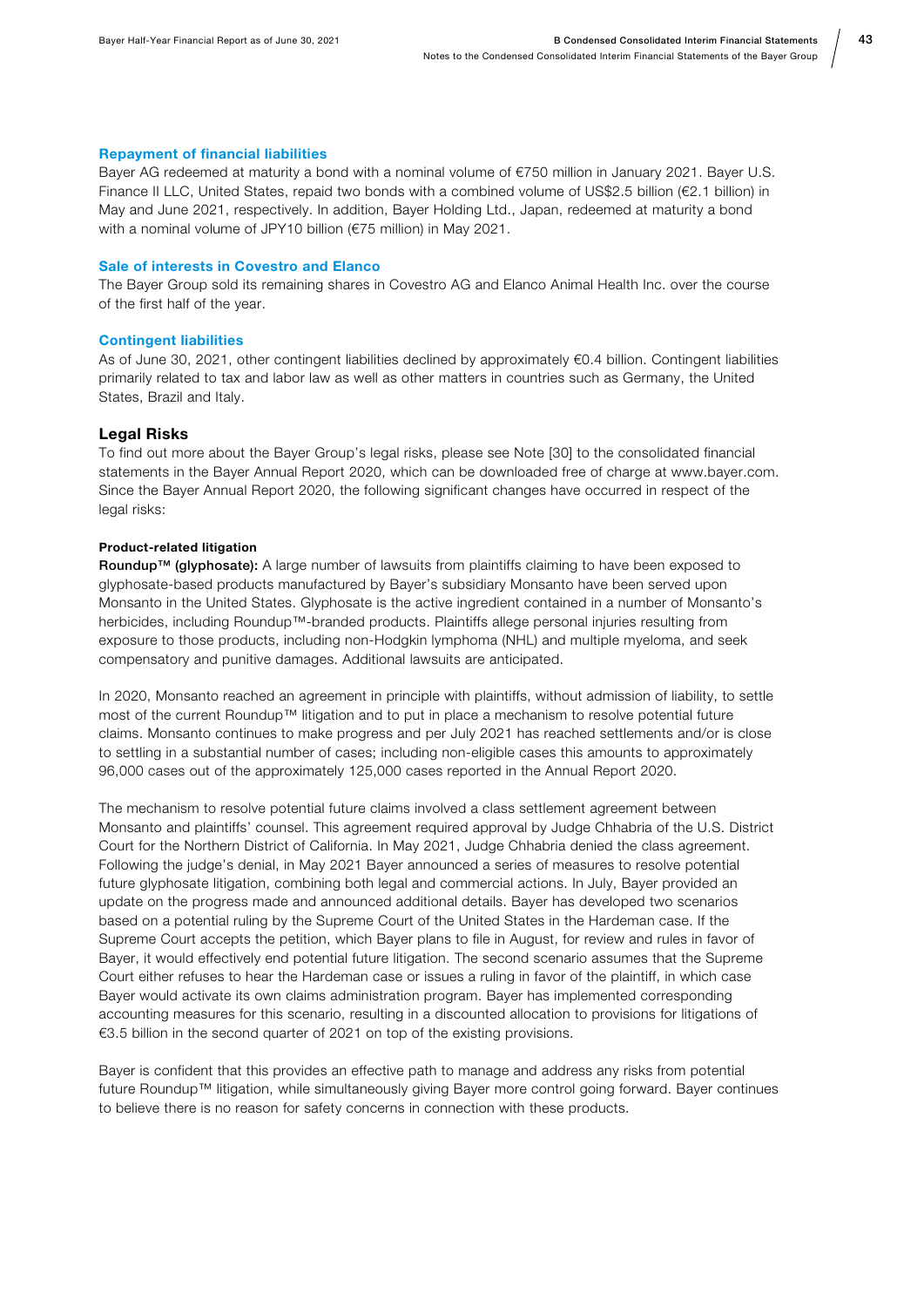### Repayment of financial liabilities

Bayer AG redeemed at maturity a bond with a nominal volume of €750 million in January 2021. Bayer U.S. Finance II LLC, United States, repaid two bonds with a combined volume of US$2.5 billion (€2.1 billion) in May and June 2021, respectively. In addition, Bayer Holding Ltd., Japan, redeemed at maturity a bond with a nominal volume of JPY10 billion (€75 million) in May 2021.

### Sale of interests in Covestro and Elanco

The Bayer Group sold its remaining shares in Covestro AG and Elanco Animal Health Inc. over the course of the first half of the year.

### Contingent liabilities

As of June 30, 2021, other contingent liabilities declined by approximately €0.4 billion. Contingent liabilities primarily related to tax and labor law as well as other matters in countries such as Germany, the United States, Brazil and Italy.

## Legal Risks

To find out more about the Bayer Group's legal risks, please see Note [30] to the consolidated financial statements in the Bayer Annual Report 2020, which can be downloaded free of charge at www.bayer.com. Since the Bayer Annual Report 2020, the following significant changes have occurred in respect of the legal risks:

#### Product-related litigation

**Roundup™ (glyphosate):** A large number of lawsuits from plaintiffs claiming to have been exposed to glyphosate-based products manufactured by Bayer's subsidiary Monsanto have been served upon Monsanto in the United States. Glyphosate is the active ingredient contained in a number of Monsanto's herbicides, including Roundup™-branded products. Plaintiffs allege personal injuries resulting from exposure to those products, including non-Hodgkin lymphoma (NHL) and multiple myeloma, and seek compensatory and punitive damages. Additional lawsuits are anticipated.

In 2020, Monsanto reached an agreement in principle with plaintiffs, without admission of liability, to settle most of the current Roundup™ litigation and to put in place a mechanism to resolve potential future claims. Monsanto continues to make progress and per July 2021 has reached settlements and/or is close to settling in a substantial number of cases; including non-eligible cases this amounts to approximately 96,000 cases out of the approximately 125,000 cases reported in the Annual Report 2020.

The mechanism to resolve potential future claims involved a class settlement agreement between Monsanto and plaintiffs' counsel. This agreement required approval by Judge Chhabria of the U.S. District Court for the Northern District of California. In May 2021, Judge Chhabria denied the class agreement. Following the judge's denial, in May 2021 Bayer announced a series of measures to resolve potential future glyphosate litigation, combining both legal and commercial actions. In July, Bayer provided an update on the progress made and announced additional details. Bayer has developed two scenarios based on a potential ruling by the Supreme Court of the United States in the Hardeman case. If the Supreme Court accepts the petition, which Bayer plans to file in August, for review and rules in favor of Bayer, it would effectively end potential future litigation. The second scenario assumes that the Supreme Court either refuses to hear the Hardeman case or issues a ruling in favor of the plaintiff, in which case Bayer would activate its own claims administration program. Bayer has implemented corresponding accounting measures for this scenario, resulting in a discounted allocation to provisions for litigations of €3.5 billion in the second quarter of 2021 on top of the existing provisions.

Bayer is confident that this provides an effective path to manage and address any risks from potential future Roundup™ litigation, while simultaneously giving Bayer more control going forward. Bayer continues to believe there is no reason for safety concerns in connection with these products.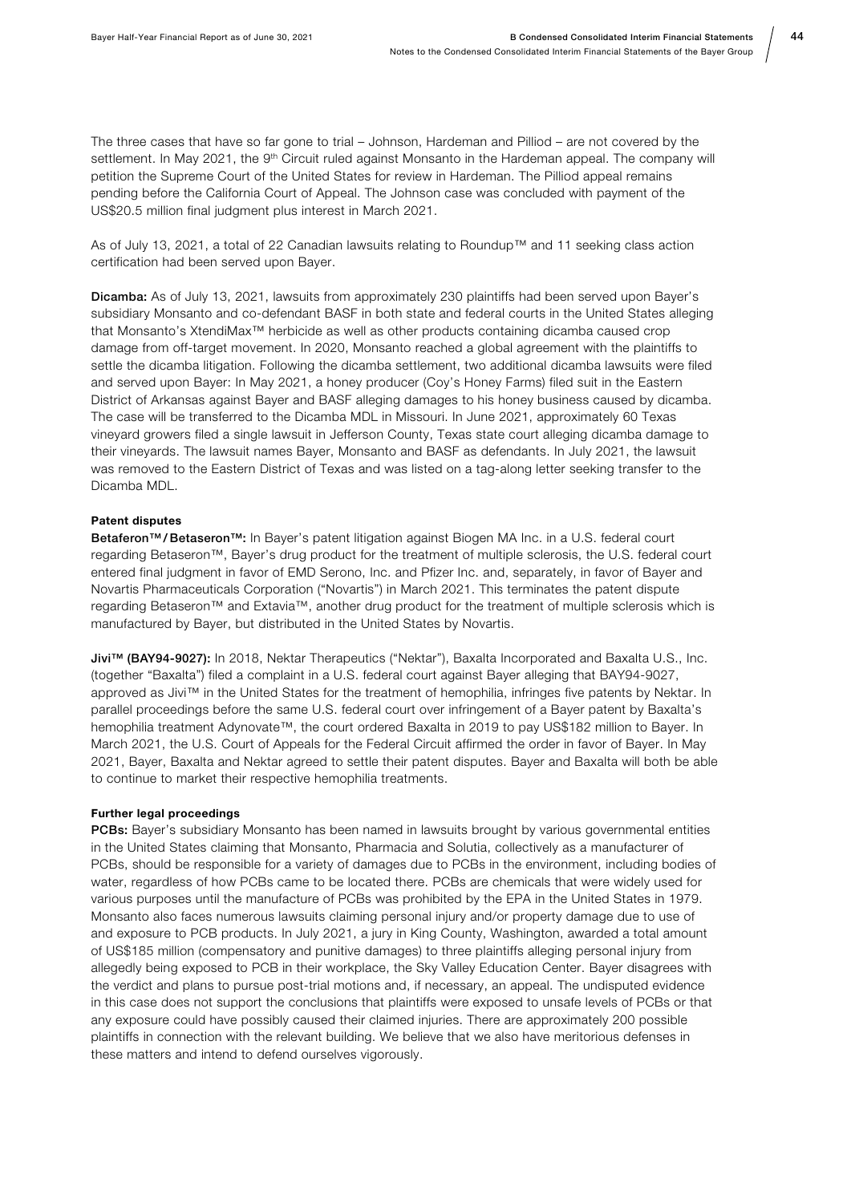The three cases that have so far gone to trial – Johnson, Hardeman and Pilliod – are not covered by the settlement. In May 2021, the 9th Circuit ruled against Monsanto in the Hardeman appeal. The company will petition the Supreme Court of the United States for review in Hardeman. The Pilliod appeal remains pending before the California Court of Appeal. The Johnson case was concluded with payment of the US$20.5 million final judgment plus interest in March 2021.

As of July 13, 2021, a total of 22 Canadian lawsuits relating to Roundup™ and 11 seeking class action certification had been served upon Bayer.

**Dicamba:** As of July 13, 2021, lawsuits from approximately 230 plaintiffs had been served upon Bayer's subsidiary Monsanto and co-defendant BASF in both state and federal courts in the United States alleging that Monsanto's XtendiMax™ herbicide as well as other products containing dicamba caused crop damage from off-target movement. In 2020, Monsanto reached a global agreement with the plaintiffs to settle the dicamba litigation. Following the dicamba settlement, two additional dicamba lawsuits were filed and served upon Bayer: In May 2021, a honey producer (Coy's Honey Farms) filed suit in the Eastern District of Arkansas against Bayer and BASF alleging damages to his honey business caused by dicamba. The case will be transferred to the Dicamba MDL in Missouri. In June 2021, approximately 60 Texas vineyard growers filed a single lawsuit in Jefferson County, Texas state court alleging dicamba damage to their vineyards. The lawsuit names Bayer, Monsanto and BASF as defendants. In July 2021, the lawsuit was removed to the Eastern District of Texas and was listed on a tag-along letter seeking transfer to the Dicamba MDL.

**Patent disputes**

**Betaferon™/Betaseron™:** In Bayer's patent litigation against Biogen MA Inc. in a U.S. federal court regarding Betaseron™, Bayer's drug product for the treatment of multiple sclerosis, the U.S. federal court entered final judgment in favor of EMD Serono, Inc. and Pfizer Inc. and, separately, in favor of Bayer and Novartis Pharmaceuticals Corporation ("Novartis") in March 2021. This terminates the patent dispute regarding Betaseron™ and Extavia™, another drug product for the treatment of multiple sclerosis which is manufactured by Bayer, but distributed in the United States by Novartis.

**Jivi™ (BAY94-9027):** In 2018, Nektar Therapeutics ("Nektar"), Baxalta Incorporated and Baxalta U.S., Inc. (together "Baxalta") filed a complaint in a U.S. federal court against Bayer alleging that BAY94-9027, approved as Jivi™ in the United States for the treatment of hemophilia, infringes five patents by Nektar. In parallel proceedings before the same U.S. federal court over infringement of a Bayer patent by Baxalta's hemophilia treatment Adynovate™, the court ordered Baxalta in 2019 to pay US$182 million to Bayer. In March 2021, the U.S. Court of Appeals for the Federal Circuit affirmed the order in favor of Bayer. In May 2021, Bayer, Baxalta and Nektar agreed to settle their patent disputes. Bayer and Baxalta will both be able to continue to market their respective hemophilia treatments.

**Further legal proceedings**

**PCBs:** Bayer's subsidiary Monsanto has been named in lawsuits brought by various governmental entities in the United States claiming that Monsanto, Pharmacia and Solutia, collectively as a manufacturer of PCBs, should be responsible for a variety of damages due to PCBs in the environment, including bodies of water, regardless of how PCBs came to be located there. PCBs are chemicals that were widely used for various purposes until the manufacture of PCBs was prohibited by the EPA in the United States in 1979. Monsanto also faces numerous lawsuits claiming personal injury and/or property damage due to use of and exposure to PCB products. In July 2021, a jury in King County, Washington, awarded a total amount of US$185 million (compensatory and punitive damages) to three plaintiffs alleging personal injury from allegedly being exposed to PCB in their workplace, the Sky Valley Education Center. Bayer disagrees with the verdict and plans to pursue post-trial motions and, if necessary, an appeal. The undisputed evidence in this case does not support the conclusions that plaintiffs were exposed to unsafe levels of PCBs or that any exposure could have possibly caused their claimed injuries. There are approximately 200 possible plaintiffs in connection with the relevant building. We believe that we also have meritorious defenses in these matters and intend to defend ourselves vigorously.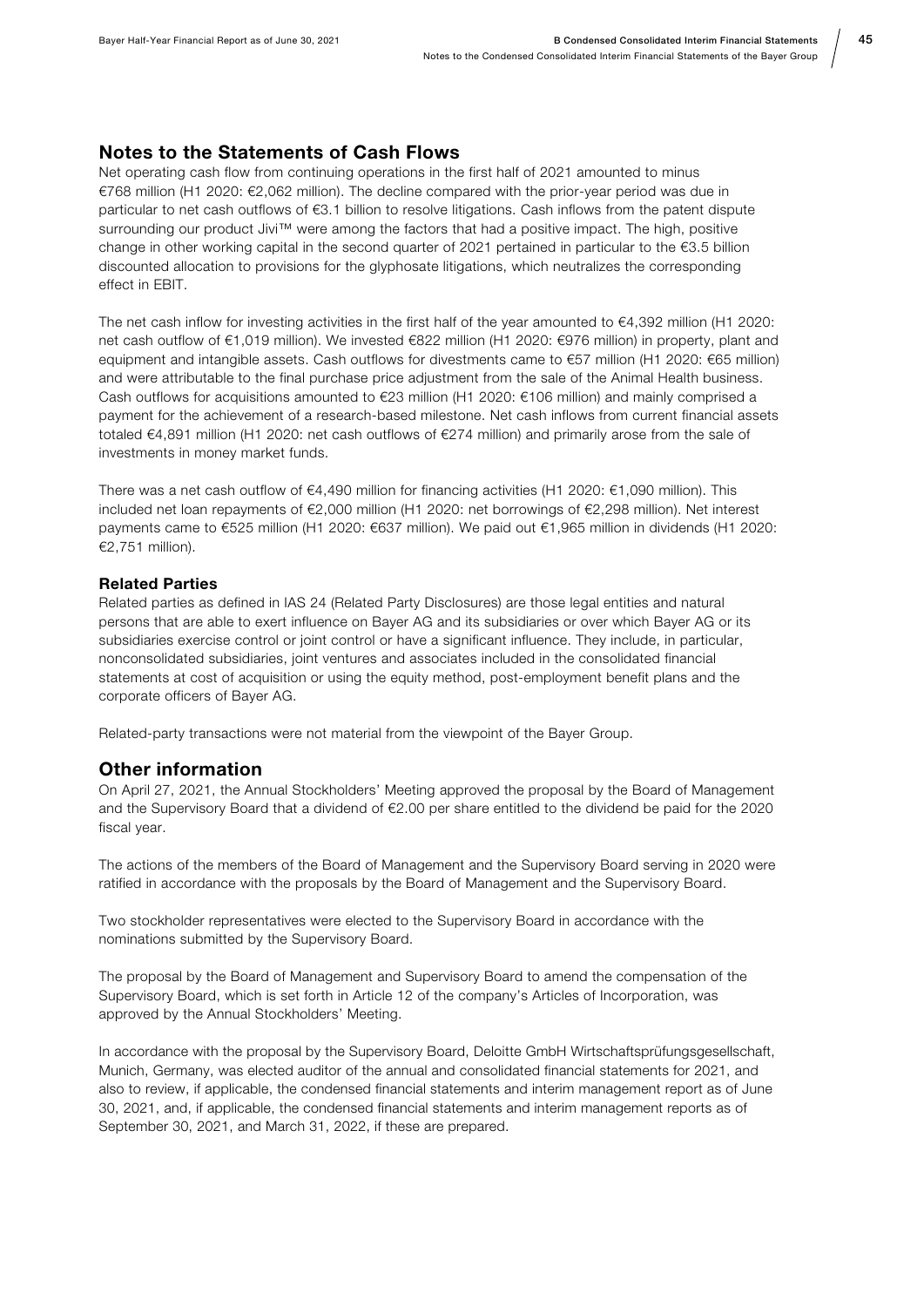## Notes to the Statements of Cash Flows

Net operating cash flow from continuing operations in the first half of 2021 amounted to minus €768 million (H1 2020: €2,062 million). The decline compared with the prior-year period was due in particular to net cash outflows of €3.1 billion to resolve litigations. Cash inflows from the patent dispute surrounding our product Jivi™ were among the factors that had a positive impact. The high, positive change in other working capital in the second quarter of 2021 pertained in particular to the €3.5 billion discounted allocation to provisions for the glyphosate litigations, which neutralizes the corresponding effect in EBIT.

The net cash inflow for investing activities in the first half of the year amounted to €4,392 million (H1 2020: net cash outflow of €1,019 million). We invested €822 million (H1 2020: €976 million) in property, plant and equipment and intangible assets. Cash outflows for divestments came to €57 million (H1 2020: €65 million) and were attributable to the final purchase price adjustment from the sale of the Animal Health business. Cash outflows for acquisitions amounted to €23 million (H1 2020: €106 million) and mainly comprised a payment for the achievement of a research-based milestone. Net cash inflows from current financial assets totaled €4,891 million (H1 2020: net cash outflows of €274 million) and primarily arose from the sale of investments in money market funds.

There was a net cash outflow of €4,490 million for financing activities (H1 2020: €1,090 million). This included net loan repayments of €2,000 million (H1 2020: net borrowings of €2,298 million). Net interest payments came to €525 million (H1 2020: €637 million). We paid out €1,965 million in dividends (H1 2020: €2,751 million).

### Related Parties

Related parties as defined in IAS 24 (Related Party Disclosures) are those legal entities and natural persons that are able to exert influence on Bayer AG and its subsidiaries or over which Bayer AG or its subsidiaries exercise control or joint control or have a significant influence. They include, in particular, nonconsolidated subsidiaries, joint ventures and associates included in the consolidated financial statements at cost of acquisition or using the equity method, post-employment benefit plans and the corporate officers of Bayer AG.

Related-party transactions were not material from the viewpoint of the Bayer Group.

## Other information

On April 27, 2021, the Annual Stockholders' Meeting approved the proposal by the Board of Management and the Supervisory Board that a dividend of €2.00 per share entitled to the dividend be paid for the 2020 fiscal year.

The actions of the members of the Board of Management and the Supervisory Board serving in 2020 were ratified in accordance with the proposals by the Board of Management and the Supervisory Board.

Two stockholder representatives were elected to the Supervisory Board in accordance with the nominations submitted by the Supervisory Board.

The proposal by the Board of Management and Supervisory Board to amend the compensation of the Supervisory Board, which is set forth in Article 12 of the company's Articles of Incorporation, was approved by the Annual Stockholders' Meeting.

In accordance with the proposal by the Supervisory Board, Deloitte GmbH Wirtschaftsprüfungsgesellschaft, Munich, Germany, was elected auditor of the annual and consolidated financial statements for 2021, and also to review, if applicable, the condensed financial statements and interim management report as of June 30, 2021, and, if applicable, the condensed financial statements and interim management reports as of September 30, 2021, and March 31, 2022, if these are prepared.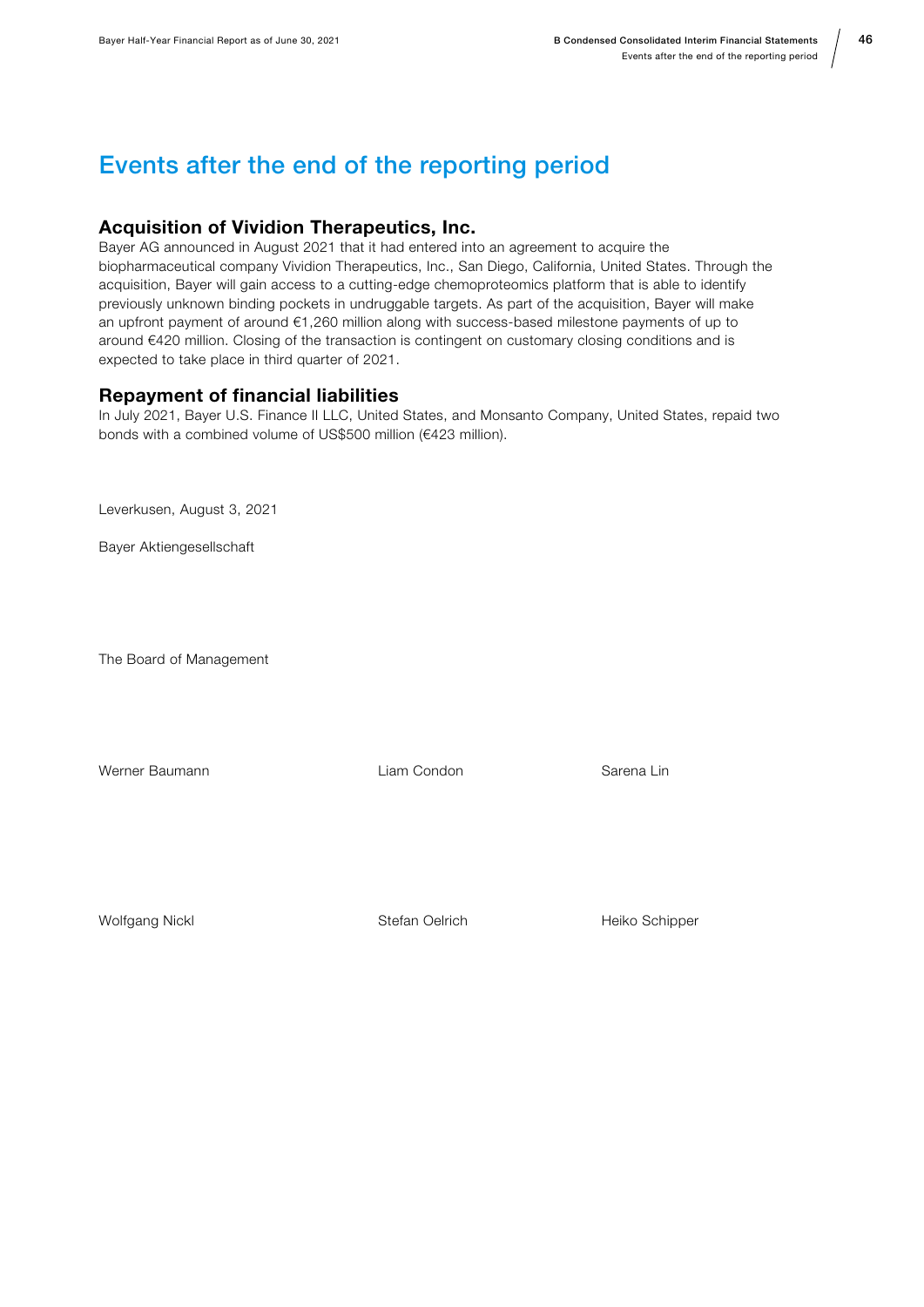# Events after the end of the reporting period

## Acquisition of Vividion Therapeutics, Inc.

Bayer AG announced in August 2021 that it had entered into an agreement to acquire the biopharmaceutical company Vividion Therapeutics, Inc., San Diego, California, United States. Through the acquisition, Bayer will gain access to a cutting-edge chemoproteomics platform that is able to identify previously unknown binding pockets in undruggable targets. As part of the acquisition, Bayer will make an upfront payment of around €1,260 million along with success-based milestone payments of up to around €420 million. Closing of the transaction is contingent on customary closing conditions and is expected to take place in third quarter of 2021.

## Repayment of financial liabilities

In July 2021, Bayer U.S. Finance II LLC, United States, and Monsanto Company, United States, repaid two bonds with a combined volume of US$500 million (€423 million).

Leverkusen, August 3, 2021

Bayer Aktiengesellschaft

The Board of Management

| | | |
|---|---|---|
| Werner Baumann | Liam Condon | Sarena Lin |
| Wolfgang Nickl | Stefan Oelrich | Heiko Schipper |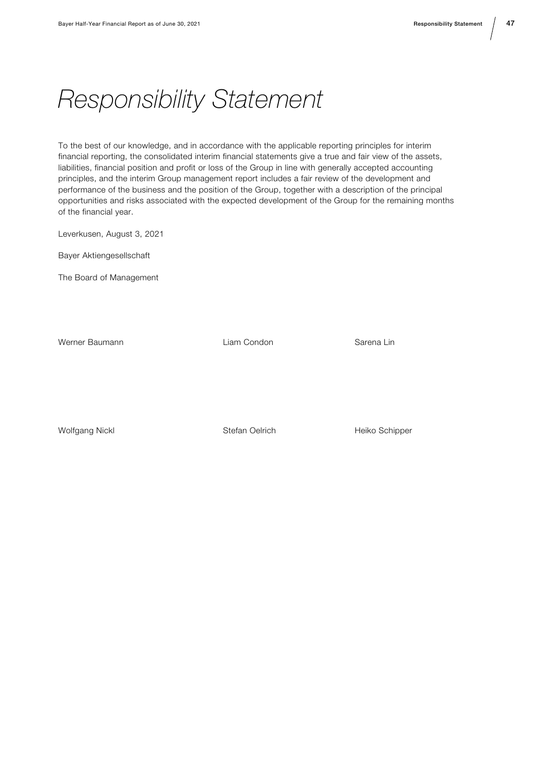# *Responsibility Statement*

To the best of our knowledge, and in accordance with the applicable reporting principles for interim financial reporting, the consolidated interim financial statements give a true and fair view of the assets, liabilities, financial position and profit or loss of the Group in line with generally accepted accounting principles, and the interim Group management report includes a fair review of the development and performance of the business and the position of the Group, together with a description of the principal opportunities and risks associated with the expected development of the Group for the remaining months of the financial year.

Leverkusen, August 3, 2021

Bayer Aktiengesellschaft

The Board of Management

Werner Baumann

Liam Condon

Sarena Lin

Wolfgang Nickl

Stefan Oelrich

Heiko Schipper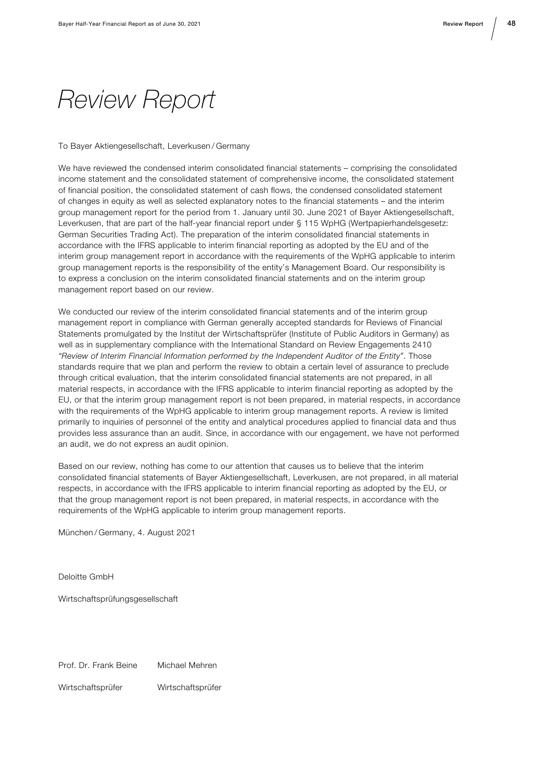# Review Report

To Bayer Aktiengesellschaft, Leverkusen / Germany

We have reviewed the condensed interim consolidated financial statements – comprising the consolidated income statement and the consolidated statement of comprehensive income, the consolidated statement of financial position, the consolidated statement of cash flows, the condensed consolidated statement of changes in equity as well as selected explanatory notes to the financial statements – and the interim group management report for the period from 1. January until 30. June 2021 of Bayer Aktiengesellschaft, Leverkusen, that are part of the half-year financial report under § 115 WpHG (Wertpapierhandelsgesetz: German Securities Trading Act). The preparation of the interim consolidated financial statements in accordance with the IFRS applicable to interim financial reporting as adopted by the EU and of the interim group management report in accordance with the requirements of the WpHG applicable to interim group management reports is the responsibility of the entity's Management Board. Our responsibility is to express a conclusion on the interim consolidated financial statements and on the interim group management report based on our review.

We conducted our review of the interim consolidated financial statements and of the interim group management report in compliance with German generally accepted standards for Reviews of Financial Statements promulgated by the Institut der Wirtschaftsprüfer (Institute of Public Auditors in Germany) as well as in supplementary compliance with the International Standard on Review Engagements 2410 *"Review of Interim Financial Information performed by the Independent Auditor of the Entity"*. Those standards require that we plan and perform the review to obtain a certain level of assurance to preclude through critical evaluation, that the interim consolidated financial statements are not prepared, in all material respects, in accordance with the IFRS applicable to interim financial reporting as adopted by the EU, or that the interim group management report is not been prepared, in material respects, in accordance with the requirements of the WpHG applicable to interim group management reports. A review is limited primarily to inquiries of personnel of the entity and analytical procedures applied to financial data and thus provides less assurance than an audit. Since, in accordance with our engagement, we have not performed an audit, we do not express an audit opinion.

Based on our review, nothing has come to our attention that causes us to believe that the interim consolidated financial statements of Bayer Aktiengesellschaft, Leverkusen, are not prepared, in all material respects, in accordance with the IFRS applicable to interim financial reporting as adopted by the EU, or that the group management report is not been prepared, in material respects, in accordance with the requirements of the WpHG applicable to interim group management reports.

München / Germany, 4. August 2021

Deloitte GmbH

Wirtschaftsprüfungsgesellschaft

Prof. Dr. Frank Beine    Michael Mehren

Wirtschaftsprüfer    Wirtschaftsprüfer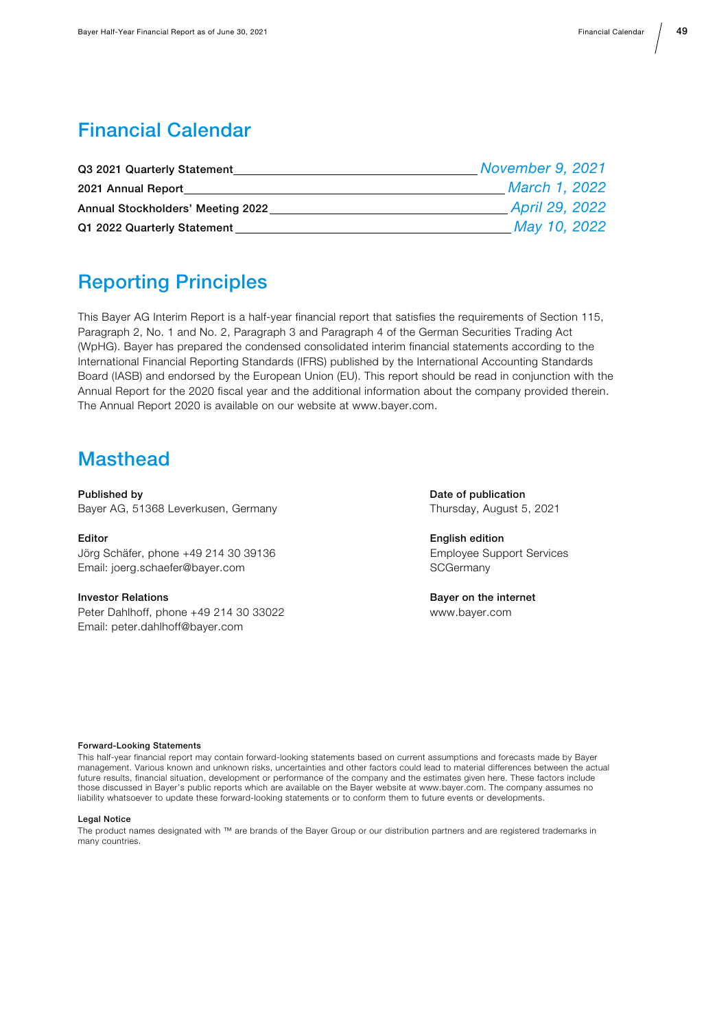## Financial Calendar

| | |
|---|---|
| **Q3 2021 Quarterly Statement** | *November 9, 2021* |
| **2021 Annual Report** | *March 1, 2022* |
| **Annual Stockholders' Meeting 2022** | *April 29, 2022* |
| **Q1 2022 Quarterly Statement** | *May 10, 2022* |

## Reporting Principles

This Bayer AG Interim Report is a half-year financial report that satisfies the requirements of Section 115, Paragraph 2, No. 1 and No. 2, Paragraph 3 and Paragraph 4 of the German Securities Trading Act (WpHG). Bayer has prepared the condensed consolidated interim financial statements according to the International Financial Reporting Standards (IFRS) published by the International Accounting Standards Board (IASB) and endorsed by the European Union (EU). This report should be read in conjunction with the Annual Report for the 2020 fiscal year and the additional information about the company provided therein. The Annual Report 2020 is available on our website at www.bayer.com.

## Masthead

**Published by**
Bayer AG, 51368 Leverkusen, Germany

**Editor**
Jörg Schäfer, phone +49 214 30 39136
Email: joerg.schaefer@bayer.com

**Investor Relations**
Peter Dahlhoff, phone +49 214 30 33022
Email: peter.dahlhoff@bayer.com

**Date of publication**
Thursday, August 5, 2021

**English edition**
Employee Support Services
SCGermany

**Bayer on the internet**
www.bayer.com

**Forward-Looking Statements**
This half-year financial report may contain forward-looking statements based on current assumptions and forecasts made by Bayer management. Various known and unknown risks, uncertainties and other factors could lead to material differences between the actual future results, financial situation, development or performance of the company and the estimates given here. These factors include those discussed in Bayer's public reports which are available on the Bayer website at www.bayer.com. The company assumes no liability whatsoever to update these forward-looking statements or to conform them to future events or developments.

**Legal Notice**
The product names designated with ™ are brands of the Bayer Group or our distribution partners and are registered trademarks in many countries.